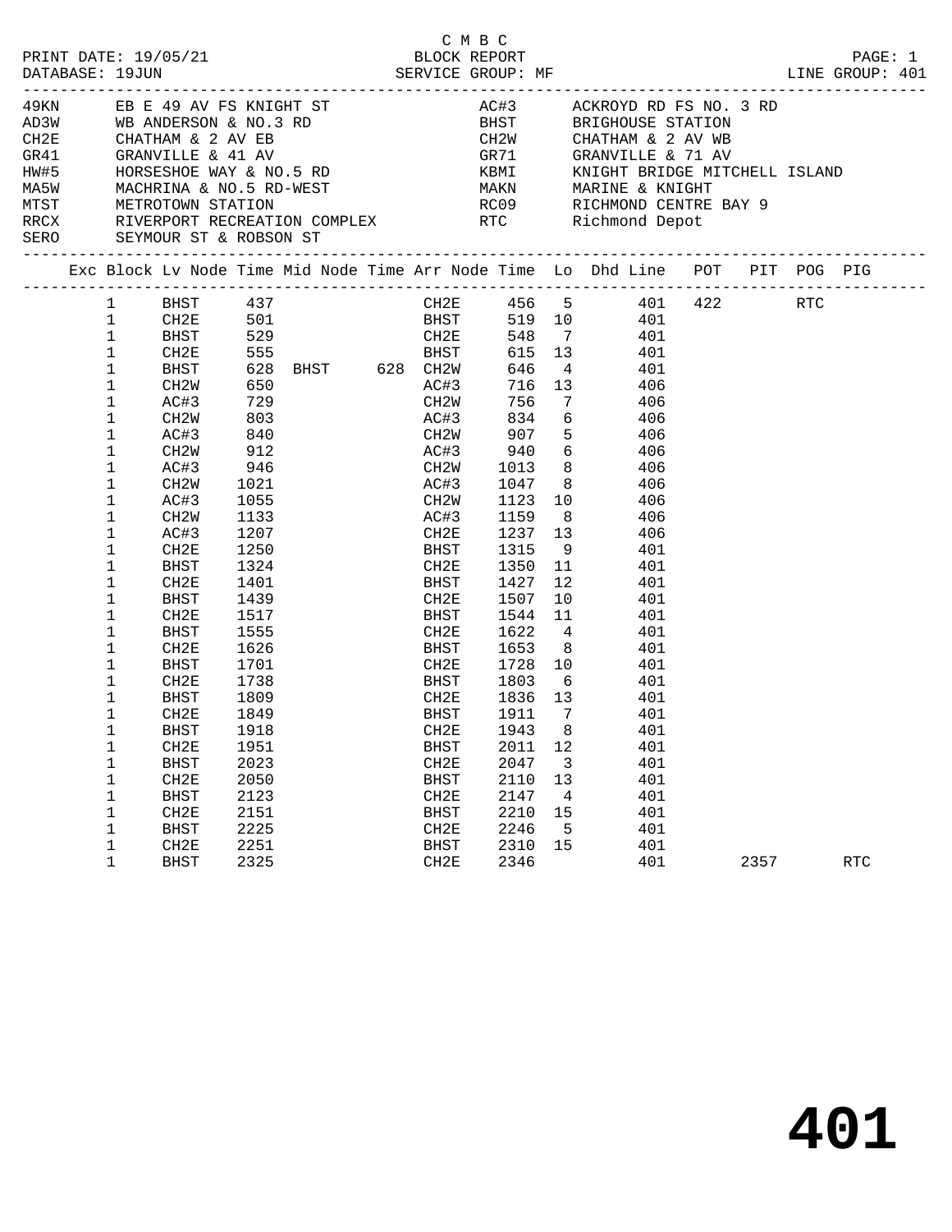C M B C

PRINT DATE: 19/05/21    BLOCK REPORT    PAGE: 1
DATABASE: 19JUN    SERVICE GROUP: MF    LINE GROUP: 401

| Code | Description | Code | Description |
|---|---|---|---|
| 49KN | EB E 49 AV FS KNIGHT ST | AC#3 | ACKROYD RD FS NO. 3 RD |
| AD3W | WB ANDERSON & NO.3 RD | BHST | BRIGHOUSE STATION |
| CH2E | CHATHAM & 2 AV EB | CH2W | CHATHAM & 2 AV WB |
| GR41 | GRANVILLE & 41 AV | GR71 | GRANVILLE & 71 AV |
| HW#5 | HORSESHOE WAY & NO.5 RD | KBMI | KNIGHT BRIDGE MITCHELL ISLAND |
| MA5W | MACHRINA & NO.5 RD-WEST | MAKN | MARINE & KNIGHT |
| MTST | METROTOWN STATION | RC09 | RICHMOND CENTRE BAY 9 |
| RRCX | RIVERPORT RECREATION COMPLEX | RTC | Richmond Depot |
| SERO | SEYMOUR ST & ROBSON ST | | |

| Exc | Block | Lv Node | Time | Mid Node | Time | Arr Node | Time | Lo | Dhd Line | POT | PIT | POG | PIG |
|---|---|---|---|---|---|---|---|---|---|---|---|---|---|
| | 1 | BHST | 437 | | | CH2E | 456 | 5 | 401 | 422 | | RTC | |
| | 1 | CH2E | 501 | | | BHST | 519 | 10 | 401 | | | | |
| | 1 | BHST | 529 | | | CH2E | 548 | 7 | 401 | | | | |
| | 1 | CH2E | 555 | | | BHST | 615 | 13 | 401 | | | | |
| | 1 | BHST | 628 | BHST | 628 | CH2W | 646 | 4 | 401 | | | | |
| | 1 | CH2W | 650 | | | AC#3 | 716 | 13 | 406 | | | | |
| | 1 | AC#3 | 729 | | | CH2W | 756 | 7 | 406 | | | | |
| | 1 | CH2W | 803 | | | AC#3 | 834 | 6 | 406 | | | | |
| | 1 | AC#3 | 840 | | | CH2W | 907 | 5 | 406 | | | | |
| | 1 | CH2W | 912 | | | AC#3 | 940 | 6 | 406 | | | | |
| | 1 | AC#3 | 946 | | | CH2W | 1013 | 8 | 406 | | | | |
| | 1 | CH2W | 1021 | | | AC#3 | 1047 | 8 | 406 | | | | |
| | 1 | AC#3 | 1055 | | | CH2W | 1123 | 10 | 406 | | | | |
| | 1 | CH2W | 1133 | | | AC#3 | 1159 | 8 | 406 | | | | |
| | 1 | AC#3 | 1207 | | | CH2E | 1237 | 13 | 406 | | | | |
| | 1 | CH2E | 1250 | | | BHST | 1315 | 9 | 401 | | | | |
| | 1 | BHST | 1324 | | | CH2E | 1350 | 11 | 401 | | | | |
| | 1 | CH2E | 1401 | | | BHST | 1427 | 12 | 401 | | | | |
| | 1 | BHST | 1439 | | | CH2E | 1507 | 10 | 401 | | | | |
| | 1 | CH2E | 1517 | | | BHST | 1544 | 11 | 401 | | | | |
| | 1 | BHST | 1555 | | | CH2E | 1622 | 4 | 401 | | | | |
| | 1 | CH2E | 1626 | | | BHST | 1653 | 8 | 401 | | | | |
| | 1 | BHST | 1701 | | | CH2E | 1728 | 10 | 401 | | | | |
| | 1 | CH2E | 1738 | | | BHST | 1803 | 6 | 401 | | | | |
| | 1 | BHST | 1809 | | | CH2E | 1836 | 13 | 401 | | | | |
| | 1 | CH2E | 1849 | | | BHST | 1911 | 7 | 401 | | | | |
| | 1 | BHST | 1918 | | | CH2E | 1943 | 8 | 401 | | | | |
| | 1 | CH2E | 1951 | | | BHST | 2011 | 12 | 401 | | | | |
| | 1 | BHST | 2023 | | | CH2E | 2047 | 3 | 401 | | | | |
| | 1 | CH2E | 2050 | | | BHST | 2110 | 13 | 401 | | | | |
| | 1 | BHST | 2123 | | | CH2E | 2147 | 4 | 401 | | | | |
| | 1 | CH2E | 2151 | | | BHST | 2210 | 15 | 401 | | | | |
| | 1 | BHST | 2225 | | | CH2E | 2246 | 5 | 401 | | | | |
| | 1 | CH2E | 2251 | | | BHST | 2310 | 15 | 401 | | | | |
| | 1 | BHST | 2325 | | | CH2E | 2346 | | 401 | | 2357 | | RTC |

# 401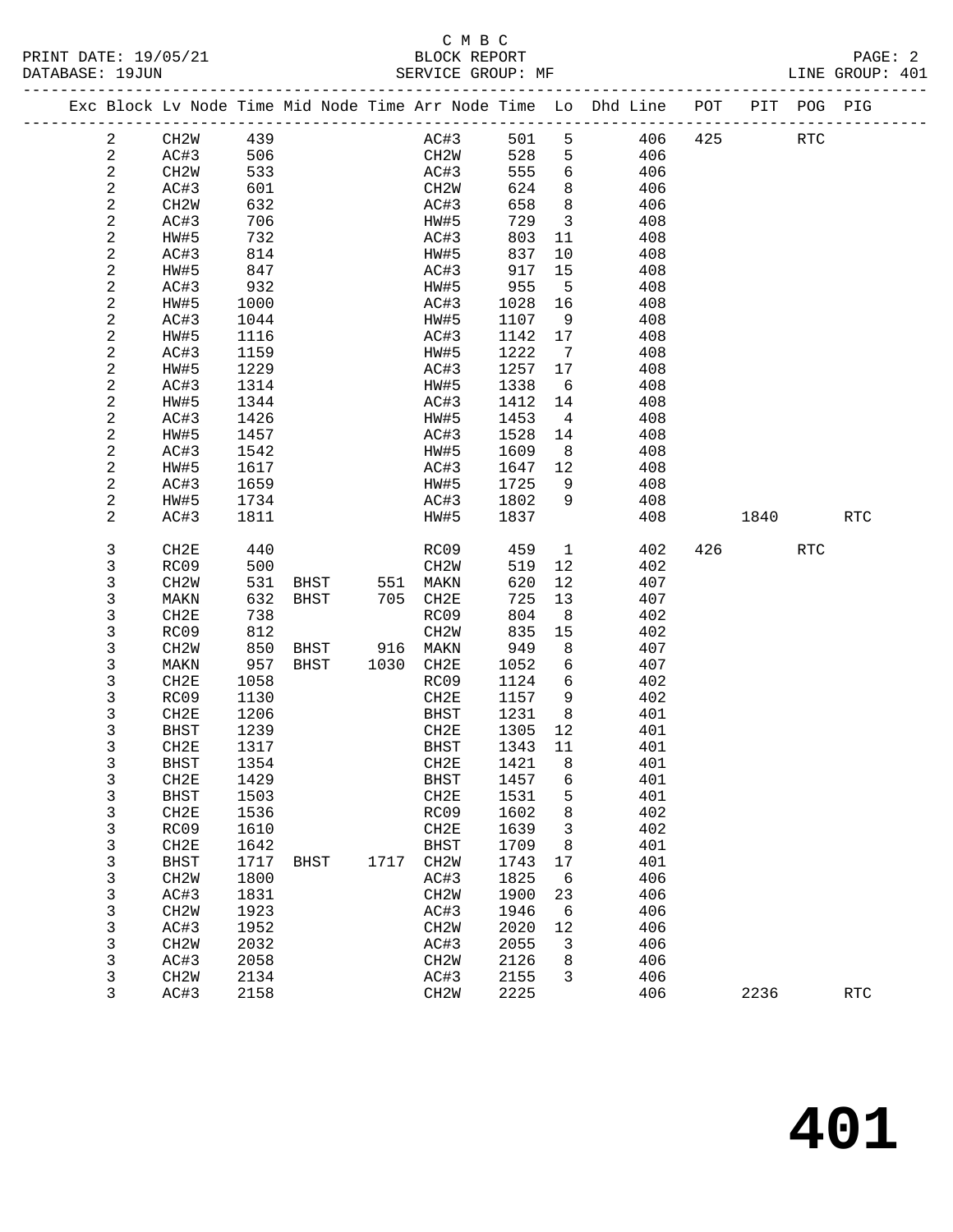C M B C
BLOCK REPORT
SERVICE GROUP: MF

PRINT DATE: 19/05/21
DATABASE: 19JUN
LINE GROUP: 401

| Exc | Block | Lv | Node | Time | Mid Node | Time | Arr Node | Time | Lo | Dhd Line | POT | PIT | POG | PIG |
|---|---|---|---|---|---|---|---|---|---|---|---|---|---|---|
| | 2 | | CH2W | 439 | | | AC#3 | 501 | 5 | 406 | 425 | | RTC | |
| | 2 | | AC#3 | 506 | | | CH2W | 528 | 5 | 406 | | | | |
| | 2 | | CH2W | 533 | | | AC#3 | 555 | 6 | 406 | | | | |
| | 2 | | AC#3 | 601 | | | CH2W | 624 | 8 | 406 | | | | |
| | 2 | | CH2W | 632 | | | AC#3 | 658 | 8 | 406 | | | | |
| | 2 | | AC#3 | 706 | | | HW#5 | 729 | 3 | 408 | | | | |
| | 2 | | HW#5 | 732 | | | AC#3 | 803 | 11 | 408 | | | | |
| | 2 | | AC#3 | 814 | | | HW#5 | 837 | 10 | 408 | | | | |
| | 2 | | HW#5 | 847 | | | AC#3 | 917 | 15 | 408 | | | | |
| | 2 | | AC#3 | 932 | | | HW#5 | 955 | 5 | 408 | | | | |
| | 2 | | HW#5 | 1000 | | | AC#3 | 1028 | 16 | 408 | | | | |
| | 2 | | AC#3 | 1044 | | | HW#5 | 1107 | 9 | 408 | | | | |
| | 2 | | HW#5 | 1116 | | | AC#3 | 1142 | 17 | 408 | | | | |
| | 2 | | AC#3 | 1159 | | | HW#5 | 1222 | 7 | 408 | | | | |
| | 2 | | HW#5 | 1229 | | | AC#3 | 1257 | 17 | 408 | | | | |
| | 2 | | AC#3 | 1314 | | | HW#5 | 1338 | 6 | 408 | | | | |
| | 2 | | HW#5 | 1344 | | | AC#3 | 1412 | 14 | 408 | | | | |
| | 2 | | AC#3 | 1426 | | | HW#5 | 1453 | 4 | 408 | | | | |
| | 2 | | HW#5 | 1457 | | | AC#3 | 1528 | 14 | 408 | | | | |
| | 2 | | AC#3 | 1542 | | | HW#5 | 1609 | 8 | 408 | | | | |
| | 2 | | HW#5 | 1617 | | | AC#3 | 1647 | 12 | 408 | | | | |
| | 2 | | AC#3 | 1659 | | | HW#5 | 1725 | 9 | 408 | | | | |
| | 2 | | HW#5 | 1734 | | | AC#3 | 1802 | 9 | 408 | | | | |
| | 2 | | AC#3 | 1811 | | | HW#5 | 1837 | | 408 | | 1840 | | RTC |
| | 3 | | CH2E | 440 | | | RC09 | 459 | 1 | 402 | 426 | | RTC | |
| | 3 | | RC09 | 500 | | | CH2W | 519 | 12 | 402 | | | | |
| | 3 | | CH2W | 531 | BHST | 551 | MAKN | 620 | 12 | 407 | | | | |
| | 3 | | MAKN | 632 | BHST | 705 | CH2E | 725 | 13 | 407 | | | | |
| | 3 | | CH2E | 738 | | | RC09 | 804 | 8 | 402 | | | | |
| | 3 | | RC09 | 812 | | | CH2W | 835 | 15 | 402 | | | | |
| | 3 | | CH2W | 850 | BHST | 916 | MAKN | 949 | 8 | 407 | | | | |
| | 3 | | MAKN | 957 | BHST | 1030 | CH2E | 1052 | 6 | 407 | | | | |
| | 3 | | CH2E | 1058 | | | RC09 | 1124 | 6 | 402 | | | | |
| | 3 | | RC09 | 1130 | | | CH2E | 1157 | 9 | 402 | | | | |
| | 3 | | CH2E | 1206 | | | BHST | 1231 | 8 | 401 | | | | |
| | 3 | | BHST | 1239 | | | CH2E | 1305 | 12 | 401 | | | | |
| | 3 | | CH2E | 1317 | | | BHST | 1343 | 11 | 401 | | | | |
| | 3 | | BHST | 1354 | | | CH2E | 1421 | 8 | 401 | | | | |
| | 3 | | CH2E | 1429 | | | BHST | 1457 | 6 | 401 | | | | |
| | 3 | | BHST | 1503 | | | CH2E | 1531 | 5 | 401 | | | | |
| | 3 | | CH2E | 1536 | | | RC09 | 1602 | 8 | 402 | | | | |
| | 3 | | RC09 | 1610 | | | CH2E | 1639 | 3 | 402 | | | | |
| | 3 | | CH2E | 1642 | | | BHST | 1709 | 8 | 401 | | | | |
| | 3 | | BHST | 1717 | BHST | 1717 | CH2W | 1743 | 17 | 401 | | | | |
| | 3 | | CH2W | 1800 | | | AC#3 | 1825 | 6 | 406 | | | | |
| | 3 | | AC#3 | 1831 | | | CH2W | 1900 | 23 | 406 | | | | |
| | 3 | | CH2W | 1923 | | | AC#3 | 1946 | 6 | 406 | | | | |
| | 3 | | AC#3 | 1952 | | | CH2W | 2020 | 12 | 406 | | | | |
| | 3 | | CH2W | 2032 | | | AC#3 | 2055 | 3 | 406 | | | | |
| | 3 | | AC#3 | 2058 | | | CH2W | 2126 | 8 | 406 | | | | |
| | 3 | | CH2W | 2134 | | | AC#3 | 2155 | 3 | 406 | | | | |
| | 3 | | AC#3 | 2158 | | | CH2W | 2225 | | 406 | | 2236 | | RTC |

# 401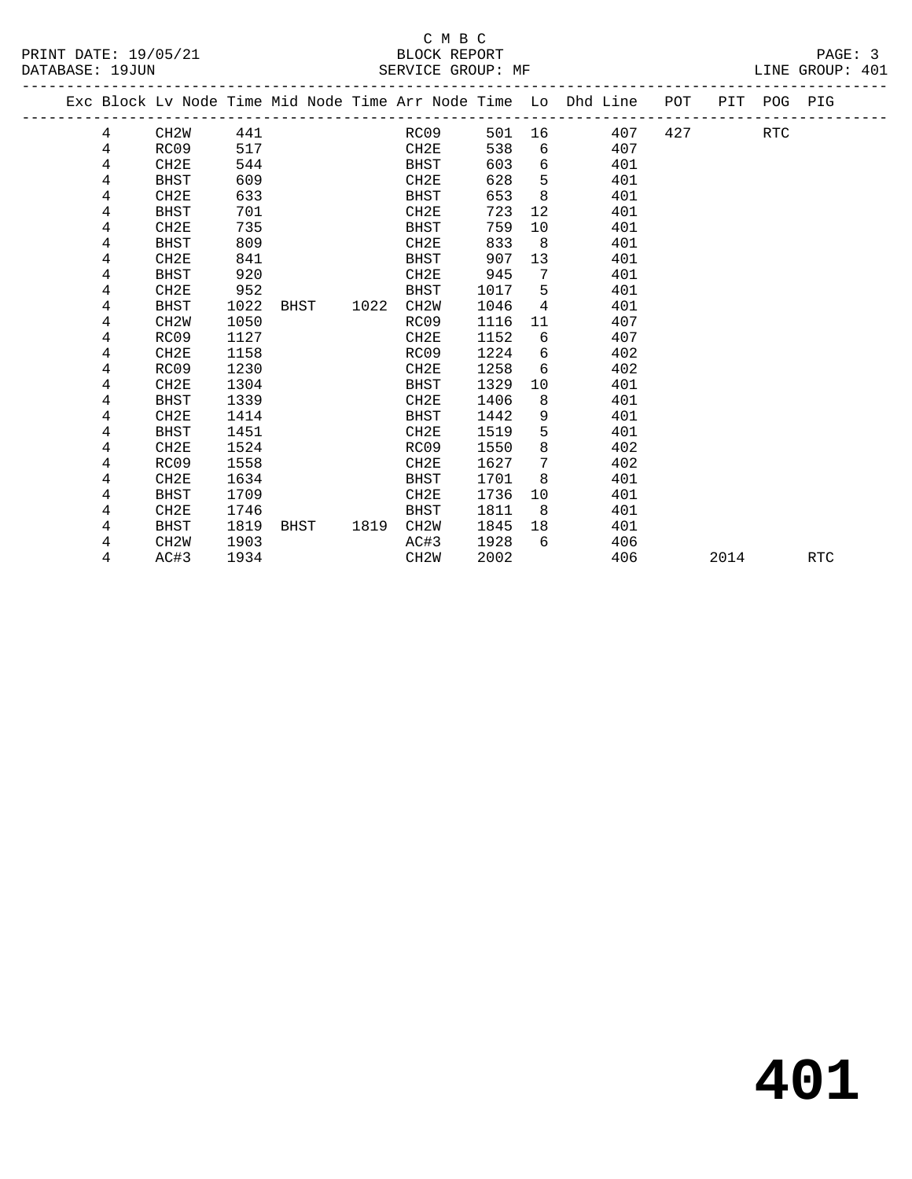C M B C

PRINT DATE: 19/05/21 BLOCK REPORT
DATABASE: 19JUN SERVICE GROUP: MF LINE GROUP: 401

| Exc | Block | Lv Node | Time | Mid Node | Time | Arr Node | Time | Lo | Dhd Line | POT | PIT | POG | PIG |
|---|---|---|---|---|---|---|---|---|---|---|---|---|---|
| | 4 | CH2W | 441 | | | RC09 | 501 | 16 | 407 | 427 | | RTC | |
| | 4 | RC09 | 517 | | | CH2E | 538 | 6 | 407 | | | | |
| | 4 | CH2E | 544 | | | BHST | 603 | 6 | 401 | | | | |
| | 4 | BHST | 609 | | | CH2E | 628 | 5 | 401 | | | | |
| | 4 | CH2E | 633 | | | BHST | 653 | 8 | 401 | | | | |
| | 4 | BHST | 701 | | | CH2E | 723 | 12 | 401 | | | | |
| | 4 | CH2E | 735 | | | BHST | 759 | 10 | 401 | | | | |
| | 4 | BHST | 809 | | | CH2E | 833 | 8 | 401 | | | | |
| | 4 | CH2E | 841 | | | BHST | 907 | 13 | 401 | | | | |
| | 4 | BHST | 920 | | | CH2E | 945 | 7 | 401 | | | | |
| | 4 | CH2E | 952 | | | BHST | 1017 | 5 | 401 | | | | |
| | 4 | BHST | 1022 | BHST | 1022 | CH2W | 1046 | 4 | 401 | | | | |
| | 4 | CH2W | 1050 | | | RC09 | 1116 | 11 | 407 | | | | |
| | 4 | RC09 | 1127 | | | CH2E | 1152 | 6 | 407 | | | | |
| | 4 | CH2E | 1158 | | | RC09 | 1224 | 6 | 402 | | | | |
| | 4 | RC09 | 1230 | | | CH2E | 1258 | 6 | 402 | | | | |
| | 4 | CH2E | 1304 | | | BHST | 1329 | 10 | 401 | | | | |
| | 4 | BHST | 1339 | | | CH2E | 1406 | 8 | 401 | | | | |
| | 4 | CH2E | 1414 | | | BHST | 1442 | 9 | 401 | | | | |
| | 4 | BHST | 1451 | | | CH2E | 1519 | 5 | 401 | | | | |
| | 4 | CH2E | 1524 | | | RC09 | 1550 | 8 | 402 | | | | |
| | 4 | RC09 | 1558 | | | CH2E | 1627 | 7 | 402 | | | | |
| | 4 | CH2E | 1634 | | | BHST | 1701 | 8 | 401 | | | | |
| | 4 | BHST | 1709 | | | CH2E | 1736 | 10 | 401 | | | | |
| | 4 | CH2E | 1746 | | | BHST | 1811 | 8 | 401 | | | | |
| | 4 | BHST | 1819 | BHST | 1819 | CH2W | 1845 | 18 | 401 | | | | |
| | 4 | CH2W | 1903 | | | AC#3 | 1928 | 6 | 406 | | | | |
| | 4 | AC#3 | 1934 | | | CH2W | 2002 | | 406 | | 2014 | | RTC |

# 401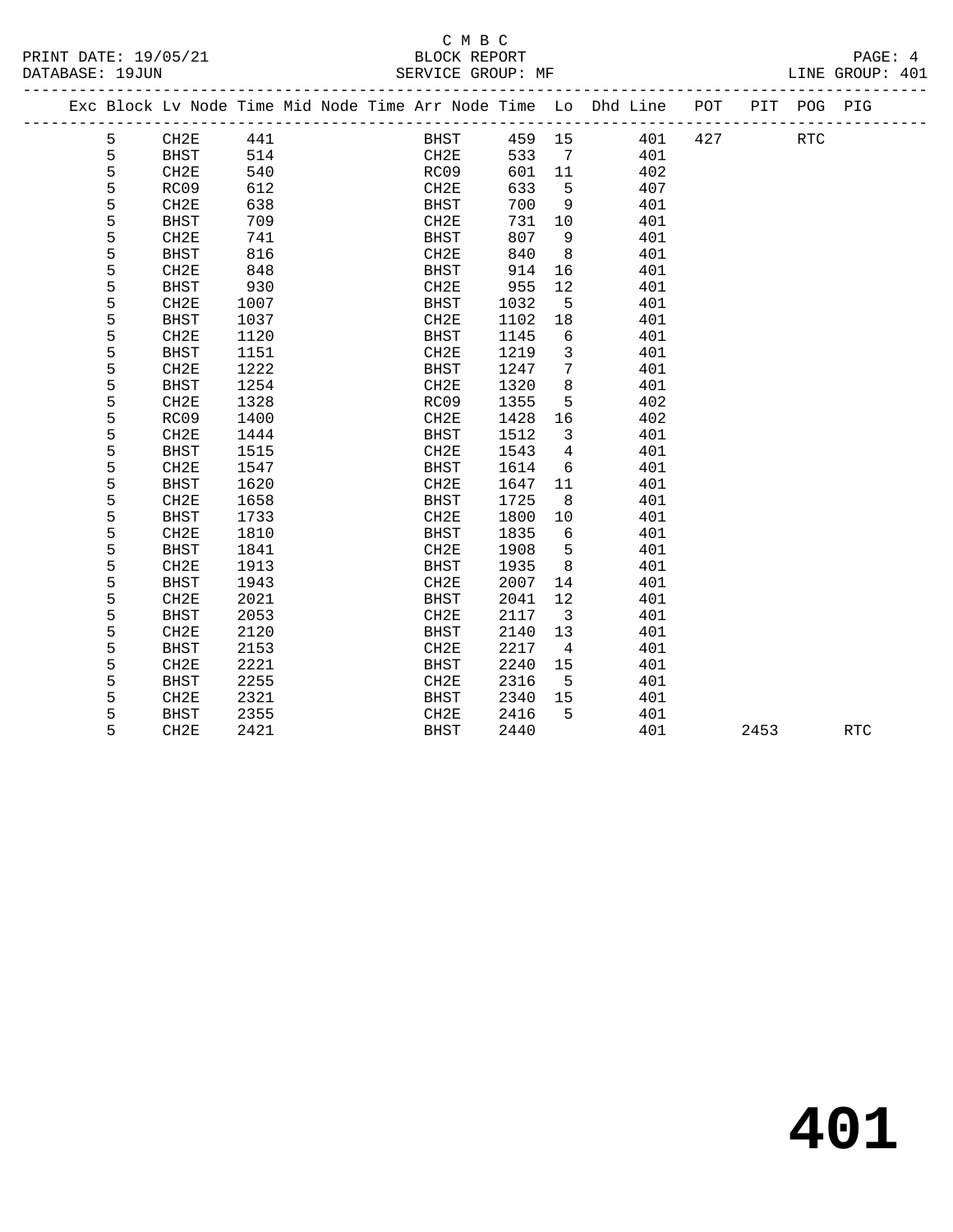C M B C

PRINT DATE: 19/05/21 BLOCK REPORT
DATABASE: 19JUN SERVICE GROUP: MF LINE GROUP: 401

| Exc | Block | Lv Node | Time | Mid Node | Time | Arr Node | Time | Lo | Dhd Line | POT | PIT | POG | PIG |
|---|---|---|---|---|---|---|---|---|---|---|---|---|---|
| | 5 | CH2E | 441 | | | BHST | 459 | 15 | 401 | 427 | | RTC | |
| | 5 | BHST | 514 | | | CH2E | 533 | 7 | 401 | | | | |
| | 5 | CH2E | 540 | | | RC09 | 601 | 11 | 402 | | | | |
| | 5 | RC09 | 612 | | | CH2E | 633 | 5 | 407 | | | | |
| | 5 | CH2E | 638 | | | BHST | 700 | 9 | 401 | | | | |
| | 5 | BHST | 709 | | | CH2E | 731 | 10 | 401 | | | | |
| | 5 | CH2E | 741 | | | BHST | 807 | 9 | 401 | | | | |
| | 5 | BHST | 816 | | | CH2E | 840 | 8 | 401 | | | | |
| | 5 | CH2E | 848 | | | BHST | 914 | 16 | 401 | | | | |
| | 5 | BHST | 930 | | | CH2E | 955 | 12 | 401 | | | | |
| | 5 | CH2E | 1007 | | | BHST | 1032 | 5 | 401 | | | | |
| | 5 | BHST | 1037 | | | CH2E | 1102 | 18 | 401 | | | | |
| | 5 | CH2E | 1120 | | | BHST | 1145 | 6 | 401 | | | | |
| | 5 | BHST | 1151 | | | CH2E | 1219 | 3 | 401 | | | | |
| | 5 | CH2E | 1222 | | | BHST | 1247 | 7 | 401 | | | | |
| | 5 | BHST | 1254 | | | CH2E | 1320 | 8 | 401 | | | | |
| | 5 | CH2E | 1328 | | | RC09 | 1355 | 5 | 402 | | | | |
| | 5 | RC09 | 1400 | | | CH2E | 1428 | 16 | 402 | | | | |
| | 5 | CH2E | 1444 | | | BHST | 1512 | 3 | 401 | | | | |
| | 5 | BHST | 1515 | | | CH2E | 1543 | 4 | 401 | | | | |
| | 5 | CH2E | 1547 | | | BHST | 1614 | 6 | 401 | | | | |
| | 5 | BHST | 1620 | | | CH2E | 1647 | 11 | 401 | | | | |
| | 5 | CH2E | 1658 | | | BHST | 1725 | 8 | 401 | | | | |
| | 5 | BHST | 1733 | | | CH2E | 1800 | 10 | 401 | | | | |
| | 5 | CH2E | 1810 | | | BHST | 1835 | 6 | 401 | | | | |
| | 5 | BHST | 1841 | | | CH2E | 1908 | 5 | 401 | | | | |
| | 5 | CH2E | 1913 | | | BHST | 1935 | 8 | 401 | | | | |
| | 5 | BHST | 1943 | | | CH2E | 2007 | 14 | 401 | | | | |
| | 5 | CH2E | 2021 | | | BHST | 2041 | 12 | 401 | | | | |
| | 5 | BHST | 2053 | | | CH2E | 2117 | 3 | 401 | | | | |
| | 5 | CH2E | 2120 | | | BHST | 2140 | 13 | 401 | | | | |
| | 5 | BHST | 2153 | | | CH2E | 2217 | 4 | 401 | | | | |
| | 5 | CH2E | 2221 | | | BHST | 2240 | 15 | 401 | | | | |
| | 5 | BHST | 2255 | | | CH2E | 2316 | 5 | 401 | | | | |
| | 5 | CH2E | 2321 | | | BHST | 2340 | 15 | 401 | | | | |
| | 5 | BHST | 2355 | | | CH2E | 2416 | 5 | 401 | | | | |
| | 5 | CH2E | 2421 | | | BHST | 2440 | | 401 | | 2453 | | RTC |

# 401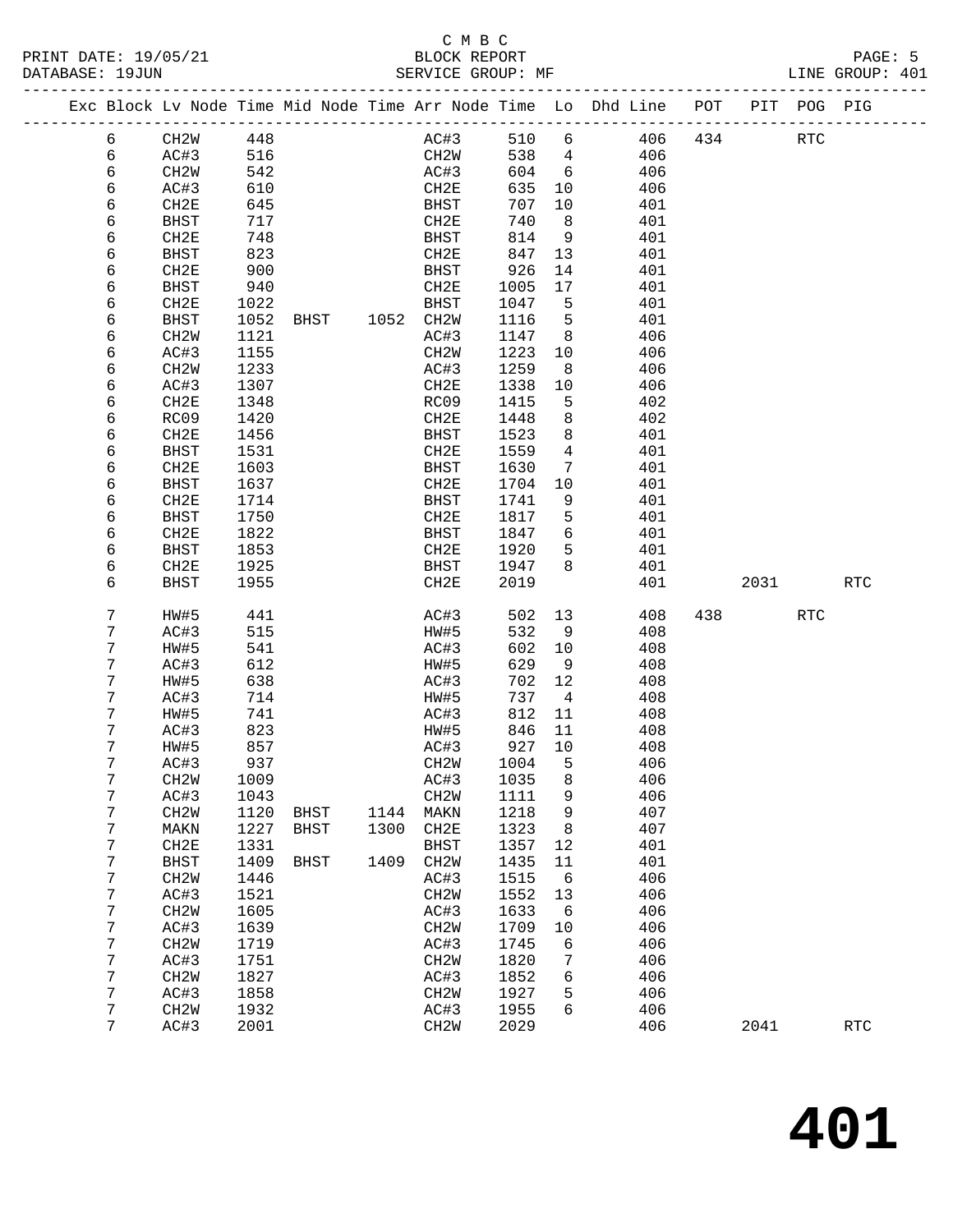C M B C
BLOCK REPORT
SERVICE GROUP: MF

PRINT DATE: 19/05/21
DATABASE: 19JUN
LINE GROUP: 401

| Exc | Block | Lv | Node | Time | Mid Node | Time | Arr Node | Time | Lo | Dhd Line | POT | PIT | POG | PIG |
|---|---|---|---|---|---|---|---|---|---|---|---|---|---|---|
| | 6 | | CH2W | 448 | | | AC#3 | 510 | 6 | 406 | 434 | | RTC | |
| | 6 | | AC#3 | 516 | | | CH2W | 538 | 4 | 406 | | | | |
| | 6 | | CH2W | 542 | | | AC#3 | 604 | 6 | 406 | | | | |
| | 6 | | AC#3 | 610 | | | CH2E | 635 | 10 | 406 | | | | |
| | 6 | | CH2E | 645 | | | BHST | 707 | 10 | 401 | | | | |
| | 6 | | BHST | 717 | | | CH2E | 740 | 8 | 401 | | | | |
| | 6 | | CH2E | 748 | | | BHST | 814 | 9 | 401 | | | | |
| | 6 | | BHST | 823 | | | CH2E | 847 | 13 | 401 | | | | |
| | 6 | | CH2E | 900 | | | BHST | 926 | 14 | 401 | | | | |
| | 6 | | BHST | 940 | | | CH2E | 1005 | 17 | 401 | | | | |
| | 6 | | CH2E | 1022 | | | BHST | 1047 | 5 | 401 | | | | |
| | 6 | | BHST | 1052 | BHST | 1052 | CH2W | 1116 | 5 | 401 | | | | |
| | 6 | | CH2W | 1121 | | | AC#3 | 1147 | 8 | 406 | | | | |
| | 6 | | AC#3 | 1155 | | | CH2W | 1223 | 10 | 406 | | | | |
| | 6 | | CH2W | 1233 | | | AC#3 | 1259 | 8 | 406 | | | | |
| | 6 | | AC#3 | 1307 | | | CH2E | 1338 | 10 | 406 | | | | |
| | 6 | | CH2E | 1348 | | | RC09 | 1415 | 5 | 402 | | | | |
| | 6 | | RC09 | 1420 | | | CH2E | 1448 | 8 | 402 | | | | |
| | 6 | | CH2E | 1456 | | | BHST | 1523 | 8 | 401 | | | | |
| | 6 | | BHST | 1531 | | | CH2E | 1559 | 4 | 401 | | | | |
| | 6 | | CH2E | 1603 | | | BHST | 1630 | 7 | 401 | | | | |
| | 6 | | BHST | 1637 | | | CH2E | 1704 | 10 | 401 | | | | |
| | 6 | | CH2E | 1714 | | | BHST | 1741 | 9 | 401 | | | | |
| | 6 | | BHST | 1750 | | | CH2E | 1817 | 5 | 401 | | | | |
| | 6 | | CH2E | 1822 | | | BHST | 1847 | 6 | 401 | | | | |
| | 6 | | BHST | 1853 | | | CH2E | 1920 | 5 | 401 | | | | |
| | 6 | | CH2E | 1925 | | | BHST | 1947 | 8 | 401 | | | | |
| | 6 | | BHST | 1955 | | | CH2E | 2019 | | 401 | | 2031 | | RTC |
| | 7 | | HW#5 | 441 | | | AC#3 | 502 | 13 | 408 | 438 | | RTC | |
| | 7 | | AC#3 | 515 | | | HW#5 | 532 | 9 | 408 | | | | |
| | 7 | | HW#5 | 541 | | | AC#3 | 602 | 10 | 408 | | | | |
| | 7 | | AC#3 | 612 | | | HW#5 | 629 | 9 | 408 | | | | |
| | 7 | | HW#5 | 638 | | | AC#3 | 702 | 12 | 408 | | | | |
| | 7 | | AC#3 | 714 | | | HW#5 | 737 | 4 | 408 | | | | |
| | 7 | | HW#5 | 741 | | | AC#3 | 812 | 11 | 408 | | | | |
| | 7 | | AC#3 | 823 | | | HW#5 | 846 | 11 | 408 | | | | |
| | 7 | | HW#5 | 857 | | | AC#3 | 927 | 10 | 408 | | | | |
| | 7 | | AC#3 | 937 | | | CH2W | 1004 | 5 | 406 | | | | |
| | 7 | | CH2W | 1009 | | | AC#3 | 1035 | 8 | 406 | | | | |
| | 7 | | AC#3 | 1043 | | | CH2W | 1111 | 9 | 406 | | | | |
| | 7 | | CH2W | 1120 | BHST | 1144 | MAKN | 1218 | 9 | 407 | | | | |
| | 7 | | MAKN | 1227 | BHST | 1300 | CH2E | 1323 | 8 | 407 | | | | |
| | 7 | | CH2E | 1331 | | | BHST | 1357 | 12 | 401 | | | | |
| | 7 | | BHST | 1409 | BHST | 1409 | CH2W | 1435 | 11 | 401 | | | | |
| | 7 | | CH2W | 1446 | | | AC#3 | 1515 | 6 | 406 | | | | |
| | 7 | | AC#3 | 1521 | | | CH2W | 1552 | 13 | 406 | | | | |
| | 7 | | CH2W | 1605 | | | AC#3 | 1633 | 6 | 406 | | | | |
| | 7 | | AC#3 | 1639 | | | CH2W | 1709 | 10 | 406 | | | | |
| | 7 | | CH2W | 1719 | | | AC#3 | 1745 | 6 | 406 | | | | |
| | 7 | | AC#3 | 1751 | | | CH2W | 1820 | 7 | 406 | | | | |
| | 7 | | CH2W | 1827 | | | AC#3 | 1852 | 6 | 406 | | | | |
| | 7 | | AC#3 | 1858 | | | CH2W | 1927 | 5 | 406 | | | | |
| | 7 | | CH2W | 1932 | | | AC#3 | 1955 | 6 | 406 | | | | |
| | 7 | | AC#3 | 2001 | | | CH2W | 2029 | | 406 | | 2041 | | RTC |

# 401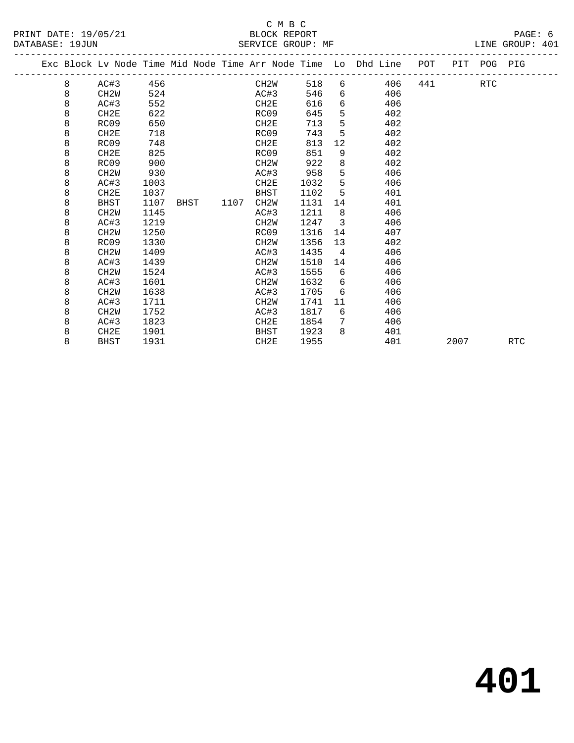C M B C
BLOCK REPORT
SERVICE GROUP: MF

PRINT DATE: 19/05/21
DATABASE: 19JUN
LINE GROUP: 401

| Exc | Block | Lv Node | Time | Mid Node | Time | Arr Node | Time | Lo | Dhd Line | POT | PIT | POG | PIG |
|---|---|---|---|---|---|---|---|---|---|---|---|---|---|
| | 8 | AC#3 | 456 | | | CH2W | 518 | 6 | 406 | 441 | | RTC | |
| | 8 | CH2W | 524 | | | AC#3 | 546 | 6 | 406 | | | | |
| | 8 | AC#3 | 552 | | | CH2E | 616 | 6 | 406 | | | | |
| | 8 | CH2E | 622 | | | RC09 | 645 | 5 | 402 | | | | |
| | 8 | RC09 | 650 | | | CH2E | 713 | 5 | 402 | | | | |
| | 8 | CH2E | 718 | | | RC09 | 743 | 5 | 402 | | | | |
| | 8 | RC09 | 748 | | | CH2E | 813 | 12 | 402 | | | | |
| | 8 | CH2E | 825 | | | RC09 | 851 | 9 | 402 | | | | |
| | 8 | RC09 | 900 | | | CH2W | 922 | 8 | 402 | | | | |
| | 8 | CH2W | 930 | | | AC#3 | 958 | 5 | 406 | | | | |
| | 8 | AC#3 | 1003 | | | CH2E | 1032 | 5 | 406 | | | | |
| | 8 | CH2E | 1037 | | | BHST | 1102 | 5 | 401 | | | | |
| | 8 | BHST | 1107 | BHST | 1107 | CH2W | 1131 | 14 | 401 | | | | |
| | 8 | CH2W | 1145 | | | AC#3 | 1211 | 8 | 406 | | | | |
| | 8 | AC#3 | 1219 | | | CH2W | 1247 | 3 | 406 | | | | |
| | 8 | CH2W | 1250 | | | RC09 | 1316 | 14 | 407 | | | | |
| | 8 | RC09 | 1330 | | | CH2W | 1356 | 13 | 402 | | | | |
| | 8 | CH2W | 1409 | | | AC#3 | 1435 | 4 | 406 | | | | |
| | 8 | AC#3 | 1439 | | | CH2W | 1510 | 14 | 406 | | | | |
| | 8 | CH2W | 1524 | | | AC#3 | 1555 | 6 | 406 | | | | |
| | 8 | AC#3 | 1601 | | | CH2W | 1632 | 6 | 406 | | | | |
| | 8 | CH2W | 1638 | | | AC#3 | 1705 | 6 | 406 | | | | |
| | 8 | AC#3 | 1711 | | | CH2W | 1741 | 11 | 406 | | | | |
| | 8 | CH2W | 1752 | | | AC#3 | 1817 | 6 | 406 | | | | |
| | 8 | AC#3 | 1823 | | | CH2E | 1854 | 7 | 406 | | | | |
| | 8 | CH2E | 1901 | | | BHST | 1923 | 8 | 401 | | | | |
| | 8 | BHST | 1931 | | | CH2E | 1955 | | 401 | | 2007 | | RTC |

# 401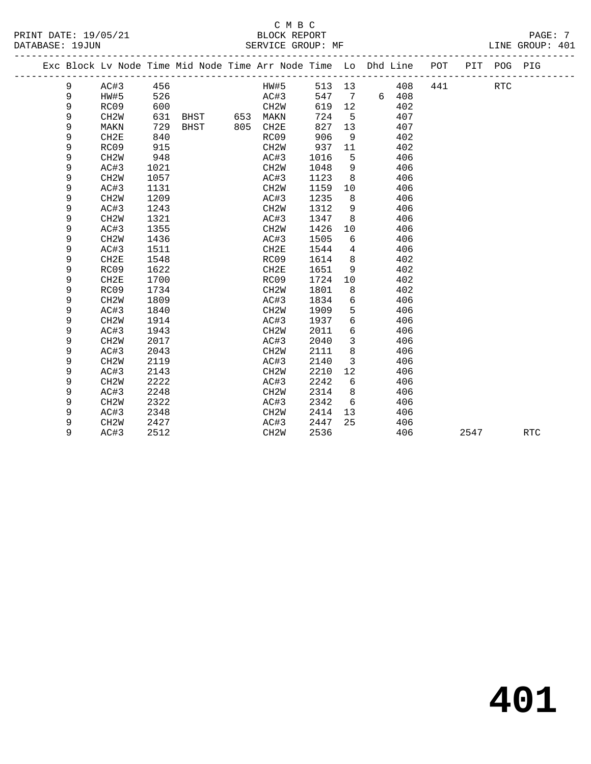C M B C

BLOCK REPORT

SERVICE GROUP: MF

PRINT DATE: 19/05/21
DATABASE: 19JUN
LINE GROUP: 401

| Exc | Block | Lv Node | Time | Mid Node | Time | Arr Node | Time | Lo | Dhd | Line | POT | PIT | POG | PIG |
|---|---|---|---|---|---|---|---|---|---|---|---|---|---|---|
| | 9 | AC#3 | 456 | | | HW#5 | 513 | 13 | | 408 | 441 | | RTC | |
| | 9 | HW#5 | 526 | | | AC#3 | 547 | 7 | 6 | 408 | | | | |
| | 9 | RC09 | 600 | | | CH2W | 619 | 12 | | 402 | | | | |
| | 9 | CH2W | 631 | BHST | 653 | MAKN | 724 | 5 | | 407 | | | | |
| | 9 | MAKN | 729 | BHST | 805 | CH2E | 827 | 13 | | 407 | | | | |
| | 9 | CH2E | 840 | | | RC09 | 906 | 9 | | 402 | | | | |
| | 9 | RC09 | 915 | | | CH2W | 937 | 11 | | 402 | | | | |
| | 9 | CH2W | 948 | | | AC#3 | 1016 | 5 | | 406 | | | | |
| | 9 | AC#3 | 1021 | | | CH2W | 1048 | 9 | | 406 | | | | |
| | 9 | CH2W | 1057 | | | AC#3 | 1123 | 8 | | 406 | | | | |
| | 9 | AC#3 | 1131 | | | CH2W | 1159 | 10 | | 406 | | | | |
| | 9 | CH2W | 1209 | | | AC#3 | 1235 | 8 | | 406 | | | | |
| | 9 | AC#3 | 1243 | | | CH2W | 1312 | 9 | | 406 | | | | |
| | 9 | CH2W | 1321 | | | AC#3 | 1347 | 8 | | 406 | | | | |
| | 9 | AC#3 | 1355 | | | CH2W | 1426 | 10 | | 406 | | | | |
| | 9 | CH2W | 1436 | | | AC#3 | 1505 | 6 | | 406 | | | | |
| | 9 | AC#3 | 1511 | | | CH2E | 1544 | 4 | | 406 | | | | |
| | 9 | CH2E | 1548 | | | RC09 | 1614 | 8 | | 402 | | | | |
| | 9 | RC09 | 1622 | | | CH2E | 1651 | 9 | | 402 | | | | |
| | 9 | CH2E | 1700 | | | RC09 | 1724 | 10 | | 402 | | | | |
| | 9 | RC09 | 1734 | | | CH2W | 1801 | 8 | | 402 | | | | |
| | 9 | CH2W | 1809 | | | AC#3 | 1834 | 6 | | 406 | | | | |
| | 9 | AC#3 | 1840 | | | CH2W | 1909 | 5 | | 406 | | | | |
| | 9 | CH2W | 1914 | | | AC#3 | 1937 | 6 | | 406 | | | | |
| | 9 | AC#3 | 1943 | | | CH2W | 2011 | 6 | | 406 | | | | |
| | 9 | CH2W | 2017 | | | AC#3 | 2040 | 3 | | 406 | | | | |
| | 9 | AC#3 | 2043 | | | CH2W | 2111 | 8 | | 406 | | | | |
| | 9 | CH2W | 2119 | | | AC#3 | 2140 | 3 | | 406 | | | | |
| | 9 | AC#3 | 2143 | | | CH2W | 2210 | 12 | | 406 | | | | |
| | 9 | CH2W | 2222 | | | AC#3 | 2242 | 6 | | 406 | | | | |
| | 9 | AC#3 | 2248 | | | CH2W | 2314 | 8 | | 406 | | | | |
| | 9 | CH2W | 2322 | | | AC#3 | 2342 | 6 | | 406 | | | | |
| | 9 | AC#3 | 2348 | | | CH2W | 2414 | 13 | | 406 | | | | |
| | 9 | CH2W | 2427 | | | AC#3 | 2447 | 25 | | 406 | | | | |
| | 9 | AC#3 | 2512 | | | CH2W | 2536 | | | 406 | | 2547 | | RTC |

# 401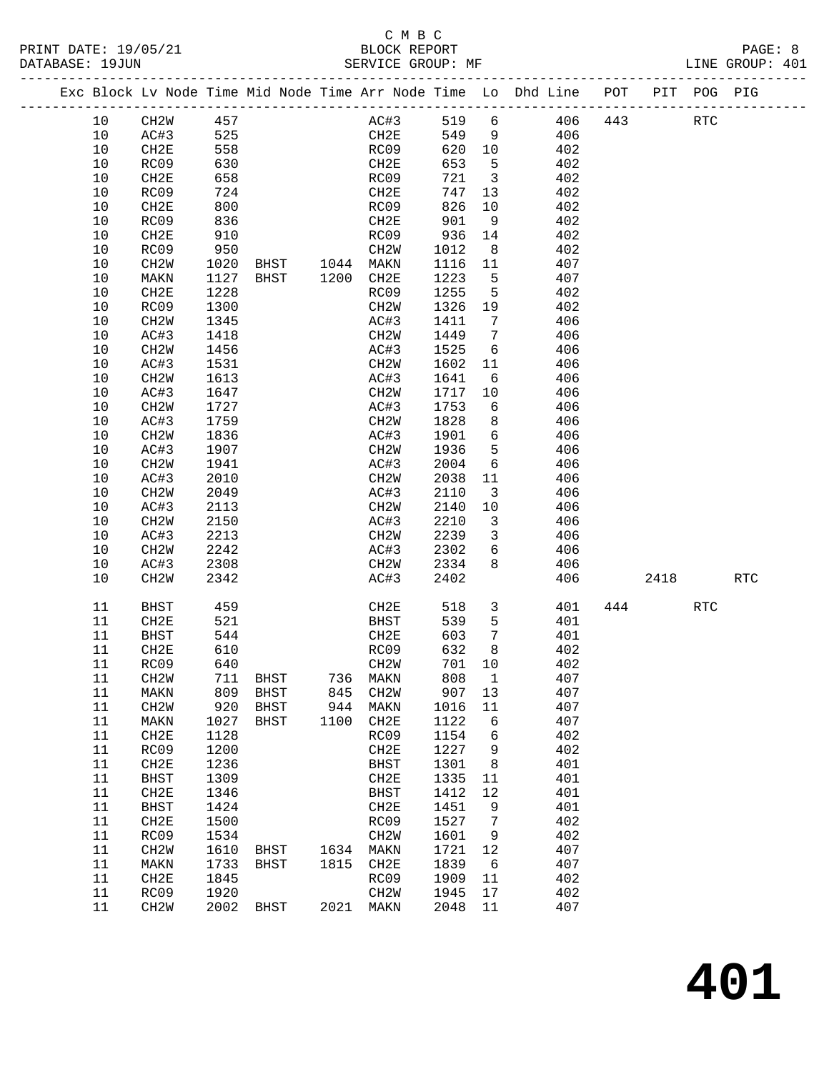C M B C
BLOCK REPORT
SERVICE GROUP: MF

PRINT DATE: 19/05/21
DATABASE: 19JUN
LINE GROUP: 401

| Exc | Block | Lv | Node | Time | Mid Node | Time | Arr Node | Time | Lo | Dhd Line | POT | PIT | POG | PIG |
|---|---|---|---|---|---|---|---|---|---|---|---|---|---|---|
| | 10 | | CH2W | 457 | | | AC#3 | 519 | 6 | 406 | 443 | | RTC | |
| | 10 | | AC#3 | 525 | | | CH2E | 549 | 9 | 406 | | | | |
| | 10 | | CH2E | 558 | | | RC09 | 620 | 10 | 402 | | | | |
| | 10 | | RC09 | 630 | | | CH2E | 653 | 5 | 402 | | | | |
| | 10 | | CH2E | 658 | | | RC09 | 721 | 3 | 402 | | | | |
| | 10 | | RC09 | 724 | | | CH2E | 747 | 13 | 402 | | | | |
| | 10 | | CH2E | 800 | | | RC09 | 826 | 10 | 402 | | | | |
| | 10 | | RC09 | 836 | | | CH2E | 901 | 9 | 402 | | | | |
| | 10 | | CH2E | 910 | | | RC09 | 936 | 14 | 402 | | | | |
| | 10 | | RC09 | 950 | | | CH2W | 1012 | 8 | 402 | | | | |
| | 10 | | CH2W | 1020 | BHST | 1044 | MAKN | 1116 | 11 | 407 | | | | |
| | 10 | | MAKN | 1127 | BHST | 1200 | CH2E | 1223 | 5 | 407 | | | | |
| | 10 | | CH2E | 1228 | | | RC09 | 1255 | 5 | 402 | | | | |
| | 10 | | RC09 | 1300 | | | CH2W | 1326 | 19 | 402 | | | | |
| | 10 | | CH2W | 1345 | | | AC#3 | 1411 | 7 | 406 | | | | |
| | 10 | | AC#3 | 1418 | | | CH2W | 1449 | 7 | 406 | | | | |
| | 10 | | CH2W | 1456 | | | AC#3 | 1525 | 6 | 406 | | | | |
| | 10 | | AC#3 | 1531 | | | CH2W | 1602 | 11 | 406 | | | | |
| | 10 | | CH2W | 1613 | | | AC#3 | 1641 | 6 | 406 | | | | |
| | 10 | | AC#3 | 1647 | | | CH2W | 1717 | 10 | 406 | | | | |
| | 10 | | CH2W | 1727 | | | AC#3 | 1753 | 6 | 406 | | | | |
| | 10 | | AC#3 | 1759 | | | CH2W | 1828 | 8 | 406 | | | | |
| | 10 | | CH2W | 1836 | | | AC#3 | 1901 | 6 | 406 | | | | |
| | 10 | | AC#3 | 1907 | | | CH2W | 1936 | 5 | 406 | | | | |
| | 10 | | CH2W | 1941 | | | AC#3 | 2004 | 6 | 406 | | | | |
| | 10 | | AC#3 | 2010 | | | CH2W | 2038 | 11 | 406 | | | | |
| | 10 | | CH2W | 2049 | | | AC#3 | 2110 | 3 | 406 | | | | |
| | 10 | | AC#3 | 2113 | | | CH2W | 2140 | 10 | 406 | | | | |
| | 10 | | CH2W | 2150 | | | AC#3 | 2210 | 3 | 406 | | | | |
| | 10 | | AC#3 | 2213 | | | CH2W | 2239 | 3 | 406 | | | | |
| | 10 | | CH2W | 2242 | | | AC#3 | 2302 | 6 | 406 | | | | |
| | 10 | | AC#3 | 2308 | | | CH2W | 2334 | 8 | 406 | | | | |
| | 10 | | CH2W | 2342 | | | AC#3 | 2402 | | 406 | | 2418 | | RTC |
| | 11 | | BHST | 459 | | | CH2E | 518 | 3 | 401 | 444 | | RTC | |
| | 11 | | CH2E | 521 | | | BHST | 539 | 5 | 401 | | | | |
| | 11 | | BHST | 544 | | | CH2E | 603 | 7 | 401 | | | | |
| | 11 | | CH2E | 610 | | | RC09 | 632 | 8 | 402 | | | | |
| | 11 | | RC09 | 640 | | | CH2W | 701 | 10 | 402 | | | | |
| | 11 | | CH2W | 711 | BHST | 736 | MAKN | 808 | 1 | 407 | | | | |
| | 11 | | MAKN | 809 | BHST | 845 | CH2W | 907 | 13 | 407 | | | | |
| | 11 | | CH2W | 920 | BHST | 944 | MAKN | 1016 | 11 | 407 | | | | |
| | 11 | | MAKN | 1027 | BHST | 1100 | CH2E | 1122 | 6 | 407 | | | | |
| | 11 | | CH2E | 1128 | | | RC09 | 1154 | 6 | 402 | | | | |
| | 11 | | RC09 | 1200 | | | CH2E | 1227 | 9 | 402 | | | | |
| | 11 | | CH2E | 1236 | | | BHST | 1301 | 8 | 401 | | | | |
| | 11 | | BHST | 1309 | | | CH2E | 1335 | 11 | 401 | | | | |
| | 11 | | CH2E | 1346 | | | BHST | 1412 | 12 | 401 | | | | |
| | 11 | | BHST | 1424 | | | CH2E | 1451 | 9 | 401 | | | | |
| | 11 | | CH2E | 1500 | | | RC09 | 1527 | 7 | 402 | | | | |
| | 11 | | RC09 | 1534 | | | CH2W | 1601 | 9 | 402 | | | | |
| | 11 | | CH2W | 1610 | BHST | 1634 | MAKN | 1721 | 12 | 407 | | | | |
| | 11 | | MAKN | 1733 | BHST | 1815 | CH2E | 1839 | 6 | 407 | | | | |
| | 11 | | CH2E | 1845 | | | RC09 | 1909 | 11 | 402 | | | | |
| | 11 | | RC09 | 1920 | | | CH2W | 1945 | 17 | 402 | | | | |
| | 11 | | CH2W | 2002 | BHST | 2021 | MAKN | 2048 | 11 | 407 | | | | |

# 401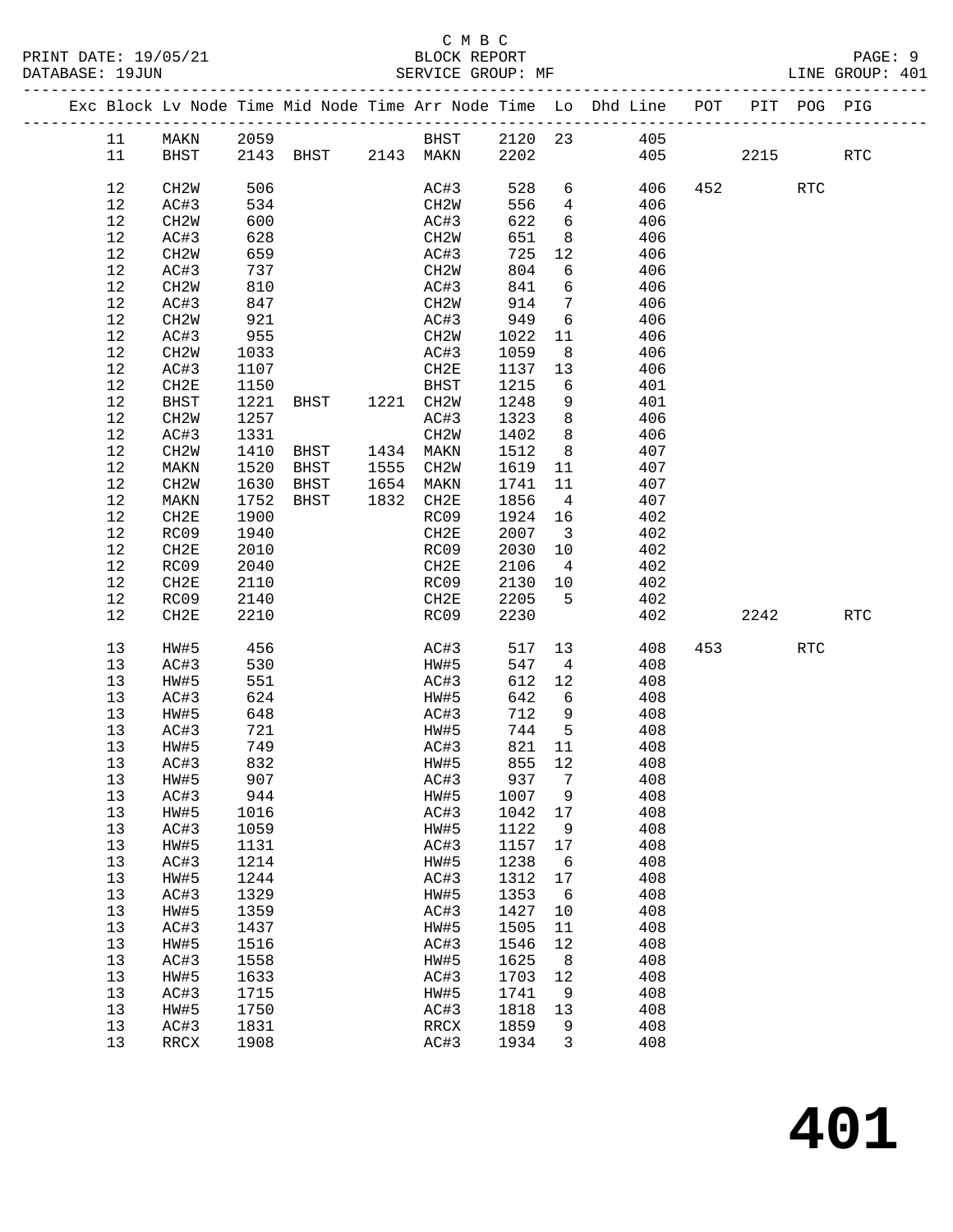C M B C
BLOCK REPORT
SERVICE GROUP: MF

PRINT DATE: 19/05/21
DATABASE: 19JUN
LINE GROUP: 401

| Exc | Block | Lv Node | Time | Mid Node | Time | Arr Node | Time | Lo | Dhd Line | POT | PIT | POG | PIG |
|---|---|---|---|---|---|---|---|---|---|---|---|---|---|
| | 11 | MAKN | 2059 | | | BHST | 2120 | 23 | 405 | | | | |
| | 11 | BHST | 2143 | BHST | 2143 | MAKN | 2202 | | 405 | | 2215 | | RTC |
| | 12 | CH2W | 506 | | | AC#3 | 528 | 6 | 406 | 452 | | RTC | |
| | 12 | AC#3 | 534 | | | CH2W | 556 | 4 | 406 | | | | |
| | 12 | CH2W | 600 | | | AC#3 | 622 | 6 | 406 | | | | |
| | 12 | AC#3 | 628 | | | CH2W | 651 | 8 | 406 | | | | |
| | 12 | CH2W | 659 | | | AC#3 | 725 | 12 | 406 | | | | |
| | 12 | AC#3 | 737 | | | CH2W | 804 | 6 | 406 | | | | |
| | 12 | CH2W | 810 | | | AC#3 | 841 | 6 | 406 | | | | |
| | 12 | AC#3 | 847 | | | CH2W | 914 | 7 | 406 | | | | |
| | 12 | CH2W | 921 | | | AC#3 | 949 | 6 | 406 | | | | |
| | 12 | AC#3 | 955 | | | CH2W | 1022 | 11 | 406 | | | | |
| | 12 | CH2W | 1033 | | | AC#3 | 1059 | 8 | 406 | | | | |
| | 12 | AC#3 | 1107 | | | CH2E | 1137 | 13 | 406 | | | | |
| | 12 | CH2E | 1150 | | | BHST | 1215 | 6 | 401 | | | | |
| | 12 | BHST | 1221 | BHST | 1221 | CH2W | 1248 | 9 | 401 | | | | |
| | 12 | CH2W | 1257 | | | AC#3 | 1323 | 8 | 406 | | | | |
| | 12 | AC#3 | 1331 | | | CH2W | 1402 | 8 | 406 | | | | |
| | 12 | CH2W | 1410 | BHST | 1434 | MAKN | 1512 | 8 | 407 | | | | |
| | 12 | MAKN | 1520 | BHST | 1555 | CH2W | 1619 | 11 | 407 | | | | |
| | 12 | CH2W | 1630 | BHST | 1654 | MAKN | 1741 | 11 | 407 | | | | |
| | 12 | MAKN | 1752 | BHST | 1832 | CH2E | 1856 | 4 | 407 | | | | |
| | 12 | CH2E | 1900 | | | RC09 | 1924 | 16 | 402 | | | | |
| | 12 | RC09 | 1940 | | | CH2E | 2007 | 3 | 402 | | | | |
| | 12 | CH2E | 2010 | | | RC09 | 2030 | 10 | 402 | | | | |
| | 12 | RC09 | 2040 | | | CH2E | 2106 | 4 | 402 | | | | |
| | 12 | CH2E | 2110 | | | RC09 | 2130 | 10 | 402 | | | | |
| | 12 | RC09 | 2140 | | | CH2E | 2205 | 5 | 402 | | | | |
| | 12 | CH2E | 2210 | | | RC09 | 2230 | | 402 | | 2242 | | RTC |
| | 13 | HW#5 | 456 | | | AC#3 | 517 | 13 | 408 | 453 | | RTC | |
| | 13 | AC#3 | 530 | | | HW#5 | 547 | 4 | 408 | | | | |
| | 13 | HW#5 | 551 | | | AC#3 | 612 | 12 | 408 | | | | |
| | 13 | AC#3 | 624 | | | HW#5 | 642 | 6 | 408 | | | | |
| | 13 | HW#5 | 648 | | | AC#3 | 712 | 9 | 408 | | | | |
| | 13 | AC#3 | 721 | | | HW#5 | 744 | 5 | 408 | | | | |
| | 13 | HW#5 | 749 | | | AC#3 | 821 | 11 | 408 | | | | |
| | 13 | AC#3 | 832 | | | HW#5 | 855 | 12 | 408 | | | | |
| | 13 | HW#5 | 907 | | | AC#3 | 937 | 7 | 408 | | | | |
| | 13 | AC#3 | 944 | | | HW#5 | 1007 | 9 | 408 | | | | |
| | 13 | HW#5 | 1016 | | | AC#3 | 1042 | 17 | 408 | | | | |
| | 13 | AC#3 | 1059 | | | HW#5 | 1122 | 9 | 408 | | | | |
| | 13 | HW#5 | 1131 | | | AC#3 | 1157 | 17 | 408 | | | | |
| | 13 | AC#3 | 1214 | | | HW#5 | 1238 | 6 | 408 | | | | |
| | 13 | HW#5 | 1244 | | | AC#3 | 1312 | 17 | 408 | | | | |
| | 13 | AC#3 | 1329 | | | HW#5 | 1353 | 6 | 408 | | | | |
| | 13 | HW#5 | 1359 | | | AC#3 | 1427 | 10 | 408 | | | | |
| | 13 | AC#3 | 1437 | | | HW#5 | 1505 | 11 | 408 | | | | |
| | 13 | HW#5 | 1516 | | | AC#3 | 1546 | 12 | 408 | | | | |
| | 13 | AC#3 | 1558 | | | HW#5 | 1625 | 8 | 408 | | | | |
| | 13 | HW#5 | 1633 | | | AC#3 | 1703 | 12 | 408 | | | | |
| | 13 | AC#3 | 1715 | | | HW#5 | 1741 | 9 | 408 | | | | |
| | 13 | HW#5 | 1750 | | | AC#3 | 1818 | 13 | 408 | | | | |
| | 13 | AC#3 | 1831 | | | RRCX | 1859 | 9 | 408 | | | | |
| | 13 | RRCX | 1908 | | | AC#3 | 1934 | 3 | 408 | | | | |

# 401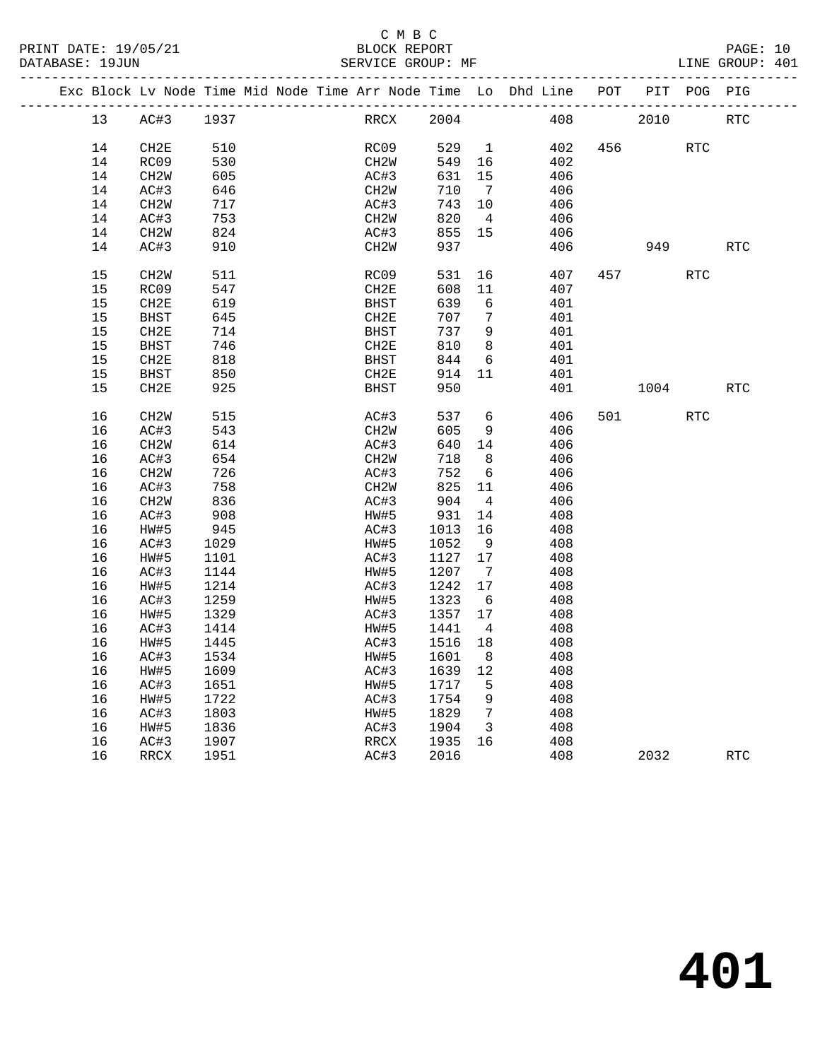C M B C

BLOCK REPORT

SERVICE GROUP: MF

LINE GROUP: 401

| Exc | Block | Lv | Node | Time | Mid | Node | Time | Arr | Node | Time | Lo | Dhd | Line | POT | PIT | POG | PIG |
|---|---|---|---|---|---|---|---|---|---|---|---|---|---|---|---|---|---|
| | 13 | | AC#3 | 1937 | | | | | RRCX | 2004 | | | 408 | | 2010 | | RTC |
| | 14 | | CH2E | 510 | | | | | RC09 | 529 | 1 | | 402 | 456 | | RTC | |
| | 14 | | RC09 | 530 | | | | | CH2W | 549 | 16 | | 402 | | | | |
| | 14 | | CH2W | 605 | | | | | AC#3 | 631 | 15 | | 406 | | | | |
| | 14 | | AC#3 | 646 | | | | | CH2W | 710 | 7 | | 406 | | | | |
| | 14 | | CH2W | 717 | | | | | AC#3 | 743 | 10 | | 406 | | | | |
| | 14 | | AC#3 | 753 | | | | | CH2W | 820 | 4 | | 406 | | | | |
| | 14 | | CH2W | 824 | | | | | AC#3 | 855 | 15 | | 406 | | | | |
| | 14 | | AC#3 | 910 | | | | | CH2W | 937 | | | 406 | | 949 | | RTC |
| | 15 | | CH2W | 511 | | | | | RC09 | 531 | 16 | | 407 | 457 | | RTC | |
| | 15 | | RC09 | 547 | | | | | CH2E | 608 | 11 | | 407 | | | | |
| | 15 | | CH2E | 619 | | | | | BHST | 639 | 6 | | 401 | | | | |
| | 15 | | BHST | 645 | | | | | CH2E | 707 | 7 | | 401 | | | | |
| | 15 | | CH2E | 714 | | | | | BHST | 737 | 9 | | 401 | | | | |
| | 15 | | BHST | 746 | | | | | CH2E | 810 | 8 | | 401 | | | | |
| | 15 | | CH2E | 818 | | | | | BHST | 844 | 6 | | 401 | | | | |
| | 15 | | BHST | 850 | | | | | CH2E | 914 | 11 | | 401 | | | | |
| | 15 | | CH2E | 925 | | | | | BHST | 950 | | | 401 | | 1004 | | RTC |
| | 16 | | CH2W | 515 | | | | | AC#3 | 537 | 6 | | 406 | 501 | | RTC | |
| | 16 | | AC#3 | 543 | | | | | CH2W | 605 | 9 | | 406 | | | | |
| | 16 | | CH2W | 614 | | | | | AC#3 | 640 | 14 | | 406 | | | | |
| | 16 | | AC#3 | 654 | | | | | CH2W | 718 | 8 | | 406 | | | | |
| | 16 | | CH2W | 726 | | | | | AC#3 | 752 | 6 | | 406 | | | | |
| | 16 | | AC#3 | 758 | | | | | CH2W | 825 | 11 | | 406 | | | | |
| | 16 | | CH2W | 836 | | | | | AC#3 | 904 | 4 | | 406 | | | | |
| | 16 | | AC#3 | 908 | | | | | HW#5 | 931 | 14 | | 408 | | | | |
| | 16 | | HW#5 | 945 | | | | | AC#3 | 1013 | 16 | | 408 | | | | |
| | 16 | | AC#3 | 1029 | | | | | HW#5 | 1052 | 9 | | 408 | | | | |
| | 16 | | HW#5 | 1101 | | | | | AC#3 | 1127 | 17 | | 408 | | | | |
| | 16 | | AC#3 | 1144 | | | | | HW#5 | 1207 | 7 | | 408 | | | | |
| | 16 | | HW#5 | 1214 | | | | | AC#3 | 1242 | 17 | | 408 | | | | |
| | 16 | | AC#3 | 1259 | | | | | HW#5 | 1323 | 6 | | 408 | | | | |
| | 16 | | HW#5 | 1329 | | | | | AC#3 | 1357 | 17 | | 408 | | | | |
| | 16 | | AC#3 | 1414 | | | | | HW#5 | 1441 | 4 | | 408 | | | | |
| | 16 | | HW#5 | 1445 | | | | | AC#3 | 1516 | 18 | | 408 | | | | |
| | 16 | | AC#3 | 1534 | | | | | HW#5 | 1601 | 8 | | 408 | | | | |
| | 16 | | HW#5 | 1609 | | | | | AC#3 | 1639 | 12 | | 408 | | | | |
| | 16 | | AC#3 | 1651 | | | | | HW#5 | 1717 | 5 | | 408 | | | | |
| | 16 | | HW#5 | 1722 | | | | | AC#3 | 1754 | 9 | | 408 | | | | |
| | 16 | | AC#3 | 1803 | | | | | HW#5 | 1829 | 7 | | 408 | | | | |
| | 16 | | HW#5 | 1836 | | | | | AC#3 | 1904 | 3 | | 408 | | | | |
| | 16 | | AC#3 | 1907 | | | | | RRCX | 1935 | 16 | | 408 | | | | |
| | 16 | | RRCX | 1951 | | | | | AC#3 | 2016 | | | 408 | | 2032 | | RTC |

# 401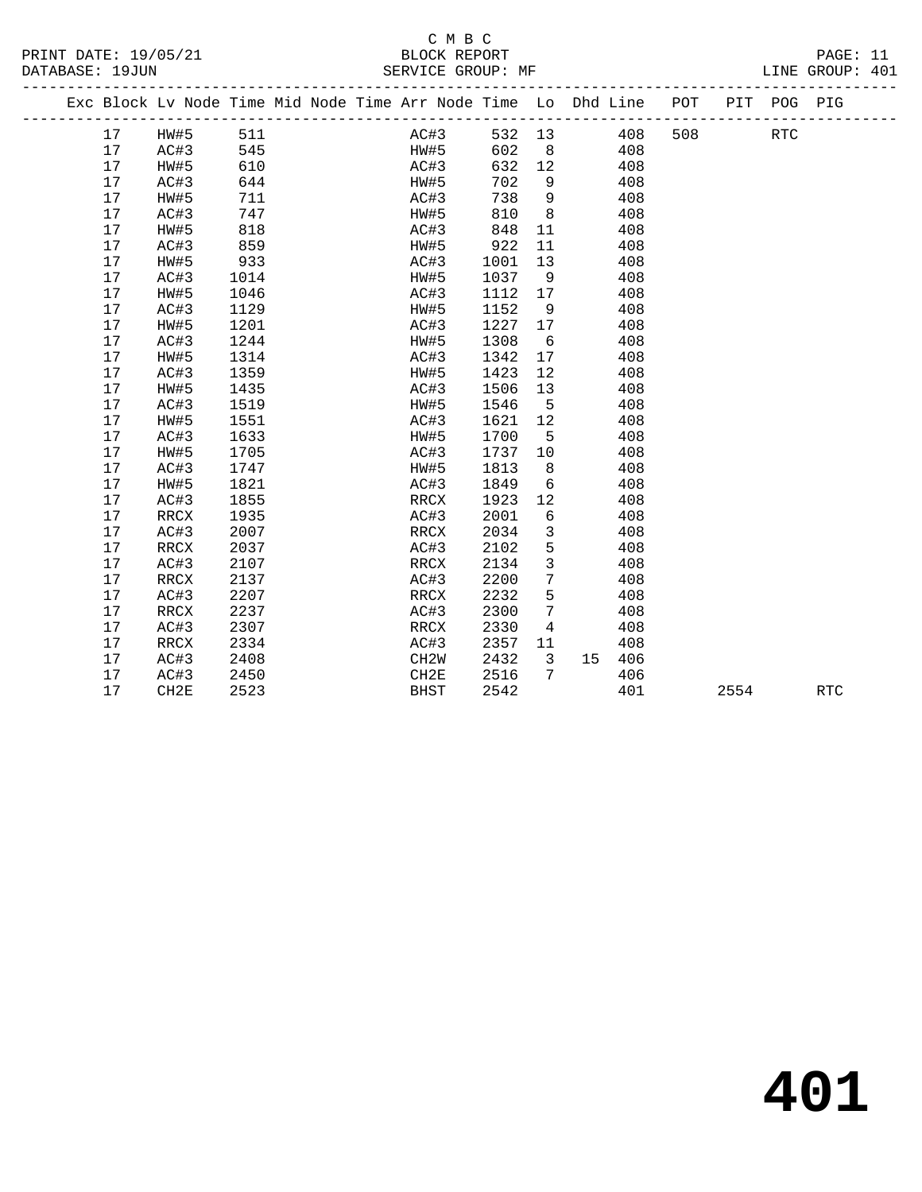C M B C
BLOCK REPORT
SERVICE GROUP: MF

PRINT DATE: 19/05/21
DATABASE: 19JUN
LINE GROUP: 401

| Exc | Block | Lv Node | Time | Mid Node | Time | Arr Node | Time | Lo | Dhd | Line | POT | PIT | POG | PIG |
|---|---|---|---|---|---|---|---|---|---|---|---|---|---|---|
| | 17 | HW#5 | 511 | | | AC#3 | 532 | 13 | | 408 | 508 | | RTC | |
| | 17 | AC#3 | 545 | | | HW#5 | 602 | 8 | | 408 | | | | |
| | 17 | HW#5 | 610 | | | AC#3 | 632 | 12 | | 408 | | | | |
| | 17 | AC#3 | 644 | | | HW#5 | 702 | 9 | | 408 | | | | |
| | 17 | HW#5 | 711 | | | AC#3 | 738 | 9 | | 408 | | | | |
| | 17 | AC#3 | 747 | | | HW#5 | 810 | 8 | | 408 | | | | |
| | 17 | HW#5 | 818 | | | AC#3 | 848 | 11 | | 408 | | | | |
| | 17 | AC#3 | 859 | | | HW#5 | 922 | 11 | | 408 | | | | |
| | 17 | HW#5 | 933 | | | AC#3 | 1001 | 13 | | 408 | | | | |
| | 17 | AC#3 | 1014 | | | HW#5 | 1037 | 9 | | 408 | | | | |
| | 17 | HW#5 | 1046 | | | AC#3 | 1112 | 17 | | 408 | | | | |
| | 17 | AC#3 | 1129 | | | HW#5 | 1152 | 9 | | 408 | | | | |
| | 17 | HW#5 | 1201 | | | AC#3 | 1227 | 17 | | 408 | | | | |
| | 17 | AC#3 | 1244 | | | HW#5 | 1308 | 6 | | 408 | | | | |
| | 17 | HW#5 | 1314 | | | AC#3 | 1342 | 17 | | 408 | | | | |
| | 17 | AC#3 | 1359 | | | HW#5 | 1423 | 12 | | 408 | | | | |
| | 17 | HW#5 | 1435 | | | AC#3 | 1506 | 13 | | 408 | | | | |
| | 17 | AC#3 | 1519 | | | HW#5 | 1546 | 5 | | 408 | | | | |
| | 17 | HW#5 | 1551 | | | AC#3 | 1621 | 12 | | 408 | | | | |
| | 17 | AC#3 | 1633 | | | HW#5 | 1700 | 5 | | 408 | | | | |
| | 17 | HW#5 | 1705 | | | AC#3 | 1737 | 10 | | 408 | | | | |
| | 17 | AC#3 | 1747 | | | HW#5 | 1813 | 8 | | 408 | | | | |
| | 17 | HW#5 | 1821 | | | AC#3 | 1849 | 6 | | 408 | | | | |
| | 17 | AC#3 | 1855 | | | RRCX | 1923 | 12 | | 408 | | | | |
| | 17 | RRCX | 1935 | | | AC#3 | 2001 | 6 | | 408 | | | | |
| | 17 | AC#3 | 2007 | | | RRCX | 2034 | 3 | | 408 | | | | |
| | 17 | RRCX | 2037 | | | AC#3 | 2102 | 5 | | 408 | | | | |
| | 17 | AC#3 | 2107 | | | RRCX | 2134 | 3 | | 408 | | | | |
| | 17 | RRCX | 2137 | | | AC#3 | 2200 | 7 | | 408 | | | | |
| | 17 | AC#3 | 2207 | | | RRCX | 2232 | 5 | | 408 | | | | |
| | 17 | RRCX | 2237 | | | AC#3 | 2300 | 7 | | 408 | | | | |
| | 17 | AC#3 | 2307 | | | RRCX | 2330 | 4 | | 408 | | | | |
| | 17 | RRCX | 2334 | | | AC#3 | 2357 | 11 | | 408 | | | | |
| | 17 | AC#3 | 2408 | | | CH2W | 2432 | 3 | 15 | 406 | | | | |
| | 17 | AC#3 | 2450 | | | CH2E | 2516 | 7 | | 406 | | | | |
| | 17 | CH2E | 2523 | | | BHST | 2542 | | | 401 | | 2554 | | RTC |

# 401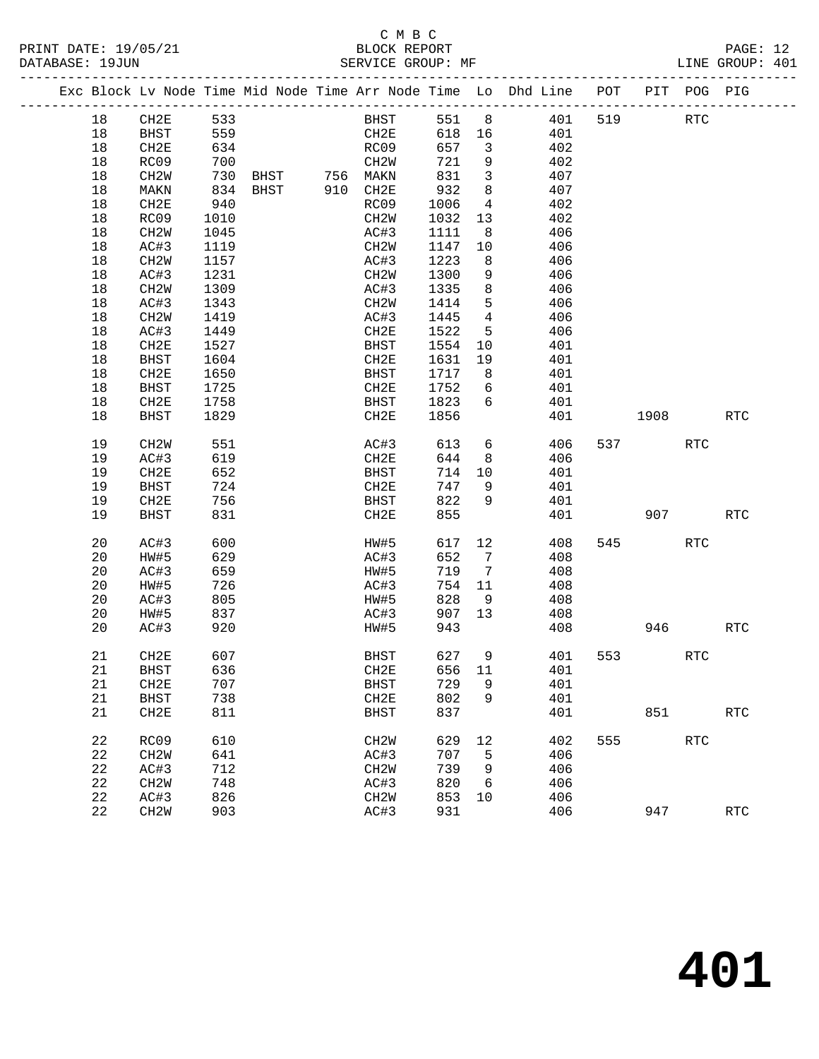C M B C

PRINT DATE: 19/05/21 BLOCK REPORT
DATABASE: 19JUN SERVICE GROUP: MF LINE GROUP: 401

| Exc | Block | Lv | Node | Time | Mid Node | Time | Arr Node | Time | Lo | Dhd Line | POT | PIT | POG | PIG |
|---|---|---|---|---|---|---|---|---|---|---|---|---|---|---|
| | 18 | | CH2E | 533 | | | BHST | 551 | 8 | 401 | 519 | | RTC | |
| | 18 | | BHST | 559 | | | CH2E | 618 | 16 | 401 | | | | |
| | 18 | | CH2E | 634 | | | RC09 | 657 | 3 | 402 | | | | |
| | 18 | | RC09 | 700 | | | CH2W | 721 | 9 | 402 | | | | |
| | 18 | | CH2W | 730 | BHST | 756 | MAKN | 831 | 3 | 407 | | | | |
| | 18 | | MAKN | 834 | BHST | 910 | CH2E | 932 | 8 | 407 | | | | |
| | 18 | | CH2E | 940 | | | RC09 | 1006 | 4 | 402 | | | | |
| | 18 | | RC09 | 1010 | | | CH2W | 1032 | 13 | 402 | | | | |
| | 18 | | CH2W | 1045 | | | AC#3 | 1111 | 8 | 406 | | | | |
| | 18 | | AC#3 | 1119 | | | CH2W | 1147 | 10 | 406 | | | | |
| | 18 | | CH2W | 1157 | | | AC#3 | 1223 | 8 | 406 | | | | |
| | 18 | | AC#3 | 1231 | | | CH2W | 1300 | 9 | 406 | | | | |
| | 18 | | CH2W | 1309 | | | AC#3 | 1335 | 8 | 406 | | | | |
| | 18 | | AC#3 | 1343 | | | CH2W | 1414 | 5 | 406 | | | | |
| | 18 | | CH2W | 1419 | | | AC#3 | 1445 | 4 | 406 | | | | |
| | 18 | | AC#3 | 1449 | | | CH2E | 1522 | 5 | 406 | | | | |
| | 18 | | CH2E | 1527 | | | BHST | 1554 | 10 | 401 | | | | |
| | 18 | | BHST | 1604 | | | CH2E | 1631 | 19 | 401 | | | | |
| | 18 | | CH2E | 1650 | | | BHST | 1717 | 8 | 401 | | | | |
| | 18 | | BHST | 1725 | | | CH2E | 1752 | 6 | 401 | | | | |
| | 18 | | CH2E | 1758 | | | BHST | 1823 | 6 | 401 | | | | |
| | 18 | | BHST | 1829 | | | CH2E | 1856 | | 401 | | 1908 | | RTC |
| | 19 | | CH2W | 551 | | | AC#3 | 613 | 6 | 406 | 537 | | RTC | |
| | 19 | | AC#3 | 619 | | | CH2E | 644 | 8 | 406 | | | | |
| | 19 | | CH2E | 652 | | | BHST | 714 | 10 | 401 | | | | |
| | 19 | | BHST | 724 | | | CH2E | 747 | 9 | 401 | | | | |
| | 19 | | CH2E | 756 | | | BHST | 822 | 9 | 401 | | | | |
| | 19 | | BHST | 831 | | | CH2E | 855 | | 401 | | 907 | | RTC |
| | 20 | | AC#3 | 600 | | | HW#5 | 617 | 12 | 408 | 545 | | RTC | |
| | 20 | | HW#5 | 629 | | | AC#3 | 652 | 7 | 408 | | | | |
| | 20 | | AC#3 | 659 | | | HW#5 | 719 | 7 | 408 | | | | |
| | 20 | | HW#5 | 726 | | | AC#3 | 754 | 11 | 408 | | | | |
| | 20 | | AC#3 | 805 | | | HW#5 | 828 | 9 | 408 | | | | |
| | 20 | | HW#5 | 837 | | | AC#3 | 907 | 13 | 408 | | | | |
| | 20 | | AC#3 | 920 | | | HW#5 | 943 | | 408 | | 946 | | RTC |
| | 21 | | CH2E | 607 | | | BHST | 627 | 9 | 401 | 553 | | RTC | |
| | 21 | | BHST | 636 | | | CH2E | 656 | 11 | 401 | | | | |
| | 21 | | CH2E | 707 | | | BHST | 729 | 9 | 401 | | | | |
| | 21 | | BHST | 738 | | | CH2E | 802 | 9 | 401 | | | | |
| | 21 | | CH2E | 811 | | | BHST | 837 | | 401 | | 851 | | RTC |
| | 22 | | RC09 | 610 | | | CH2W | 629 | 12 | 402 | 555 | | RTC | |
| | 22 | | CH2W | 641 | | | AC#3 | 707 | 5 | 406 | | | | |
| | 22 | | AC#3 | 712 | | | CH2W | 739 | 9 | 406 | | | | |
| | 22 | | CH2W | 748 | | | AC#3 | 820 | 6 | 406 | | | | |
| | 22 | | AC#3 | 826 | | | CH2W | 853 | 10 | 406 | | | | |
| | 22 | | CH2W | 903 | | | AC#3 | 931 | | 406 | | 947 | | RTC |

# 401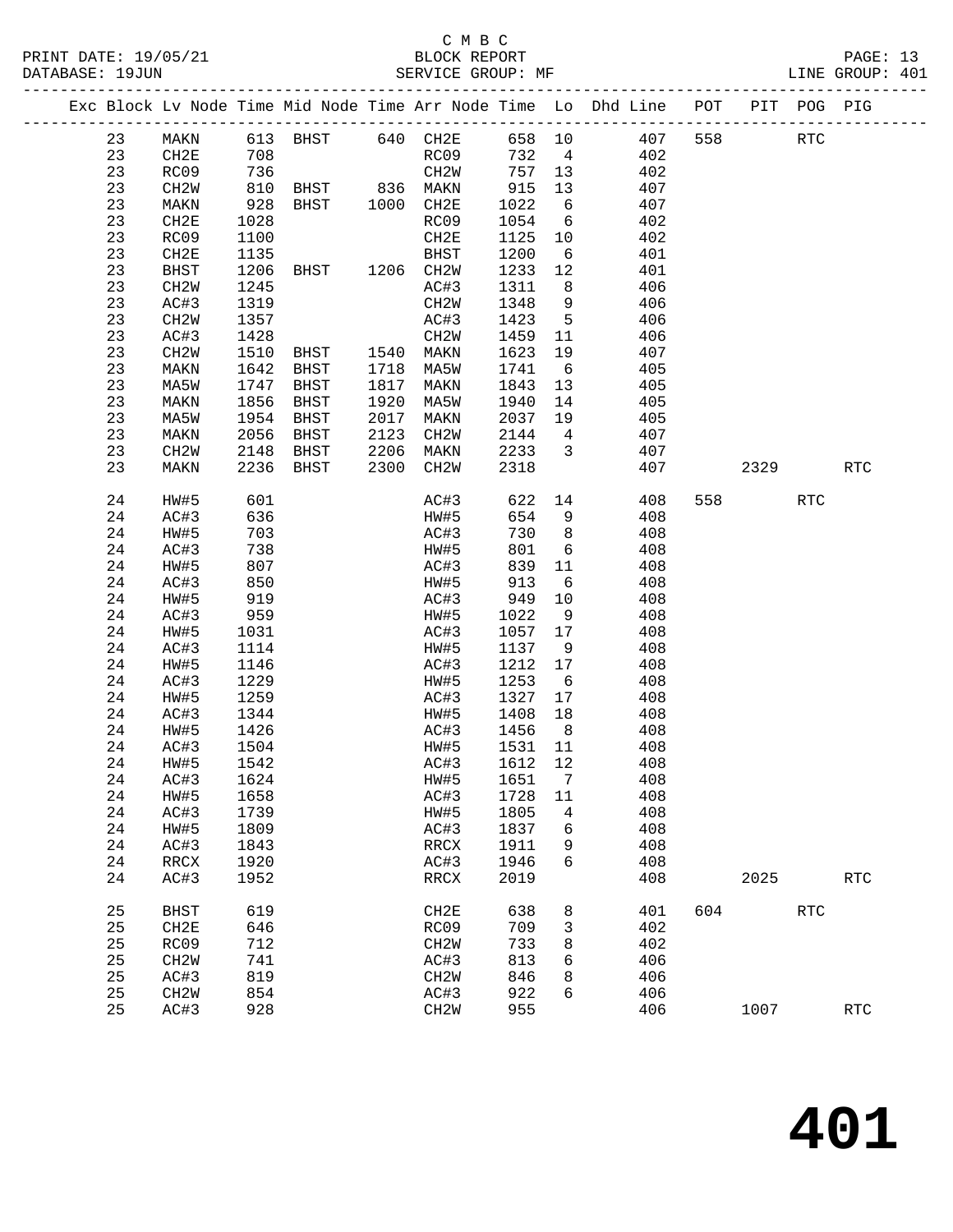C M B C

PRINT DATE: 19/05/21 BLOCK REPORT

DATABASE: 19JUN SERVICE GROUP: MF LINE GROUP: 401

| Exc | Block | Lv Node | Time | Mid Node | Time | Arr Node | Time | Lo | Dhd Line | POT | PIT | POG | PIG |
|---|---|---|---|---|---|---|---|---|---|---|---|---|---|
| | 23 | MAKN | 613 | BHST | 640 | CH2E | 658 | 10 | 407 | 558 | | RTC | |
| | 23 | CH2E | 708 | | | RC09 | 732 | 4 | 402 | | | | |
| | 23 | RC09 | 736 | | | CH2W | 757 | 13 | 402 | | | | |
| | 23 | CH2W | 810 | BHST | 836 | MAKN | 915 | 13 | 407 | | | | |
| | 23 | MAKN | 928 | BHST | 1000 | CH2E | 1022 | 6 | 407 | | | | |
| | 23 | CH2E | 1028 | | | RC09 | 1054 | 6 | 402 | | | | |
| | 23 | RC09 | 1100 | | | CH2E | 1125 | 10 | 402 | | | | |
| | 23 | CH2E | 1135 | | | BHST | 1200 | 6 | 401 | | | | |
| | 23 | BHST | 1206 | BHST | 1206 | CH2W | 1233 | 12 | 401 | | | | |
| | 23 | CH2W | 1245 | | | AC#3 | 1311 | 8 | 406 | | | | |
| | 23 | AC#3 | 1319 | | | CH2W | 1348 | 9 | 406 | | | | |
| | 23 | CH2W | 1357 | | | AC#3 | 1423 | 5 | 406 | | | | |
| | 23 | AC#3 | 1428 | | | CH2W | 1459 | 11 | 406 | | | | |
| | 23 | CH2W | 1510 | BHST | 1540 | MAKN | 1623 | 19 | 407 | | | | |
| | 23 | MAKN | 1642 | BHST | 1718 | MA5W | 1741 | 6 | 405 | | | | |
| | 23 | MA5W | 1747 | BHST | 1817 | MAKN | 1843 | 13 | 405 | | | | |
| | 23 | MAKN | 1856 | BHST | 1920 | MA5W | 1940 | 14 | 405 | | | | |
| | 23 | MA5W | 1954 | BHST | 2017 | MAKN | 2037 | 19 | 405 | | | | |
| | 23 | MAKN | 2056 | BHST | 2123 | CH2W | 2144 | 4 | 407 | | | | |
| | 23 | CH2W | 2148 | BHST | 2206 | MAKN | 2233 | 3 | 407 | | | | |
| | 23 | MAKN | 2236 | BHST | 2300 | CH2W | 2318 | | 407 | | 2329 | | RTC |
| | 24 | HW#5 | 601 | | | AC#3 | 622 | 14 | 408 | 558 | | RTC | |
| | 24 | AC#3 | 636 | | | HW#5 | 654 | 9 | 408 | | | | |
| | 24 | HW#5 | 703 | | | AC#3 | 730 | 8 | 408 | | | | |
| | 24 | AC#3 | 738 | | | HW#5 | 801 | 6 | 408 | | | | |
| | 24 | HW#5 | 807 | | | AC#3 | 839 | 11 | 408 | | | | |
| | 24 | AC#3 | 850 | | | HW#5 | 913 | 6 | 408 | | | | |
| | 24 | HW#5 | 919 | | | AC#3 | 949 | 10 | 408 | | | | |
| | 24 | AC#3 | 959 | | | HW#5 | 1022 | 9 | 408 | | | | |
| | 24 | HW#5 | 1031 | | | AC#3 | 1057 | 17 | 408 | | | | |
| | 24 | AC#3 | 1114 | | | HW#5 | 1137 | 9 | 408 | | | | |
| | 24 | HW#5 | 1146 | | | AC#3 | 1212 | 17 | 408 | | | | |
| | 24 | AC#3 | 1229 | | | HW#5 | 1253 | 6 | 408 | | | | |
| | 24 | HW#5 | 1259 | | | AC#3 | 1327 | 17 | 408 | | | | |
| | 24 | AC#3 | 1344 | | | HW#5 | 1408 | 18 | 408 | | | | |
| | 24 | HW#5 | 1426 | | | AC#3 | 1456 | 8 | 408 | | | | |
| | 24 | AC#3 | 1504 | | | HW#5 | 1531 | 11 | 408 | | | | |
| | 24 | HW#5 | 1542 | | | AC#3 | 1612 | 12 | 408 | | | | |
| | 24 | AC#3 | 1624 | | | HW#5 | 1651 | 7 | 408 | | | | |
| | 24 | HW#5 | 1658 | | | AC#3 | 1728 | 11 | 408 | | | | |
| | 24 | AC#3 | 1739 | | | HW#5 | 1805 | 4 | 408 | | | | |
| | 24 | HW#5 | 1809 | | | AC#3 | 1837 | 6 | 408 | | | | |
| | 24 | AC#3 | 1843 | | | RRCX | 1911 | 9 | 408 | | | | |
| | 24 | RRCX | 1920 | | | AC#3 | 1946 | 6 | 408 | | | | |
| | 24 | AC#3 | 1952 | | | RRCX | 2019 | | 408 | | 2025 | | RTC |
| | 25 | BHST | 619 | | | CH2E | 638 | 8 | 401 | 604 | | RTC | |
| | 25 | CH2E | 646 | | | RC09 | 709 | 3 | 402 | | | | |
| | 25 | RC09 | 712 | | | CH2W | 733 | 8 | 402 | | | | |
| | 25 | CH2W | 741 | | | AC#3 | 813 | 6 | 406 | | | | |
| | 25 | AC#3 | 819 | | | CH2W | 846 | 8 | 406 | | | | |
| | 25 | CH2W | 854 | | | AC#3 | 922 | 6 | 406 | | | | |
| | 25 | AC#3 | 928 | | | CH2W | 955 | | 406 | | 1007 | | RTC |

# 401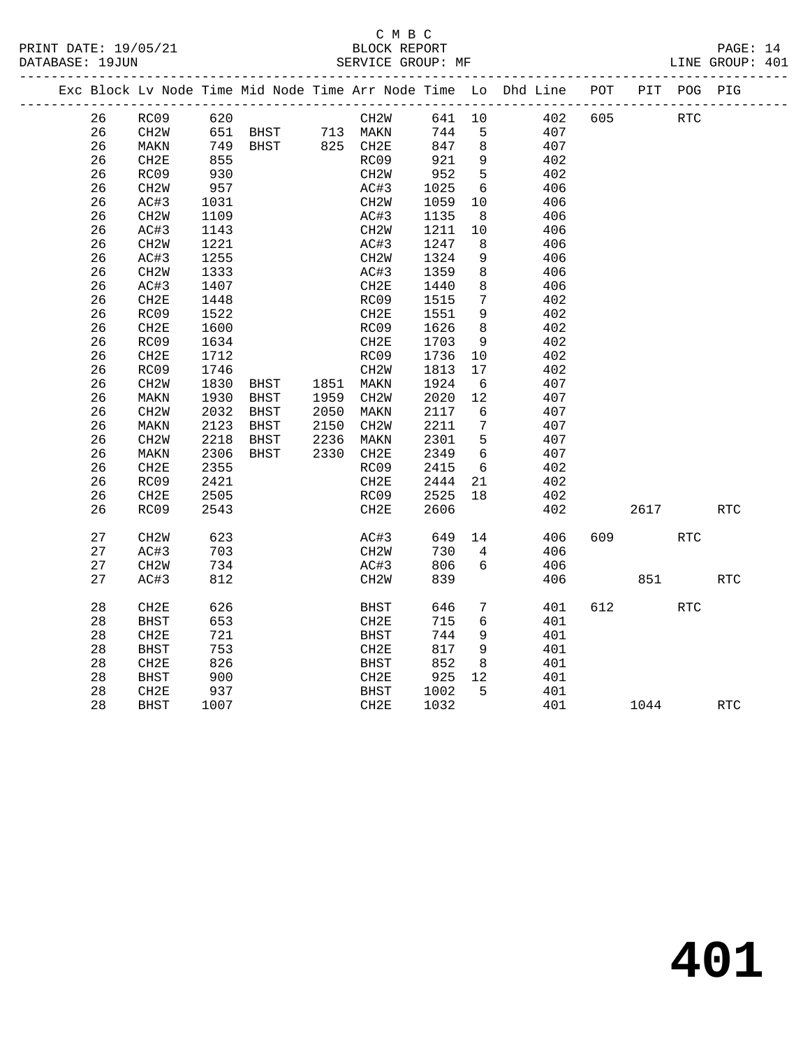C M B C
PRINT DATE: 19/05/21 BLOCK REPORT
DATABASE: 19JUN SERVICE GROUP: MF LINE GROUP: 401

| Exc | Block | Lv | Node | Time | Mid Node | Time | Arr Node | Time | Lo | Dhd Line | POT | PIT | POG | PIG |
|---|---|---|---|---|---|---|---|---|---|---|---|---|---|---|
| | 26 | | RC09 | 620 | | | CH2W | 641 | 10 | 402 | 605 | | RTC | |
| | 26 | | CH2W | 651 | BHST | 713 | MAKN | 744 | 5 | 407 | | | | |
| | 26 | | MAKN | 749 | BHST | 825 | CH2E | 847 | 8 | 407 | | | | |
| | 26 | | CH2E | 855 | | | RC09 | 921 | 9 | 402 | | | | |
| | 26 | | RC09 | 930 | | | CH2W | 952 | 5 | 402 | | | | |
| | 26 | | CH2W | 957 | | | AC#3 | 1025 | 6 | 406 | | | | |
| | 26 | | AC#3 | 1031 | | | CH2W | 1059 | 10 | 406 | | | | |
| | 26 | | CH2W | 1109 | | | AC#3 | 1135 | 8 | 406 | | | | |
| | 26 | | AC#3 | 1143 | | | CH2W | 1211 | 10 | 406 | | | | |
| | 26 | | CH2W | 1221 | | | AC#3 | 1247 | 8 | 406 | | | | |
| | 26 | | AC#3 | 1255 | | | CH2W | 1324 | 9 | 406 | | | | |
| | 26 | | CH2W | 1333 | | | AC#3 | 1359 | 8 | 406 | | | | |
| | 26 | | AC#3 | 1407 | | | CH2E | 1440 | 8 | 406 | | | | |
| | 26 | | CH2E | 1448 | | | RC09 | 1515 | 7 | 402 | | | | |
| | 26 | | RC09 | 1522 | | | CH2E | 1551 | 9 | 402 | | | | |
| | 26 | | CH2E | 1600 | | | RC09 | 1626 | 8 | 402 | | | | |
| | 26 | | RC09 | 1634 | | | CH2E | 1703 | 9 | 402 | | | | |
| | 26 | | CH2E | 1712 | | | RC09 | 1736 | 10 | 402 | | | | |
| | 26 | | RC09 | 1746 | | | CH2W | 1813 | 17 | 402 | | | | |
| | 26 | | CH2W | 1830 | BHST | 1851 | MAKN | 1924 | 6 | 407 | | | | |
| | 26 | | MAKN | 1930 | BHST | 1959 | CH2W | 2020 | 12 | 407 | | | | |
| | 26 | | CH2W | 2032 | BHST | 2050 | MAKN | 2117 | 6 | 407 | | | | |
| | 26 | | MAKN | 2123 | BHST | 2150 | CH2W | 2211 | 7 | 407 | | | | |
| | 26 | | CH2W | 2218 | BHST | 2236 | MAKN | 2301 | 5 | 407 | | | | |
| | 26 | | MAKN | 2306 | BHST | 2330 | CH2E | 2349 | 6 | 407 | | | | |
| | 26 | | CH2E | 2355 | | | RC09 | 2415 | 6 | 402 | | | | |
| | 26 | | RC09 | 2421 | | | CH2E | 2444 | 21 | 402 | | | | |
| | 26 | | CH2E | 2505 | | | RC09 | 2525 | 18 | 402 | | | | |
| | 26 | | RC09 | 2543 | | | CH2E | 2606 | | 402 | | 2617 | | RTC |
| | 27 | | CH2W | 623 | | | AC#3 | 649 | 14 | 406 | 609 | | RTC | |
| | 27 | | AC#3 | 703 | | | CH2W | 730 | 4 | 406 | | | | |
| | 27 | | CH2W | 734 | | | AC#3 | 806 | 6 | 406 | | | | |
| | 27 | | AC#3 | 812 | | | CH2W | 839 | | 406 | | 851 | | RTC |
| | 28 | | CH2E | 626 | | | BHST | 646 | 7 | 401 | 612 | | RTC | |
| | 28 | | BHST | 653 | | | CH2E | 715 | 6 | 401 | | | | |
| | 28 | | CH2E | 721 | | | BHST | 744 | 9 | 401 | | | | |
| | 28 | | BHST | 753 | | | CH2E | 817 | 9 | 401 | | | | |
| | 28 | | CH2E | 826 | | | BHST | 852 | 8 | 401 | | | | |
| | 28 | | BHST | 900 | | | CH2E | 925 | 12 | 401 | | | | |
| | 28 | | CH2E | 937 | | | BHST | 1002 | 5 | 401 | | | | |
| | 28 | | BHST | 1007 | | | CH2E | 1032 | | 401 | | 1044 | | RTC |

# 401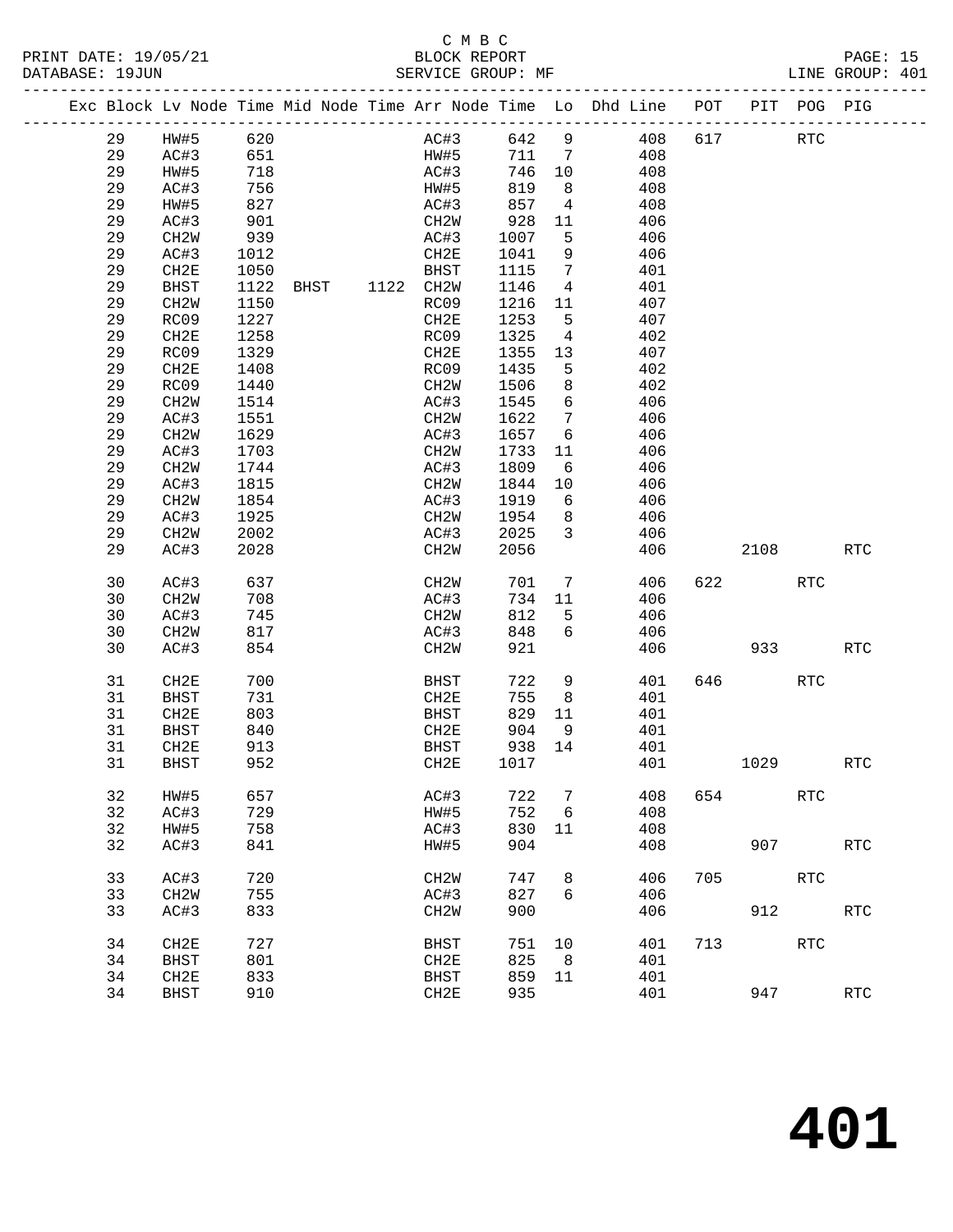C M B C

BLOCK REPORT

SERVICE GROUP: MF

LINE GROUP: 401

| Exc | Block | Lv Node | Time | Mid Node | Time | Arr Node | Time | Lo | Dhd Line | POT | PIT | POG | PIG |
|---|---|---|---|---|---|---|---|---|---|---|---|---|---|
| | 29 | HW#5 | 620 | | | AC#3 | 642 | 9 | 408 | 617 | | RTC | |
| | 29 | AC#3 | 651 | | | HW#5 | 711 | 7 | 408 | | | | |
| | 29 | HW#5 | 718 | | | AC#3 | 746 | 10 | 408 | | | | |
| | 29 | AC#3 | 756 | | | HW#5 | 819 | 8 | 408 | | | | |
| | 29 | HW#5 | 827 | | | AC#3 | 857 | 4 | 408 | | | | |
| | 29 | AC#3 | 901 | | | CH2W | 928 | 11 | 406 | | | | |
| | 29 | CH2W | 939 | | | AC#3 | 1007 | 5 | 406 | | | | |
| | 29 | AC#3 | 1012 | | | CH2E | 1041 | 9 | 406 | | | | |
| | 29 | CH2E | 1050 | | | BHST | 1115 | 7 | 401 | | | | |
| | 29 | BHST | 1122 | BHST | 1122 | CH2W | 1146 | 4 | 401 | | | | |
| | 29 | CH2W | 1150 | | | RC09 | 1216 | 11 | 407 | | | | |
| | 29 | RC09 | 1227 | | | CH2E | 1253 | 5 | 407 | | | | |
| | 29 | CH2E | 1258 | | | RC09 | 1325 | 4 | 402 | | | | |
| | 29 | RC09 | 1329 | | | CH2E | 1355 | 13 | 407 | | | | |
| | 29 | CH2E | 1408 | | | RC09 | 1435 | 5 | 402 | | | | |
| | 29 | RC09 | 1440 | | | CH2W | 1506 | 8 | 402 | | | | |
| | 29 | CH2W | 1514 | | | AC#3 | 1545 | 6 | 406 | | | | |
| | 29 | AC#3 | 1551 | | | CH2W | 1622 | 7 | 406 | | | | |
| | 29 | CH2W | 1629 | | | AC#3 | 1657 | 6 | 406 | | | | |
| | 29 | AC#3 | 1703 | | | CH2W | 1733 | 11 | 406 | | | | |
| | 29 | CH2W | 1744 | | | AC#3 | 1809 | 6 | 406 | | | | |
| | 29 | AC#3 | 1815 | | | CH2W | 1844 | 10 | 406 | | | | |
| | 29 | CH2W | 1854 | | | AC#3 | 1919 | 6 | 406 | | | | |
| | 29 | AC#3 | 1925 | | | CH2W | 1954 | 8 | 406 | | | | |
| | 29 | CH2W | 2002 | | | AC#3 | 2025 | 3 | 406 | | | | |
| | 29 | AC#3 | 2028 | | | CH2W | 2056 | | 406 | | 2108 | | RTC |
| | 30 | AC#3 | 637 | | | CH2W | 701 | 7 | 406 | 622 | | RTC | |
| | 30 | CH2W | 708 | | | AC#3 | 734 | 11 | 406 | | | | |
| | 30 | AC#3 | 745 | | | CH2W | 812 | 5 | 406 | | | | |
| | 30 | CH2W | 817 | | | AC#3 | 848 | 6 | 406 | | | | |
| | 30 | AC#3 | 854 | | | CH2W | 921 | | 406 | | 933 | | RTC |
| | 31 | CH2E | 700 | | | BHST | 722 | 9 | 401 | 646 | | RTC | |
| | 31 | BHST | 731 | | | CH2E | 755 | 8 | 401 | | | | |
| | 31 | CH2E | 803 | | | BHST | 829 | 11 | 401 | | | | |
| | 31 | BHST | 840 | | | CH2E | 904 | 9 | 401 | | | | |
| | 31 | CH2E | 913 | | | BHST | 938 | 14 | 401 | | | | |
| | 31 | BHST | 952 | | | CH2E | 1017 | | 401 | | 1029 | | RTC |
| | 32 | HW#5 | 657 | | | AC#3 | 722 | 7 | 408 | 654 | | RTC | |
| | 32 | AC#3 | 729 | | | HW#5 | 752 | 6 | 408 | | | | |
| | 32 | HW#5 | 758 | | | AC#3 | 830 | 11 | 408 | | | | |
| | 32 | AC#3 | 841 | | | HW#5 | 904 | | 408 | | 907 | | RTC |
| | 33 | AC#3 | 720 | | | CH2W | 747 | 8 | 406 | 705 | | RTC | |
| | 33 | CH2W | 755 | | | AC#3 | 827 | 6 | 406 | | | | |
| | 33 | AC#3 | 833 | | | CH2W | 900 | | 406 | | 912 | | RTC |
| | 34 | CH2E | 727 | | | BHST | 751 | 10 | 401 | 713 | | RTC | |
| | 34 | BHST | 801 | | | CH2E | 825 | 8 | 401 | | | | |
| | 34 | CH2E | 833 | | | BHST | 859 | 11 | 401 | | | | |
| | 34 | BHST | 910 | | | CH2E | 935 | | 401 | | 947 | | RTC |

# 401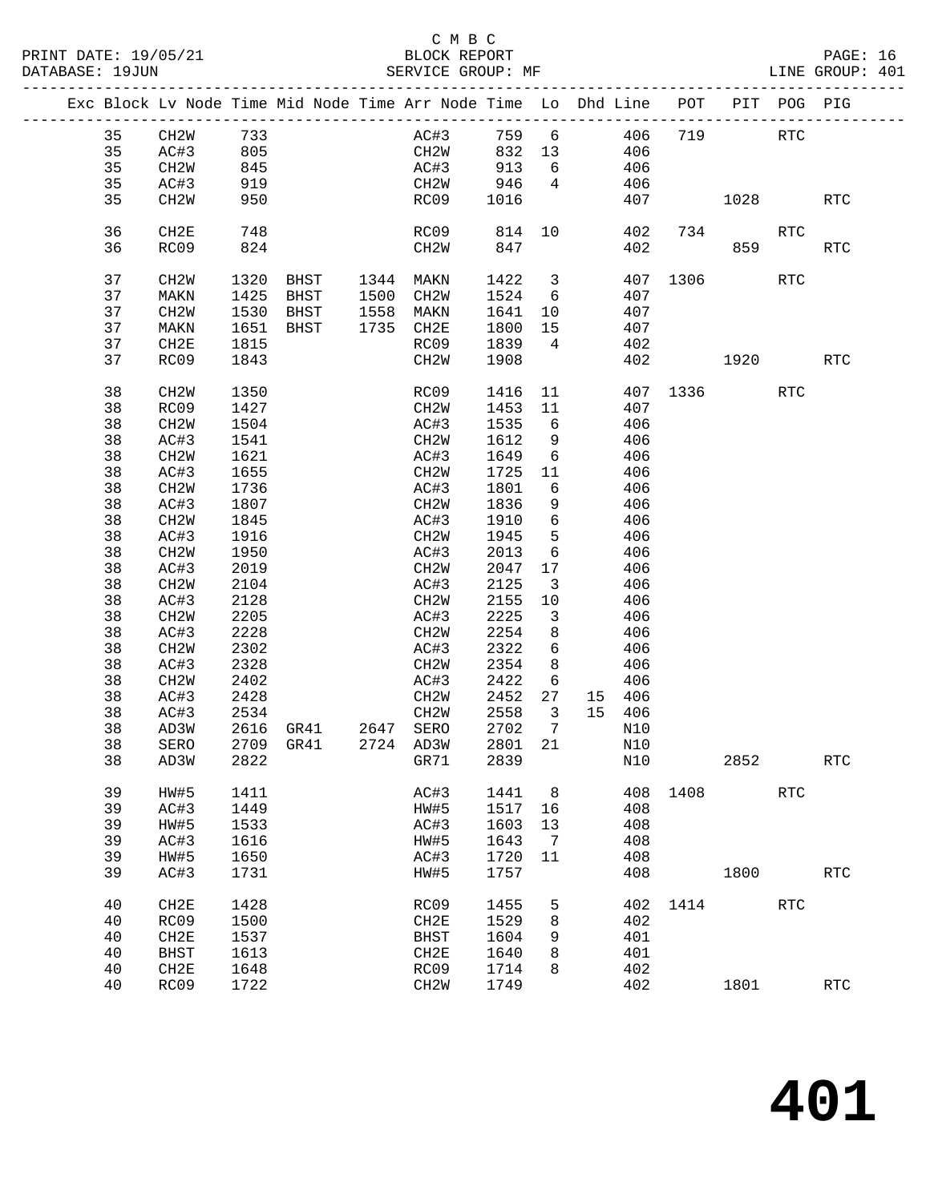C M B C
BLOCK REPORT
SERVICE GROUP: MF

PRINT DATE: 19/05/21
DATABASE: 19JUN

LINE GROUP: 401

| Exc | Block | Lv Node | Time | Mid Node | Time | Arr Node | Time | Lo | Dhd | Line | POT | PIT | POG | PIG |
|---|---|---|---|---|---|---|---|---|---|---|---|---|---|---|
| | 35 | CH2W | 733 | | | AC#3 | 759 | 6 | | 406 | 719 | | RTC | |
| | 35 | AC#3 | 805 | | | CH2W | 832 | 13 | | 406 | | | | |
| | 35 | CH2W | 845 | | | AC#3 | 913 | 6 | | 406 | | | | |
| | 35 | AC#3 | 919 | | | CH2W | 946 | 4 | | 406 | | | | |
| | 35 | CH2W | 950 | | | RC09 | 1016 | | | 407 | | 1028 | | RTC |
| | 36 | CH2E | 748 | | | RC09 | 814 | 10 | | 402 | 734 | | RTC | |
| | 36 | RC09 | 824 | | | CH2W | 847 | | | 402 | | 859 | | RTC |
| | 37 | CH2W | 1320 | BHST | 1344 | MAKN | 1422 | 3 | | 407 | 1306 | | RTC | |
| | 37 | MAKN | 1425 | BHST | 1500 | CH2W | 1524 | 6 | | 407 | | | | |
| | 37 | CH2W | 1530 | BHST | 1558 | MAKN | 1641 | 10 | | 407 | | | | |
| | 37 | MAKN | 1651 | BHST | 1735 | CH2E | 1800 | 15 | | 407 | | | | |
| | 37 | CH2E | 1815 | | | RC09 | 1839 | 4 | | 402 | | | | |
| | 37 | RC09 | 1843 | | | CH2W | 1908 | | | 402 | | 1920 | | RTC |
| | 38 | CH2W | 1350 | | | RC09 | 1416 | 11 | | 407 | 1336 | | RTC | |
| | 38 | RC09 | 1427 | | | CH2W | 1453 | 11 | | 407 | | | | |
| | 38 | CH2W | 1504 | | | AC#3 | 1535 | 6 | | 406 | | | | |
| | 38 | AC#3 | 1541 | | | CH2W | 1612 | 9 | | 406 | | | | |
| | 38 | CH2W | 1621 | | | AC#3 | 1649 | 6 | | 406 | | | | |
| | 38 | AC#3 | 1655 | | | CH2W | 1725 | 11 | | 406 | | | | |
| | 38 | CH2W | 1736 | | | AC#3 | 1801 | 6 | | 406 | | | | |
| | 38 | AC#3 | 1807 | | | CH2W | 1836 | 9 | | 406 | | | | |
| | 38 | CH2W | 1845 | | | AC#3 | 1910 | 6 | | 406 | | | | |
| | 38 | AC#3 | 1916 | | | CH2W | 1945 | 5 | | 406 | | | | |
| | 38 | CH2W | 1950 | | | AC#3 | 2013 | 6 | | 406 | | | | |
| | 38 | AC#3 | 2019 | | | CH2W | 2047 | 17 | | 406 | | | | |
| | 38 | CH2W | 2104 | | | AC#3 | 2125 | 3 | | 406 | | | | |
| | 38 | AC#3 | 2128 | | | CH2W | 2155 | 10 | | 406 | | | | |
| | 38 | CH2W | 2205 | | | AC#3 | 2225 | 3 | | 406 | | | | |
| | 38 | AC#3 | 2228 | | | CH2W | 2254 | 8 | | 406 | | | | |
| | 38 | CH2W | 2302 | | | AC#3 | 2322 | 6 | | 406 | | | | |
| | 38 | AC#3 | 2328 | | | CH2W | 2354 | 8 | | 406 | | | | |
| | 38 | CH2W | 2402 | | | AC#3 | 2422 | 6 | | 406 | | | | |
| | 38 | AC#3 | 2428 | | | CH2W | 2452 | 27 | 15 | 406 | | | | |
| | 38 | AC#3 | 2534 | | | CH2W | 2558 | 3 | 15 | 406 | | | | |
| | 38 | AD3W | 2616 | GR41 | 2647 | SERO | 2702 | 7 | | N10 | | | | |
| | 38 | SERO | 2709 | GR41 | 2724 | AD3W | 2801 | 21 | | N10 | | | | |
| | 38 | AD3W | 2822 | | | GR71 | 2839 | | | N10 | | 2852 | | RTC |
| | 39 | HW#5 | 1411 | | | AC#3 | 1441 | 8 | | 408 | 1408 | | RTC | |
| | 39 | AC#3 | 1449 | | | HW#5 | 1517 | 16 | | 408 | | | | |
| | 39 | HW#5 | 1533 | | | AC#3 | 1603 | 13 | | 408 | | | | |
| | 39 | AC#3 | 1616 | | | HW#5 | 1643 | 7 | | 408 | | | | |
| | 39 | HW#5 | 1650 | | | AC#3 | 1720 | 11 | | 408 | | | | |
| | 39 | AC#3 | 1731 | | | HW#5 | 1757 | | | 408 | | 1800 | | RTC |
| | 40 | CH2E | 1428 | | | RC09 | 1455 | 5 | | 402 | 1414 | | RTC | |
| | 40 | RC09 | 1500 | | | CH2E | 1529 | 8 | | 402 | | | | |
| | 40 | CH2E | 1537 | | | BHST | 1604 | 9 | | 401 | | | | |
| | 40 | BHST | 1613 | | | CH2E | 1640 | 8 | | 401 | | | | |
| | 40 | CH2E | 1648 | | | RC09 | 1714 | 8 | | 402 | | | | |
| | 40 | RC09 | 1722 | | | CH2W | 1749 | | | 402 | | 1801 | | RTC |

# 401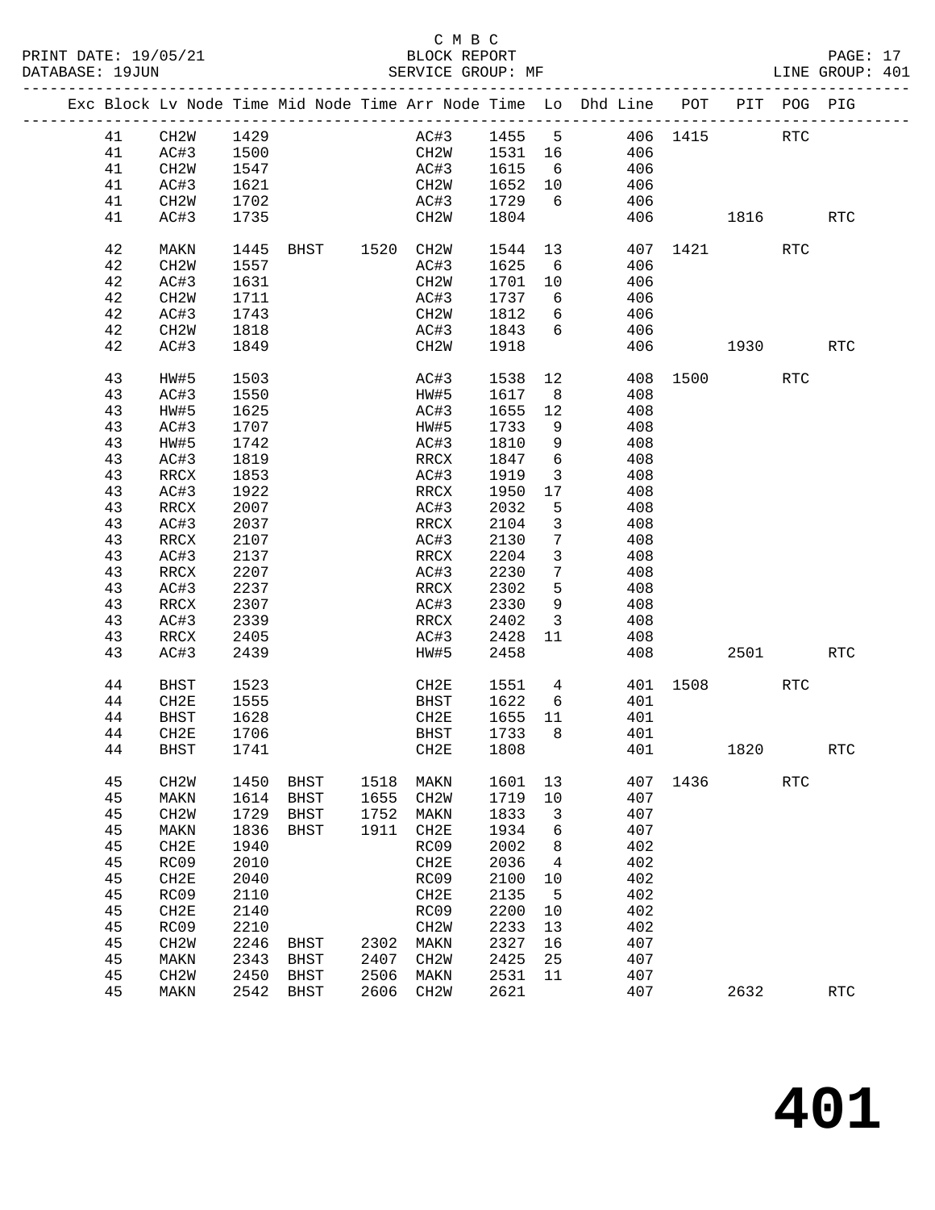C M B C
BLOCK REPORT
SERVICE GROUP: MF

PRINT DATE: 19/05/21
DATABASE: 19JUN
LINE GROUP: 401

| Exc | Block | Lv Node | Time | Mid Node | Time | Arr Node | Time | Lo | Dhd Line | POT | PIT | POG | PIG |
|---|---|---|---|---|---|---|---|---|---|---|---|---|---|
| | 41 | CH2W | 1429 | | | AC#3 | 1455 | 5 | 406 | 1415 | | RTC | |
| | 41 | AC#3 | 1500 | | | CH2W | 1531 | 16 | 406 | | | | |
| | 41 | CH2W | 1547 | | | AC#3 | 1615 | 6 | 406 | | | | |
| | 41 | AC#3 | 1621 | | | CH2W | 1652 | 10 | 406 | | | | |
| | 41 | CH2W | 1702 | | | AC#3 | 1729 | 6 | 406 | | | | |
| | 41 | AC#3 | 1735 | | | CH2W | 1804 | | 406 | | 1816 | | RTC |
| | 42 | MAKN | 1445 | BHST | 1520 | CH2W | 1544 | 13 | 407 | 1421 | | RTC | |
| | 42 | CH2W | 1557 | | | AC#3 | 1625 | 6 | 406 | | | | |
| | 42 | AC#3 | 1631 | | | CH2W | 1701 | 10 | 406 | | | | |
| | 42 | CH2W | 1711 | | | AC#3 | 1737 | 6 | 406 | | | | |
| | 42 | AC#3 | 1743 | | | CH2W | 1812 | 6 | 406 | | | | |
| | 42 | CH2W | 1818 | | | AC#3 | 1843 | 6 | 406 | | | | |
| | 42 | AC#3 | 1849 | | | CH2W | 1918 | | 406 | | 1930 | | RTC |
| | 43 | HW#5 | 1503 | | | AC#3 | 1538 | 12 | 408 | 1500 | | RTC | |
| | 43 | AC#3 | 1550 | | | HW#5 | 1617 | 8 | 408 | | | | |
| | 43 | HW#5 | 1625 | | | AC#3 | 1655 | 12 | 408 | | | | |
| | 43 | AC#3 | 1707 | | | HW#5 | 1733 | 9 | 408 | | | | |
| | 43 | HW#5 | 1742 | | | AC#3 | 1810 | 9 | 408 | | | | |
| | 43 | AC#3 | 1819 | | | RRCX | 1847 | 6 | 408 | | | | |
| | 43 | RRCX | 1853 | | | AC#3 | 1919 | 3 | 408 | | | | |
| | 43 | AC#3 | 1922 | | | RRCX | 1950 | 17 | 408 | | | | |
| | 43 | RRCX | 2007 | | | AC#3 | 2032 | 5 | 408 | | | | |
| | 43 | AC#3 | 2037 | | | RRCX | 2104 | 3 | 408 | | | | |
| | 43 | RRCX | 2107 | | | AC#3 | 2130 | 7 | 408 | | | | |
| | 43 | AC#3 | 2137 | | | RRCX | 2204 | 3 | 408 | | | | |
| | 43 | RRCX | 2207 | | | AC#3 | 2230 | 7 | 408 | | | | |
| | 43 | AC#3 | 2237 | | | RRCX | 2302 | 5 | 408 | | | | |
| | 43 | RRCX | 2307 | | | AC#3 | 2330 | 9 | 408 | | | | |
| | 43 | AC#3 | 2339 | | | RRCX | 2402 | 3 | 408 | | | | |
| | 43 | RRCX | 2405 | | | AC#3 | 2428 | 11 | 408 | | | | |
| | 43 | AC#3 | 2439 | | | HW#5 | 2458 | | 408 | | 2501 | | RTC |
| | 44 | BHST | 1523 | | | CH2E | 1551 | 4 | 401 | 1508 | | RTC | |
| | 44 | CH2E | 1555 | | | BHST | 1622 | 6 | 401 | | | | |
| | 44 | BHST | 1628 | | | CH2E | 1655 | 11 | 401 | | | | |
| | 44 | CH2E | 1706 | | | BHST | 1733 | 8 | 401 | | | | |
| | 44 | BHST | 1741 | | | CH2E | 1808 | | 401 | | 1820 | | RTC |
| | 45 | CH2W | 1450 | BHST | 1518 | MAKN | 1601 | 13 | 407 | 1436 | | RTC | |
| | 45 | MAKN | 1614 | BHST | 1655 | CH2W | 1719 | 10 | 407 | | | | |
| | 45 | CH2W | 1729 | BHST | 1752 | MAKN | 1833 | 3 | 407 | | | | |
| | 45 | MAKN | 1836 | BHST | 1911 | CH2E | 1934 | 6 | 407 | | | | |
| | 45 | CH2E | 1940 | | | RC09 | 2002 | 8 | 402 | | | | |
| | 45 | RC09 | 2010 | | | CH2E | 2036 | 4 | 402 | | | | |
| | 45 | CH2E | 2040 | | | RC09 | 2100 | 10 | 402 | | | | |
| | 45 | RC09 | 2110 | | | CH2E | 2135 | 5 | 402 | | | | |
| | 45 | CH2E | 2140 | | | RC09 | 2200 | 10 | 402 | | | | |
| | 45 | RC09 | 2210 | | | CH2W | 2233 | 13 | 402 | | | | |
| | 45 | CH2W | 2246 | BHST | 2302 | MAKN | 2327 | 16 | 407 | | | | |
| | 45 | MAKN | 2343 | BHST | 2407 | CH2W | 2425 | 25 | 407 | | | | |
| | 45 | CH2W | 2450 | BHST | 2506 | MAKN | 2531 | 11 | 407 | | | | |
| | 45 | MAKN | 2542 | BHST | 2606 | CH2W | 2621 | | 407 | | 2632 | | RTC |

# 401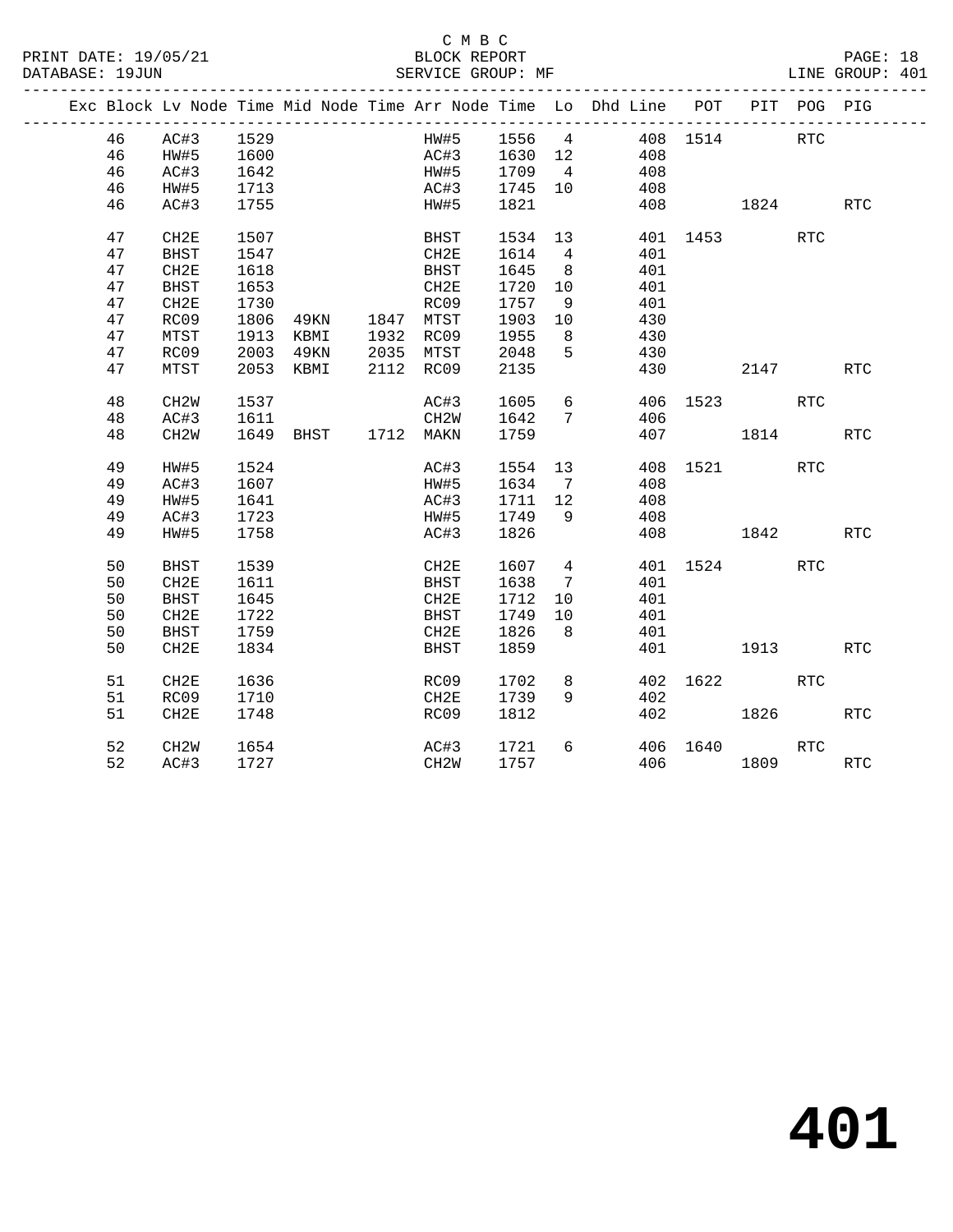C M B C
BLOCK REPORT
SERVICE GROUP: MF

PRINT DATE: 19/05/21
DATABASE: 19JUN
LINE GROUP: 401

| Exc | Block | Lv Node | Time | Mid Node | Time | Arr Node | Time | Lo | Dhd Line | POT | PIT | POG | PIG |
|---|---|---|---|---|---|---|---|---|---|---|---|---|---|
| | 46 | AC#3 | 1529 | | | HW#5 | 1556 | 4 | 408 | 1514 | | RTC | |
| | 46 | HW#5 | 1600 | | | AC#3 | 1630 | 12 | 408 | | | | |
| | 46 | AC#3 | 1642 | | | HW#5 | 1709 | 4 | 408 | | | | |
| | 46 | HW#5 | 1713 | | | AC#3 | 1745 | 10 | 408 | | | | |
| | 46 | AC#3 | 1755 | | | HW#5 | 1821 | | 408 | | 1824 | | RTC |
| | 47 | CH2E | 1507 | | | BHST | 1534 | 13 | 401 | 1453 | | RTC | |
| | 47 | BHST | 1547 | | | CH2E | 1614 | 4 | 401 | | | | |
| | 47 | CH2E | 1618 | | | BHST | 1645 | 8 | 401 | | | | |
| | 47 | BHST | 1653 | | | CH2E | 1720 | 10 | 401 | | | | |
| | 47 | CH2E | 1730 | | | RC09 | 1757 | 9 | 401 | | | | |
| | 47 | RC09 | 1806 | 49KN | 1847 | MTST | 1903 | 10 | 430 | | | | |
| | 47 | MTST | 1913 | KBMI | 1932 | RC09 | 1955 | 8 | 430 | | | | |
| | 47 | RC09 | 2003 | 49KN | 2035 | MTST | 2048 | 5 | 430 | | | | |
| | 47 | MTST | 2053 | KBMI | 2112 | RC09 | 2135 | | 430 | | 2147 | | RTC |
| | 48 | CH2W | 1537 | | | AC#3 | 1605 | 6 | 406 | 1523 | | RTC | |
| | 48 | AC#3 | 1611 | | | CH2W | 1642 | 7 | 406 | | | | |
| | 48 | CH2W | 1649 | BHST | 1712 | MAKN | 1759 | | 407 | | 1814 | | RTC |
| | 49 | HW#5 | 1524 | | | AC#3 | 1554 | 13 | 408 | 1521 | | RTC | |
| | 49 | AC#3 | 1607 | | | HW#5 | 1634 | 7 | 408 | | | | |
| | 49 | HW#5 | 1641 | | | AC#3 | 1711 | 12 | 408 | | | | |
| | 49 | AC#3 | 1723 | | | HW#5 | 1749 | 9 | 408 | | | | |
| | 49 | HW#5 | 1758 | | | AC#3 | 1826 | | 408 | | 1842 | | RTC |
| | 50 | BHST | 1539 | | | CH2E | 1607 | 4 | 401 | 1524 | | RTC | |
| | 50 | CH2E | 1611 | | | BHST | 1638 | 7 | 401 | | | | |
| | 50 | BHST | 1645 | | | CH2E | 1712 | 10 | 401 | | | | |
| | 50 | CH2E | 1722 | | | BHST | 1749 | 10 | 401 | | | | |
| | 50 | BHST | 1759 | | | CH2E | 1826 | 8 | 401 | | | | |
| | 50 | CH2E | 1834 | | | BHST | 1859 | | 401 | | 1913 | | RTC |
| | 51 | CH2E | 1636 | | | RC09 | 1702 | 8 | 402 | 1622 | | RTC | |
| | 51 | RC09 | 1710 | | | CH2E | 1739 | 9 | 402 | | | | |
| | 51 | CH2E | 1748 | | | RC09 | 1812 | | 402 | | 1826 | | RTC |
| | 52 | CH2W | 1654 | | | AC#3 | 1721 | 6 | 406 | 1640 | | RTC | |
| | 52 | AC#3 | 1727 | | | CH2W | 1757 | | 406 | | 1809 | | RTC |

# 401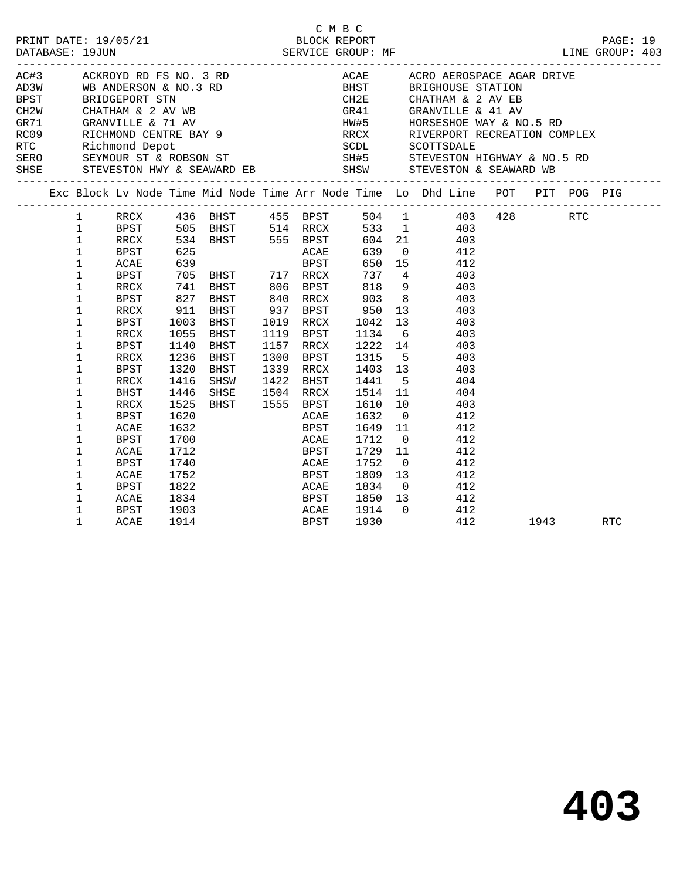C M B C

PRINT DATE: 19/05/21 BLOCK REPORT
DATABASE: 19JUN SERVICE GROUP: MF LINE GROUP: 403

| Code | Description | Code | Description |
|---|---|---|---|
| AC#3 | ACKROYD RD FS NO. 3 RD | ACAE | ACRO AEROSPACE AGAR DRIVE |
| AD3W | WB ANDERSON & NO.3 RD | BHST | BRIGHOUSE STATION |
| BPST | BRIDGEPORT STN | CH2E | CHATHAM & 2 AV EB |
| CH2W | CHATHAM & 2 AV WB | GR41 | GRANVILLE & 41 AV |
| GR71 | GRANVILLE & 71 AV | HW#5 | HORSESHOE WAY & NO.5 RD |
| RC09 | RICHMOND CENTRE BAY 9 | RRCX | RIVERPORT RECREATION COMPLEX |
| RTC | Richmond Depot | SCDL | SCOTTSDALE |
| SERO | SEYMOUR ST & ROBSON ST | SH#5 | STEVESTON HIGHWAY & NO.5 RD |
| SHSE | STEVESTON HWY & SEAWARD EB | SHSW | STEVESTON & SEAWARD WB |

| Exc | Block | Lv Node | Time | Mid Node | Time | Arr Node | Time | Lo | Dhd Line | POT | PIT | POG | PIG |
|---|---|---|---|---|---|---|---|---|---|---|---|---|---|
| | 1 | RRCX | 436 | BHST | 455 | BPST | 504 | 1 | 403 | 428 | | RTC | |
| | 1 | BPST | 505 | BHST | 514 | RRCX | 533 | 1 | 403 | | | | |
| | 1 | RRCX | 534 | BHST | 555 | BPST | 604 | 21 | 403 | | | | |
| | 1 | BPST | 625 | | | ACAE | 639 | 0 | 412 | | | | |
| | 1 | ACAE | 639 | | | BPST | 650 | 15 | 412 | | | | |
| | 1 | BPST | 705 | BHST | 717 | RRCX | 737 | 4 | 403 | | | | |
| | 1 | RRCX | 741 | BHST | 806 | BPST | 818 | 9 | 403 | | | | |
| | 1 | BPST | 827 | BHST | 840 | RRCX | 903 | 8 | 403 | | | | |
| | 1 | RRCX | 911 | BHST | 937 | BPST | 950 | 13 | 403 | | | | |
| | 1 | BPST | 1003 | BHST | 1019 | RRCX | 1042 | 13 | 403 | | | | |
| | 1 | RRCX | 1055 | BHST | 1119 | BPST | 1134 | 6 | 403 | | | | |
| | 1 | BPST | 1140 | BHST | 1157 | RRCX | 1222 | 14 | 403 | | | | |
| | 1 | RRCX | 1236 | BHST | 1300 | BPST | 1315 | 5 | 403 | | | | |
| | 1 | BPST | 1320 | BHST | 1339 | RRCX | 1403 | 13 | 403 | | | | |
| | 1 | RRCX | 1416 | SHSW | 1422 | BHST | 1441 | 5 | 404 | | | | |
| | 1 | BHST | 1446 | SHSE | 1504 | RRCX | 1514 | 11 | 404 | | | | |
| | 1 | RRCX | 1525 | BHST | 1555 | BPST | 1610 | 10 | 403 | | | | |
| | 1 | BPST | 1620 | | | ACAE | 1632 | 0 | 412 | | | | |
| | 1 | ACAE | 1632 | | | BPST | 1649 | 11 | 412 | | | | |
| | 1 | BPST | 1700 | | | ACAE | 1712 | 0 | 412 | | | | |
| | 1 | ACAE | 1712 | | | BPST | 1729 | 11 | 412 | | | | |
| | 1 | BPST | 1740 | | | ACAE | 1752 | 0 | 412 | | | | |
| | 1 | ACAE | 1752 | | | BPST | 1809 | 13 | 412 | | | | |
| | 1 | BPST | 1822 | | | ACAE | 1834 | 0 | 412 | | | | |
| | 1 | ACAE | 1834 | | | BPST | 1850 | 13 | 412 | | | | |
| | 1 | BPST | 1903 | | | ACAE | 1914 | 0 | 412 | | | | |
| | 1 | ACAE | 1914 | | | BPST | 1930 | | 412 | | 1943 | | RTC |

# 403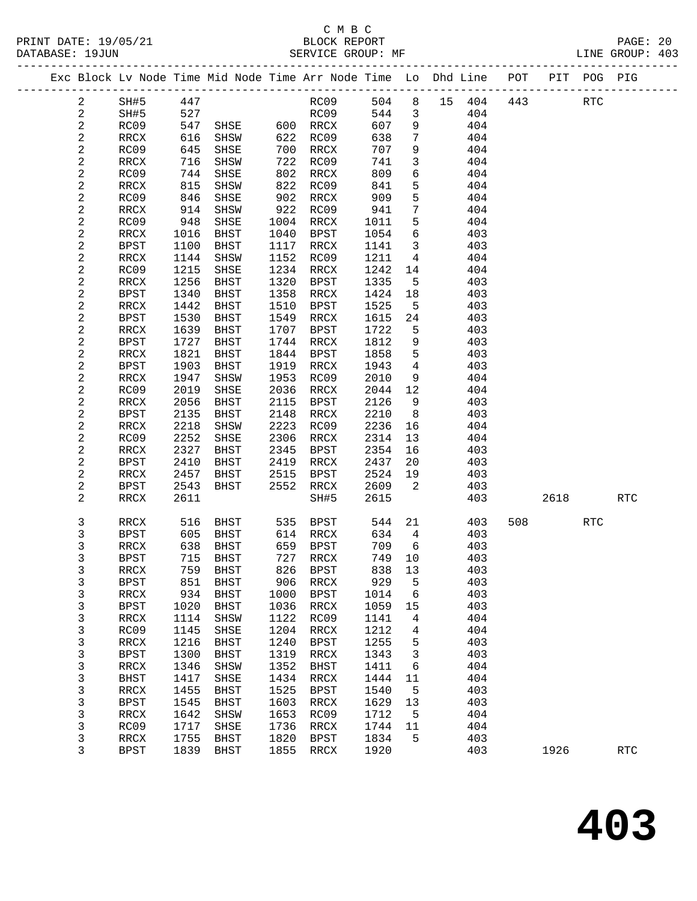C M B C

BLOCK REPORT

SERVICE GROUP: MF

PRINT DATE: 19/05/21
DATABASE: 19JUN
LINE GROUP: 403

| Exc | Block | Lv | Node | Time | Mid Node | Time | Arr Node | Time | Lo | Dhd | Line | POT | PIT | POG | PIG |
|---|---|---|---|---|---|---|---|---|---|---|---|---|---|---|---|
| | 2 | | SH#5 | 447 | | | RC09 | 504 | 8 | 15 | 404 | 443 | | RTC | |
| | 2 | | SH#5 | 527 | | | RC09 | 544 | 3 | | 404 | | | | |
| | 2 | | RC09 | 547 | SHSE | 600 | RRCX | 607 | 9 | | 404 | | | | |
| | 2 | | RRCX | 616 | SHSW | 622 | RC09 | 638 | 7 | | 404 | | | | |
| | 2 | | RC09 | 645 | SHSE | 700 | RRCX | 707 | 9 | | 404 | | | | |
| | 2 | | RRCX | 716 | SHSW | 722 | RC09 | 741 | 3 | | 404 | | | | |
| | 2 | | RC09 | 744 | SHSE | 802 | RRCX | 809 | 6 | | 404 | | | | |
| | 2 | | RRCX | 815 | SHSW | 822 | RC09 | 841 | 5 | | 404 | | | | |
| | 2 | | RC09 | 846 | SHSE | 902 | RRCX | 909 | 5 | | 404 | | | | |
| | 2 | | RRCX | 914 | SHSW | 922 | RC09 | 941 | 7 | | 404 | | | | |
| | 2 | | RC09 | 948 | SHSE | 1004 | RRCX | 1011 | 5 | | 404 | | | | |
| | 2 | | RRCX | 1016 | BHST | 1040 | BPST | 1054 | 6 | | 403 | | | | |
| | 2 | | BPST | 1100 | BHST | 1117 | RRCX | 1141 | 3 | | 403 | | | | |
| | 2 | | RRCX | 1144 | SHSW | 1152 | RC09 | 1211 | 4 | | 404 | | | | |
| | 2 | | RC09 | 1215 | SHSE | 1234 | RRCX | 1242 | 14 | | 404 | | | | |
| | 2 | | RRCX | 1256 | BHST | 1320 | BPST | 1335 | 5 | | 403 | | | | |
| | 2 | | BPST | 1340 | BHST | 1358 | RRCX | 1424 | 18 | | 403 | | | | |
| | 2 | | RRCX | 1442 | BHST | 1510 | BPST | 1525 | 5 | | 403 | | | | |
| | 2 | | BPST | 1530 | BHST | 1549 | RRCX | 1615 | 24 | | 403 | | | | |
| | 2 | | RRCX | 1639 | BHST | 1707 | BPST | 1722 | 5 | | 403 | | | | |
| | 2 | | BPST | 1727 | BHST | 1744 | RRCX | 1812 | 9 | | 403 | | | | |
| | 2 | | RRCX | 1821 | BHST | 1844 | BPST | 1858 | 5 | | 403 | | | | |
| | 2 | | BPST | 1903 | BHST | 1919 | RRCX | 1943 | 4 | | 403 | | | | |
| | 2 | | RRCX | 1947 | SHSW | 1953 | RC09 | 2010 | 9 | | 404 | | | | |
| | 2 | | RC09 | 2019 | SHSE | 2036 | RRCX | 2044 | 12 | | 404 | | | | |
| | 2 | | RRCX | 2056 | BHST | 2115 | BPST | 2126 | 9 | | 403 | | | | |
| | 2 | | BPST | 2135 | BHST | 2148 | RRCX | 2210 | 8 | | 403 | | | | |
| | 2 | | RRCX | 2218 | SHSW | 2223 | RC09 | 2236 | 16 | | 404 | | | | |
| | 2 | | RC09 | 2252 | SHSE | 2306 | RRCX | 2314 | 13 | | 404 | | | | |
| | 2 | | RRCX | 2327 | BHST | 2345 | BPST | 2354 | 16 | | 403 | | | | |
| | 2 | | BPST | 2410 | BHST | 2419 | RRCX | 2437 | 20 | | 403 | | | | |
| | 2 | | RRCX | 2457 | BHST | 2515 | BPST | 2524 | 19 | | 403 | | | | |
| | 2 | | BPST | 2543 | BHST | 2552 | RRCX | 2609 | 2 | | 403 | | | | |
| | 2 | | RRCX | 2611 | | | SH#5 | 2615 | | | 403 | | 2618 | | RTC |
| | 3 | | RRCX | 516 | BHST | 535 | BPST | 544 | 21 | | 403 | 508 | | RTC | |
| | 3 | | BPST | 605 | BHST | 614 | RRCX | 634 | 4 | | 403 | | | | |
| | 3 | | RRCX | 638 | BHST | 659 | BPST | 709 | 6 | | 403 | | | | |
| | 3 | | BPST | 715 | BHST | 727 | RRCX | 749 | 10 | | 403 | | | | |
| | 3 | | RRCX | 759 | BHST | 826 | BPST | 838 | 13 | | 403 | | | | |
| | 3 | | BPST | 851 | BHST | 906 | RRCX | 929 | 5 | | 403 | | | | |
| | 3 | | RRCX | 934 | BHST | 1000 | BPST | 1014 | 6 | | 403 | | | | |
| | 3 | | BPST | 1020 | BHST | 1036 | RRCX | 1059 | 15 | | 403 | | | | |
| | 3 | | RRCX | 1114 | SHSW | 1122 | RC09 | 1141 | 4 | | 404 | | | | |
| | 3 | | RC09 | 1145 | SHSE | 1204 | RRCX | 1212 | 4 | | 404 | | | | |
| | 3 | | RRCX | 1216 | BHST | 1240 | BPST | 1255 | 5 | | 403 | | | | |
| | 3 | | BPST | 1300 | BHST | 1319 | RRCX | 1343 | 3 | | 403 | | | | |
| | 3 | | RRCX | 1346 | SHSW | 1352 | BHST | 1411 | 6 | | 404 | | | | |
| | 3 | | BHST | 1417 | SHSE | 1434 | RRCX | 1444 | 11 | | 404 | | | | |
| | 3 | | RRCX | 1455 | BHST | 1525 | BPST | 1540 | 5 | | 403 | | | | |
| | 3 | | BPST | 1545 | BHST | 1603 | RRCX | 1629 | 13 | | 403 | | | | |
| | 3 | | RRCX | 1642 | SHSW | 1653 | RC09 | 1712 | 5 | | 404 | | | | |
| | 3 | | RC09 | 1717 | SHSE | 1736 | RRCX | 1744 | 11 | | 404 | | | | |
| | 3 | | RRCX | 1755 | BHST | 1820 | BPST | 1834 | 5 | | 403 | | | | |
| | 3 | | BPST | 1839 | BHST | 1855 | RRCX | 1920 | | | 403 | | 1926 | | RTC |

# 403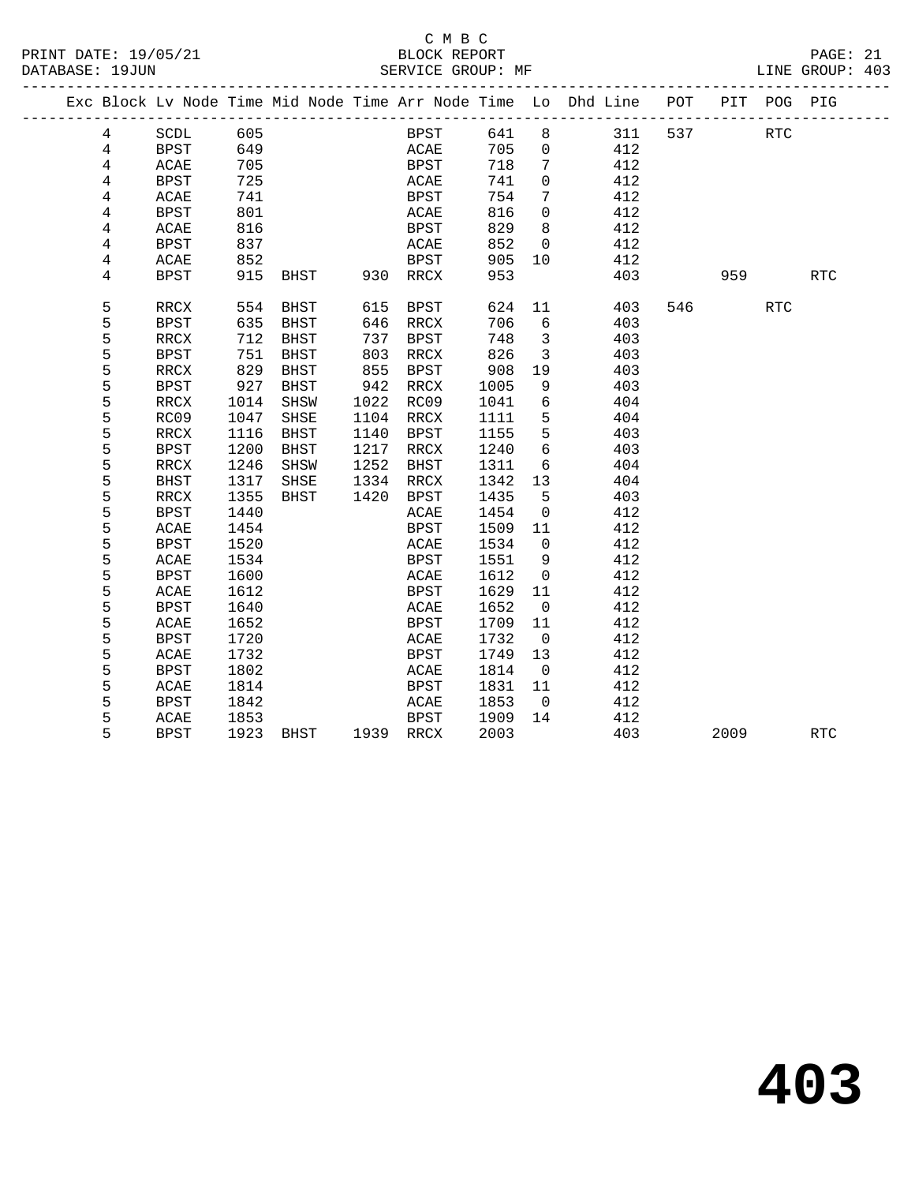C M B C

BLOCK REPORT

SERVICE GROUP: MF

PRINT DATE: 19/05/21
DATABASE: 19JUN
LINE GROUP: 403

| Exc | Block | Lv | Node | Time | Mid Node | Time | Arr Node | Time | Lo | Dhd Line | POT | PIT | POG | PIG |
|---|---|---|---|---|---|---|---|---|---|---|---|---|---|---|
| | 4 | | SCDL | 605 | | | BPST | 641 | 8 | 311 | 537 | | RTC | |
| | 4 | | BPST | 649 | | | ACAE | 705 | 0 | 412 | | | | |
| | 4 | | ACAE | 705 | | | BPST | 718 | 7 | 412 | | | | |
| | 4 | | BPST | 725 | | | ACAE | 741 | 0 | 412 | | | | |
| | 4 | | ACAE | 741 | | | BPST | 754 | 7 | 412 | | | | |
| | 4 | | BPST | 801 | | | ACAE | 816 | 0 | 412 | | | | |
| | 4 | | ACAE | 816 | | | BPST | 829 | 8 | 412 | | | | |
| | 4 | | BPST | 837 | | | ACAE | 852 | 0 | 412 | | | | |
| | 4 | | ACAE | 852 | | | BPST | 905 | 10 | 412 | | | | |
| | 4 | | BPST | 915 | BHST | 930 | RRCX | 953 | | 403 | | 959 | | RTC |
| | 5 | | RRCX | 554 | BHST | 615 | BPST | 624 | 11 | 403 | 546 | | RTC | |
| | 5 | | BPST | 635 | BHST | 646 | RRCX | 706 | 6 | 403 | | | | |
| | 5 | | RRCX | 712 | BHST | 737 | BPST | 748 | 3 | 403 | | | | |
| | 5 | | BPST | 751 | BHST | 803 | RRCX | 826 | 3 | 403 | | | | |
| | 5 | | RRCX | 829 | BHST | 855 | BPST | 908 | 19 | 403 | | | | |
| | 5 | | BPST | 927 | BHST | 942 | RRCX | 1005 | 9 | 403 | | | | |
| | 5 | | RRCX | 1014 | SHSW | 1022 | RC09 | 1041 | 6 | 404 | | | | |
| | 5 | | RC09 | 1047 | SHSE | 1104 | RRCX | 1111 | 5 | 404 | | | | |
| | 5 | | RRCX | 1116 | BHST | 1140 | BPST | 1155 | 5 | 403 | | | | |
| | 5 | | BPST | 1200 | BHST | 1217 | RRCX | 1240 | 6 | 403 | | | | |
| | 5 | | RRCX | 1246 | SHSW | 1252 | BHST | 1311 | 6 | 404 | | | | |
| | 5 | | BHST | 1317 | SHSE | 1334 | RRCX | 1342 | 13 | 404 | | | | |
| | 5 | | RRCX | 1355 | BHST | 1420 | BPST | 1435 | 5 | 403 | | | | |
| | 5 | | BPST | 1440 | | | ACAE | 1454 | 0 | 412 | | | | |
| | 5 | | ACAE | 1454 | | | BPST | 1509 | 11 | 412 | | | | |
| | 5 | | BPST | 1520 | | | ACAE | 1534 | 0 | 412 | | | | |
| | 5 | | ACAE | 1534 | | | BPST | 1551 | 9 | 412 | | | | |
| | 5 | | BPST | 1600 | | | ACAE | 1612 | 0 | 412 | | | | |
| | 5 | | ACAE | 1612 | | | BPST | 1629 | 11 | 412 | | | | |
| | 5 | | BPST | 1640 | | | ACAE | 1652 | 0 | 412 | | | | |
| | 5 | | ACAE | 1652 | | | BPST | 1709 | 11 | 412 | | | | |
| | 5 | | BPST | 1720 | | | ACAE | 1732 | 0 | 412 | | | | |
| | 5 | | ACAE | 1732 | | | BPST | 1749 | 13 | 412 | | | | |
| | 5 | | BPST | 1802 | | | ACAE | 1814 | 0 | 412 | | | | |
| | 5 | | ACAE | 1814 | | | BPST | 1831 | 11 | 412 | | | | |
| | 5 | | BPST | 1842 | | | ACAE | 1853 | 0 | 412 | | | | |
| | 5 | | ACAE | 1853 | | | BPST | 1909 | 14 | 412 | | | | |
| | 5 | | BPST | 1923 | BHST | 1939 | RRCX | 2003 | | 403 | | 2009 | | RTC |

# 403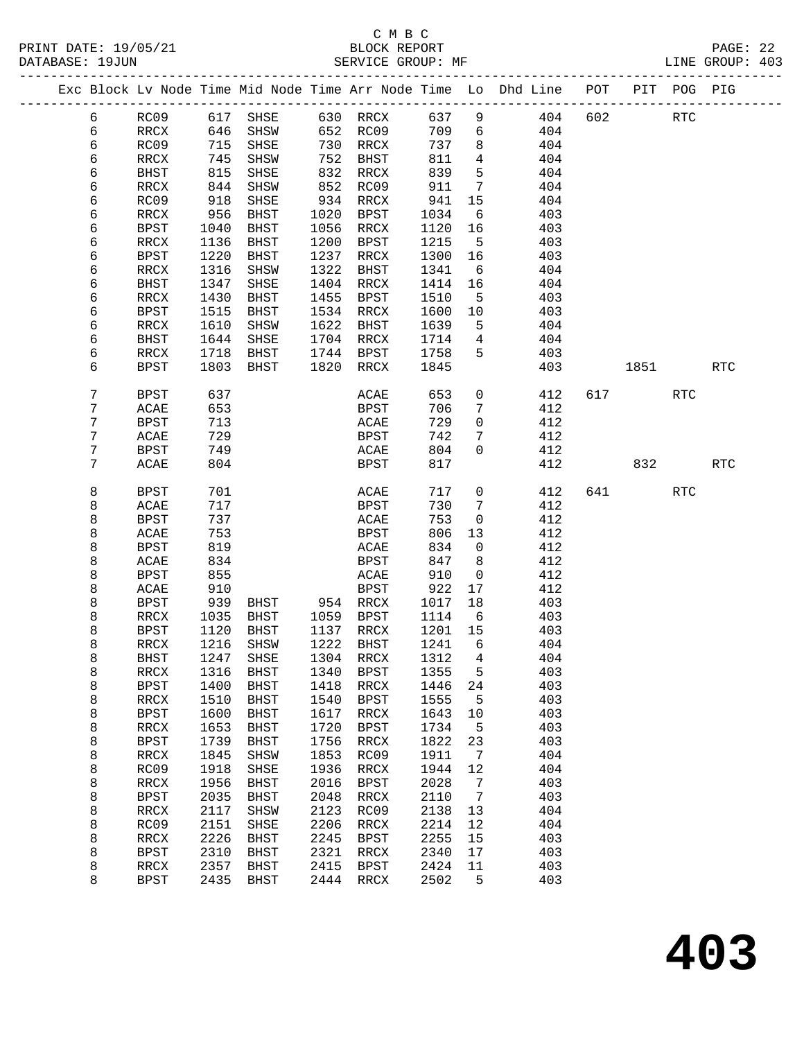C M B C
PRINT DATE: 19/05/21 BLOCK REPORT
DATABASE: 19JUN SERVICE GROUP: MF LINE GROUP: 403

| Exc | Block | Lv | Node | Time | Mid Node | Time | Arr Node | Time | Lo | Dhd Line | POT | PIT | POG | PIG |
|---|---|---|---|---|---|---|---|---|---|---|---|---|---|---|
| | 6 | | RC09 | 617 | SHSE | 630 | RRCX | 637 | 9 | 404 | 602 | | RTC | |
| | 6 | | RRCX | 646 | SHSW | 652 | RC09 | 709 | 6 | 404 | | | | |
| | 6 | | RC09 | 715 | SHSE | 730 | RRCX | 737 | 8 | 404 | | | | |
| | 6 | | RRCX | 745 | SHSW | 752 | BHST | 811 | 4 | 404 | | | | |
| | 6 | | BHST | 815 | SHSE | 832 | RRCX | 839 | 5 | 404 | | | | |
| | 6 | | RRCX | 844 | SHSW | 852 | RC09 | 911 | 7 | 404 | | | | |
| | 6 | | RC09 | 918 | SHSE | 934 | RRCX | 941 | 15 | 404 | | | | |
| | 6 | | RRCX | 956 | BHST | 1020 | BPST | 1034 | 6 | 403 | | | | |
| | 6 | | BPST | 1040 | BHST | 1056 | RRCX | 1120 | 16 | 403 | | | | |
| | 6 | | RRCX | 1136 | BHST | 1200 | BPST | 1215 | 5 | 403 | | | | |
| | 6 | | BPST | 1220 | BHST | 1237 | RRCX | 1300 | 16 | 403 | | | | |
| | 6 | | RRCX | 1316 | SHSW | 1322 | BHST | 1341 | 6 | 404 | | | | |
| | 6 | | BHST | 1347 | SHSE | 1404 | RRCX | 1414 | 16 | 404 | | | | |
| | 6 | | RRCX | 1430 | BHST | 1455 | BPST | 1510 | 5 | 403 | | | | |
| | 6 | | BPST | 1515 | BHST | 1534 | RRCX | 1600 | 10 | 403 | | | | |
| | 6 | | RRCX | 1610 | SHSW | 1622 | BHST | 1639 | 5 | 404 | | | | |
| | 6 | | BHST | 1644 | SHSE | 1704 | RRCX | 1714 | 4 | 404 | | | | |
| | 6 | | RRCX | 1718 | BHST | 1744 | BPST | 1758 | 5 | 403 | | | | |
| | 6 | | BPST | 1803 | BHST | 1820 | RRCX | 1845 | | 403 | | 1851 | | RTC |
| | 7 | | BPST | 637 | | | ACAE | 653 | 0 | 412 | 617 | | RTC | |
| | 7 | | ACAE | 653 | | | BPST | 706 | 7 | 412 | | | | |
| | 7 | | BPST | 713 | | | ACAE | 729 | 0 | 412 | | | | |
| | 7 | | ACAE | 729 | | | BPST | 742 | 7 | 412 | | | | |
| | 7 | | BPST | 749 | | | ACAE | 804 | 0 | 412 | | | | |
| | 7 | | ACAE | 804 | | | BPST | 817 | | 412 | | 832 | | RTC |
| | 8 | | BPST | 701 | | | ACAE | 717 | 0 | 412 | 641 | | RTC | |
| | 8 | | ACAE | 717 | | | BPST | 730 | 7 | 412 | | | | |
| | 8 | | BPST | 737 | | | ACAE | 753 | 0 | 412 | | | | |
| | 8 | | ACAE | 753 | | | BPST | 806 | 13 | 412 | | | | |
| | 8 | | BPST | 819 | | | ACAE | 834 | 0 | 412 | | | | |
| | 8 | | ACAE | 834 | | | BPST | 847 | 8 | 412 | | | | |
| | 8 | | BPST | 855 | | | ACAE | 910 | 0 | 412 | | | | |
| | 8 | | ACAE | 910 | | | BPST | 922 | 17 | 412 | | | | |
| | 8 | | BPST | 939 | BHST | 954 | RRCX | 1017 | 18 | 403 | | | | |
| | 8 | | RRCX | 1035 | BHST | 1059 | BPST | 1114 | 6 | 403 | | | | |
| | 8 | | BPST | 1120 | BHST | 1137 | RRCX | 1201 | 15 | 403 | | | | |
| | 8 | | RRCX | 1216 | SHSW | 1222 | BHST | 1241 | 6 | 404 | | | | |
| | 8 | | BHST | 1247 | SHSE | 1304 | RRCX | 1312 | 4 | 404 | | | | |
| | 8 | | RRCX | 1316 | BHST | 1340 | BPST | 1355 | 5 | 403 | | | | |
| | 8 | | BPST | 1400 | BHST | 1418 | RRCX | 1446 | 24 | 403 | | | | |
| | 8 | | RRCX | 1510 | BHST | 1540 | BPST | 1555 | 5 | 403 | | | | |
| | 8 | | BPST | 1600 | BHST | 1617 | RRCX | 1643 | 10 | 403 | | | | |
| | 8 | | RRCX | 1653 | BHST | 1720 | BPST | 1734 | 5 | 403 | | | | |
| | 8 | | BPST | 1739 | BHST | 1756 | RRCX | 1822 | 23 | 403 | | | | |
| | 8 | | RRCX | 1845 | SHSW | 1853 | RC09 | 1911 | 7 | 404 | | | | |
| | 8 | | RC09 | 1918 | SHSE | 1936 | RRCX | 1944 | 12 | 404 | | | | |
| | 8 | | RRCX | 1956 | BHST | 2016 | BPST | 2028 | 7 | 403 | | | | |
| | 8 | | BPST | 2035 | BHST | 2048 | RRCX | 2110 | 7 | 403 | | | | |
| | 8 | | RRCX | 2117 | SHSW | 2123 | RC09 | 2138 | 13 | 404 | | | | |
| | 8 | | RC09 | 2151 | SHSE | 2206 | RRCX | 2214 | 12 | 404 | | | | |
| | 8 | | RRCX | 2226 | BHST | 2245 | BPST | 2255 | 15 | 403 | | | | |
| | 8 | | BPST | 2310 | BHST | 2321 | RRCX | 2340 | 17 | 403 | | | | |
| | 8 | | RRCX | 2357 | BHST | 2415 | BPST | 2424 | 11 | 403 | | | | |
| | 8 | | BPST | 2435 | BHST | 2444 | RRCX | 2502 | 5 | 403 | | | | |

# 403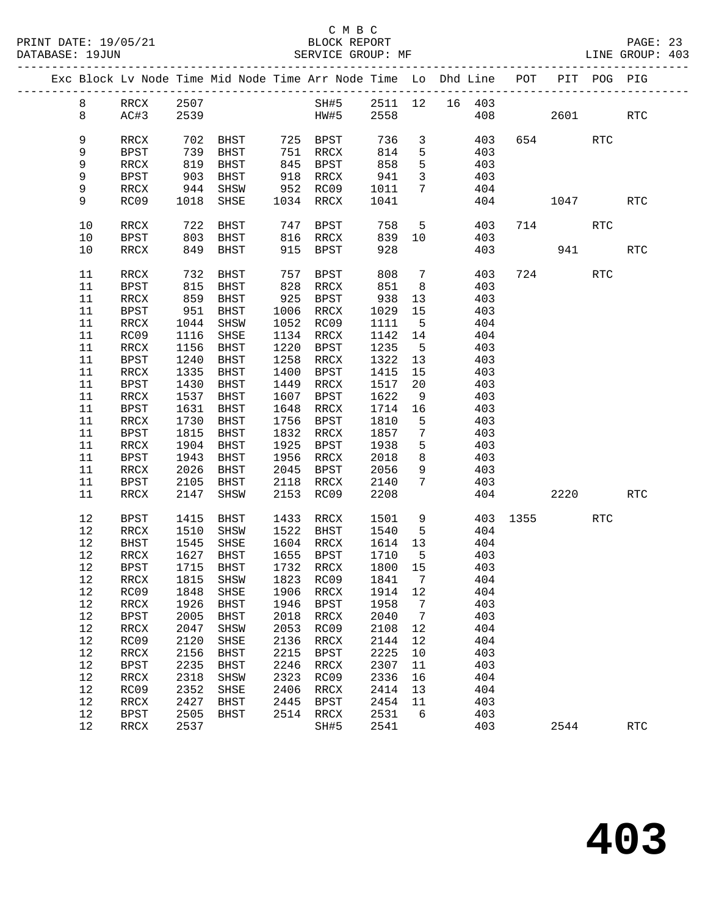C M B C
PRINT DATE: 19/05/21 BLOCK REPORT
DATABASE: 19JUN SERVICE GROUP: MF LINE GROUP: 403

| Exc | Block | Lv | Node | Time | Mid Node | Time | Arr Node | Time | Lo | Dhd | Line | POT | PIT | POG | PIG |
|---|---|---|---|---|---|---|---|---|---|---|---|---|---|---|---|
| | 8 | | RRCX | 2507 | | | SH#5 | 2511 | 12 | 16 | 403 | | | | |
| | 8 | | AC#3 | 2539 | | | HW#5 | 2558 | | | 408 | | 2601 | | RTC |
| | 9 | | RRCX | 702 | BHST | 725 | BPST | 736 | 3 | | 403 | 654 | | RTC | |
| | 9 | | BPST | 739 | BHST | 751 | RRCX | 814 | 5 | | 403 | | | | |
| | 9 | | RRCX | 819 | BHST | 845 | BPST | 858 | 5 | | 403 | | | | |
| | 9 | | BPST | 903 | BHST | 918 | RRCX | 941 | 3 | | 403 | | | | |
| | 9 | | RRCX | 944 | SHSW | 952 | RC09 | 1011 | 7 | | 404 | | | | |
| | 9 | | RC09 | 1018 | SHSE | 1034 | RRCX | 1041 | | | 404 | | 1047 | | RTC |
| | 10 | | RRCX | 722 | BHST | 747 | BPST | 758 | 5 | | 403 | 714 | | RTC | |
| | 10 | | BPST | 803 | BHST | 816 | RRCX | 839 | 10 | | 403 | | | | |
| | 10 | | RRCX | 849 | BHST | 915 | BPST | 928 | | | 403 | | 941 | | RTC |
| | 11 | | RRCX | 732 | BHST | 757 | BPST | 808 | 7 | | 403 | 724 | | RTC | |
| | 11 | | BPST | 815 | BHST | 828 | RRCX | 851 | 8 | | 403 | | | | |
| | 11 | | RRCX | 859 | BHST | 925 | BPST | 938 | 13 | | 403 | | | | |
| | 11 | | BPST | 951 | BHST | 1006 | RRCX | 1029 | 15 | | 403 | | | | |
| | 11 | | RRCX | 1044 | SHSW | 1052 | RC09 | 1111 | 5 | | 404 | | | | |
| | 11 | | RC09 | 1116 | SHSE | 1134 | RRCX | 1142 | 14 | | 404 | | | | |
| | 11 | | RRCX | 1156 | BHST | 1220 | BPST | 1235 | 5 | | 403 | | | | |
| | 11 | | BPST | 1240 | BHST | 1258 | RRCX | 1322 | 13 | | 403 | | | | |
| | 11 | | RRCX | 1335 | BHST | 1400 | BPST | 1415 | 15 | | 403 | | | | |
| | 11 | | BPST | 1430 | BHST | 1449 | RRCX | 1517 | 20 | | 403 | | | | |
| | 11 | | RRCX | 1537 | BHST | 1607 | BPST | 1622 | 9 | | 403 | | | | |
| | 11 | | BPST | 1631 | BHST | 1648 | RRCX | 1714 | 16 | | 403 | | | | |
| | 11 | | RRCX | 1730 | BHST | 1756 | BPST | 1810 | 5 | | 403 | | | | |
| | 11 | | BPST | 1815 | BHST | 1832 | RRCX | 1857 | 7 | | 403 | | | | |
| | 11 | | RRCX | 1904 | BHST | 1925 | BPST | 1938 | 5 | | 403 | | | | |
| | 11 | | BPST | 1943 | BHST | 1956 | RRCX | 2018 | 8 | | 403 | | | | |
| | 11 | | RRCX | 2026 | BHST | 2045 | BPST | 2056 | 9 | | 403 | | | | |
| | 11 | | BPST | 2105 | BHST | 2118 | RRCX | 2140 | 7 | | 403 | | | | |
| | 11 | | RRCX | 2147 | SHSW | 2153 | RC09 | 2208 | | | 404 | | 2220 | | RTC |
| | 12 | | BPST | 1415 | BHST | 1433 | RRCX | 1501 | 9 | | 403 | 1355 | | RTC | |
| | 12 | | RRCX | 1510 | SHSW | 1522 | BHST | 1540 | 5 | | 404 | | | | |
| | 12 | | BHST | 1545 | SHSE | 1604 | RRCX | 1614 | 13 | | 404 | | | | |
| | 12 | | RRCX | 1627 | BHST | 1655 | BPST | 1710 | 5 | | 403 | | | | |
| | 12 | | BPST | 1715 | BHST | 1732 | RRCX | 1800 | 15 | | 403 | | | | |
| | 12 | | RRCX | 1815 | SHSW | 1823 | RC09 | 1841 | 7 | | 404 | | | | |
| | 12 | | RC09 | 1848 | SHSE | 1906 | RRCX | 1914 | 12 | | 404 | | | | |
| | 12 | | RRCX | 1926 | BHST | 1946 | BPST | 1958 | 7 | | 403 | | | | |
| | 12 | | BPST | 2005 | BHST | 2018 | RRCX | 2040 | 7 | | 403 | | | | |
| | 12 | | RRCX | 2047 | SHSW | 2053 | RC09 | 2108 | 12 | | 404 | | | | |
| | 12 | | RC09 | 2120 | SHSE | 2136 | RRCX | 2144 | 12 | | 404 | | | | |
| | 12 | | RRCX | 2156 | BHST | 2215 | BPST | 2225 | 10 | | 403 | | | | |
| | 12 | | BPST | 2235 | BHST | 2246 | RRCX | 2307 | 11 | | 403 | | | | |
| | 12 | | RRCX | 2318 | SHSW | 2323 | RC09 | 2336 | 16 | | 404 | | | | |
| | 12 | | RC09 | 2352 | SHSE | 2406 | RRCX | 2414 | 13 | | 404 | | | | |
| | 12 | | RRCX | 2427 | BHST | 2445 | BPST | 2454 | 11 | | 403 | | | | |
| | 12 | | BPST | 2505 | BHST | 2514 | RRCX | 2531 | 6 | | 403 | | | | |
| | 12 | | RRCX | 2537 | | | SH#5 | 2541 | | | 403 | | 2544 | | RTC |

# 403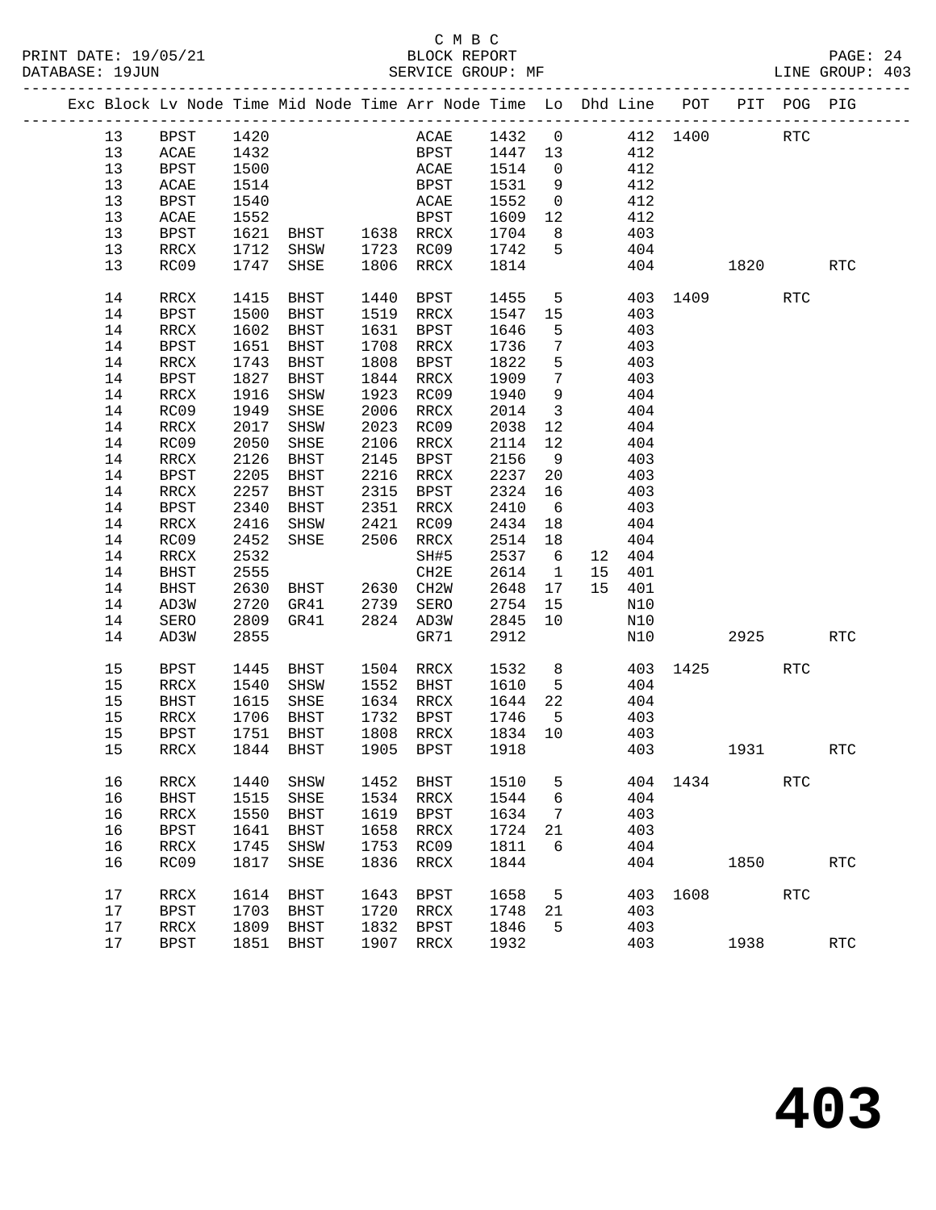C M B C
BLOCK REPORT
SERVICE GROUP: MF

PRINT DATE: 19/05/21
DATABASE: 19JUN
LINE GROUP: 403

| Exc | Block | Lv Node | Time | Mid Node | Time | Arr Node | Time | Lo | Dhd | Line | POT | PIT | POG | PIG |
|---|---|---|---|---|---|---|---|---|---|---|---|---|---|---|
| | 13 | BPST | 1420 | | | ACAE | 1432 | 0 | | 412 | 1400 | | RTC | |
| | 13 | ACAE | 1432 | | | BPST | 1447 | 13 | | 412 | | | | |
| | 13 | BPST | 1500 | | | ACAE | 1514 | 0 | | 412 | | | | |
| | 13 | ACAE | 1514 | | | BPST | 1531 | 9 | | 412 | | | | |
| | 13 | BPST | 1540 | | | ACAE | 1552 | 0 | | 412 | | | | |
| | 13 | ACAE | 1552 | | | BPST | 1609 | 12 | | 412 | | | | |
| | 13 | BPST | 1621 | BHST | 1638 | RRCX | 1704 | 8 | | 403 | | | | |
| | 13 | RRCX | 1712 | SHSW | 1723 | RC09 | 1742 | 5 | | 404 | | | | |
| | 13 | RC09 | 1747 | SHSE | 1806 | RRCX | 1814 | | | 404 | | 1820 | | RTC |
| | 14 | RRCX | 1415 | BHST | 1440 | BPST | 1455 | 5 | | 403 | 1409 | | RTC | |
| | 14 | BPST | 1500 | BHST | 1519 | RRCX | 1547 | 15 | | 403 | | | | |
| | 14 | RRCX | 1602 | BHST | 1631 | BPST | 1646 | 5 | | 403 | | | | |
| | 14 | BPST | 1651 | BHST | 1708 | RRCX | 1736 | 7 | | 403 | | | | |
| | 14 | RRCX | 1743 | BHST | 1808 | BPST | 1822 | 5 | | 403 | | | | |
| | 14 | BPST | 1827 | BHST | 1844 | RRCX | 1909 | 7 | | 403 | | | | |
| | 14 | RRCX | 1916 | SHSW | 1923 | RC09 | 1940 | 9 | | 404 | | | | |
| | 14 | RC09 | 1949 | SHSE | 2006 | RRCX | 2014 | 3 | | 404 | | | | |
| | 14 | RRCX | 2017 | SHSW | 2023 | RC09 | 2038 | 12 | | 404 | | | | |
| | 14 | RC09 | 2050 | SHSE | 2106 | RRCX | 2114 | 12 | | 404 | | | | |
| | 14 | RRCX | 2126 | BHST | 2145 | BPST | 2156 | 9 | | 403 | | | | |
| | 14 | BPST | 2205 | BHST | 2216 | RRCX | 2237 | 20 | | 403 | | | | |
| | 14 | RRCX | 2257 | BHST | 2315 | BPST | 2324 | 16 | | 403 | | | | |
| | 14 | BPST | 2340 | BHST | 2351 | RRCX | 2410 | 6 | | 403 | | | | |
| | 14 | RRCX | 2416 | SHSW | 2421 | RC09 | 2434 | 18 | | 404 | | | | |
| | 14 | RC09 | 2452 | SHSE | 2506 | RRCX | 2514 | 18 | | 404 | | | | |
| | 14 | RRCX | 2532 | | | SH#5 | 2537 | 6 | 12 | 404 | | | | |
| | 14 | BHST | 2555 | | | CH2E | 2614 | 1 | 15 | 401 | | | | |
| | 14 | BHST | 2630 | BHST | 2630 | CH2W | 2648 | 17 | 15 | 401 | | | | |
| | 14 | AD3W | 2720 | GR41 | 2739 | SERO | 2754 | 15 | | N10 | | | | |
| | 14 | SERO | 2809 | GR41 | 2824 | AD3W | 2845 | 10 | | N10 | | | | |
| | 14 | AD3W | 2855 | | | GR71 | 2912 | | | N10 | | 2925 | | RTC |
| | 15 | BPST | 1445 | BHST | 1504 | RRCX | 1532 | 8 | | 403 | 1425 | | RTC | |
| | 15 | RRCX | 1540 | SHSW | 1552 | BHST | 1610 | 5 | | 404 | | | | |
| | 15 | BHST | 1615 | SHSE | 1634 | RRCX | 1644 | 22 | | 404 | | | | |
| | 15 | RRCX | 1706 | BHST | 1732 | BPST | 1746 | 5 | | 403 | | | | |
| | 15 | BPST | 1751 | BHST | 1808 | RRCX | 1834 | 10 | | 403 | | | | |
| | 15 | RRCX | 1844 | BHST | 1905 | BPST | 1918 | | | 403 | | 1931 | | RTC |
| | 16 | RRCX | 1440 | SHSW | 1452 | BHST | 1510 | 5 | | 404 | 1434 | | RTC | |
| | 16 | BHST | 1515 | SHSE | 1534 | RRCX | 1544 | 6 | | 404 | | | | |
| | 16 | RRCX | 1550 | BHST | 1619 | BPST | 1634 | 7 | | 403 | | | | |
| | 16 | BPST | 1641 | BHST | 1658 | RRCX | 1724 | 21 | | 403 | | | | |
| | 16 | RRCX | 1745 | SHSW | 1753 | RC09 | 1811 | 6 | | 404 | | | | |
| | 16 | RC09 | 1817 | SHSE | 1836 | RRCX | 1844 | | | 404 | | 1850 | | RTC |
| | 17 | RRCX | 1614 | BHST | 1643 | BPST | 1658 | 5 | | 403 | 1608 | | RTC | |
| | 17 | BPST | 1703 | BHST | 1720 | RRCX | 1748 | 21 | | 403 | | | | |
| | 17 | RRCX | 1809 | BHST | 1832 | BPST | 1846 | 5 | | 403 | | | | |
| | 17 | BPST | 1851 | BHST | 1907 | RRCX | 1932 | | | 403 | | 1938 | | RTC |

**403**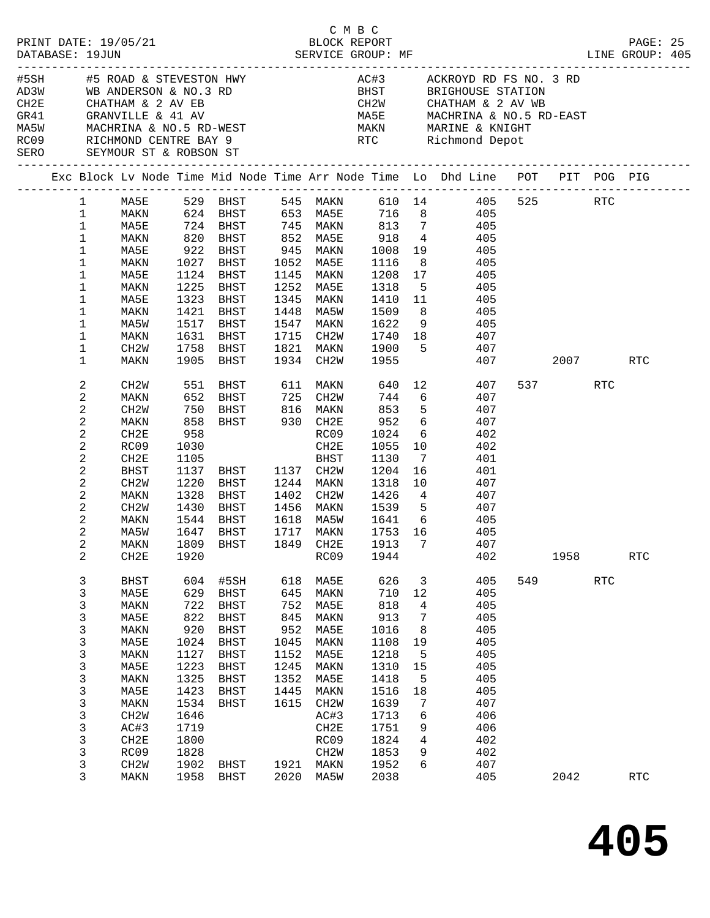C M B C

PRINT DATE: 19/05/21 BLOCK REPORT
DATABASE: 19JUN SERVICE GROUP: MF LINE GROUP: 405

| Code | Description | Code | Description |
|---|---|---|---|
| #5SH | #5 ROAD & STEVESTON HWY | AC#3 | ACKROYD RD FS NO. 3 RD |
| AD3W | WB ANDERSON & NO.3 RD | BHST | BRIGHOUSE STATION |
| CH2E | CHATHAM & 2 AV EB | CH2W | CHATHAM & 2 AV WB |
| GR41 | GRANVILLE & 41 AV | MA5E | MACHRINA & NO.5 RD-EAST |
| MA5W | MACHRINA & NO.5 RD-WEST | MAKN | MARINE & KNIGHT |
| RC09 | RICHMOND CENTRE BAY 9 | RTC | Richmond Depot |
| SERO | SEYMOUR ST & ROBSON ST | | |

| Exc | Block | Lv Node | Time | Mid Node | Time | Arr Node | Time | Lo | Dhd Line | POT | PIT | POG | PIG |
|---|---|---|---|---|---|---|---|---|---|---|---|---|---|
| | 1 | MA5E | 529 | BHST | 545 | MAKN | 610 | 14 | 405 | 525 | | RTC | |
| | 1 | MAKN | 624 | BHST | 653 | MA5E | 716 | 8 | 405 | | | | |
| | 1 | MA5E | 724 | BHST | 745 | MAKN | 813 | 7 | 405 | | | | |
| | 1 | MAKN | 820 | BHST | 852 | MA5E | 918 | 4 | 405 | | | | |
| | 1 | MA5E | 922 | BHST | 945 | MAKN | 1008 | 19 | 405 | | | | |
| | 1 | MAKN | 1027 | BHST | 1052 | MA5E | 1116 | 8 | 405 | | | | |
| | 1 | MA5E | 1124 | BHST | 1145 | MAKN | 1208 | 17 | 405 | | | | |
| | 1 | MAKN | 1225 | BHST | 1252 | MA5E | 1318 | 5 | 405 | | | | |
| | 1 | MA5E | 1323 | BHST | 1345 | MAKN | 1410 | 11 | 405 | | | | |
| | 1 | MAKN | 1421 | BHST | 1448 | MA5W | 1509 | 8 | 405 | | | | |
| | 1 | MA5W | 1517 | BHST | 1547 | MAKN | 1622 | 9 | 405 | | | | |
| | 1 | MAKN | 1631 | BHST | 1715 | CH2W | 1740 | 18 | 407 | | | | |
| | 1 | CH2W | 1758 | BHST | 1821 | MAKN | 1900 | 5 | 407 | | | | |
| | 1 | MAKN | 1905 | BHST | 1934 | CH2W | 1955 | | 407 | | 2007 | | RTC |
| | 2 | CH2W | 551 | BHST | 611 | MAKN | 640 | 12 | 407 | 537 | | RTC | |
| | 2 | MAKN | 652 | BHST | 725 | CH2W | 744 | 6 | 407 | | | | |
| | 2 | CH2W | 750 | BHST | 816 | MAKN | 853 | 5 | 407 | | | | |
| | 2 | MAKN | 858 | BHST | 930 | CH2E | 952 | 6 | 407 | | | | |
| | 2 | CH2E | 958 | | | RC09 | 1024 | 6 | 402 | | | | |
| | 2 | RC09 | 1030 | | | CH2E | 1055 | 10 | 402 | | | | |
| | 2 | CH2E | 1105 | | | BHST | 1130 | 7 | 401 | | | | |
| | 2 | BHST | 1137 | BHST | 1137 | CH2W | 1204 | 16 | 401 | | | | |
| | 2 | CH2W | 1220 | BHST | 1244 | MAKN | 1318 | 10 | 407 | | | | |
| | 2 | MAKN | 1328 | BHST | 1402 | CH2W | 1426 | 4 | 407 | | | | |
| | 2 | CH2W | 1430 | BHST | 1456 | MAKN | 1539 | 5 | 407 | | | | |
| | 2 | MAKN | 1544 | BHST | 1618 | MA5W | 1641 | 6 | 405 | | | | |
| | 2 | MA5W | 1647 | BHST | 1717 | MAKN | 1753 | 16 | 405 | | | | |
| | 2 | MAKN | 1809 | BHST | 1849 | CH2E | 1913 | 7 | 407 | | | | |
| | 2 | CH2E | 1920 | | | RC09 | 1944 | | 402 | | 1958 | | RTC |
| | 3 | BHST | 604 | #5SH | 618 | MA5E | 626 | 3 | 405 | 549 | | RTC | |
| | 3 | MA5E | 629 | BHST | 645 | MAKN | 710 | 12 | 405 | | | | |
| | 3 | MAKN | 722 | BHST | 752 | MA5E | 818 | 4 | 405 | | | | |
| | 3 | MA5E | 822 | BHST | 845 | MAKN | 913 | 7 | 405 | | | | |
| | 3 | MAKN | 920 | BHST | 952 | MA5E | 1016 | 8 | 405 | | | | |
| | 3 | MA5E | 1024 | BHST | 1045 | MAKN | 1108 | 19 | 405 | | | | |
| | 3 | MAKN | 1127 | BHST | 1152 | MA5E | 1218 | 5 | 405 | | | | |
| | 3 | MA5E | 1223 | BHST | 1245 | MAKN | 1310 | 15 | 405 | | | | |
| | 3 | MAKN | 1325 | BHST | 1352 | MA5E | 1418 | 5 | 405 | | | | |
| | 3 | MA5E | 1423 | BHST | 1445 | MAKN | 1516 | 18 | 405 | | | | |
| | 3 | MAKN | 1534 | BHST | 1615 | CH2W | 1639 | 7 | 407 | | | | |
| | 3 | CH2W | 1646 | | | AC#3 | 1713 | 6 | 406 | | | | |
| | 3 | AC#3 | 1719 | | | CH2E | 1751 | 9 | 406 | | | | |
| | 3 | CH2E | 1800 | | | RC09 | 1824 | 4 | 402 | | | | |
| | 3 | RC09 | 1828 | | | CH2W | 1853 | 9 | 402 | | | | |
| | 3 | CH2W | 1902 | BHST | 1921 | MAKN | 1952 | 6 | 407 | | | | |
| | 3 | MAKN | 1958 | BHST | 2020 | MA5W | 2038 | | 405 | | 2042 | | RTC |

# 405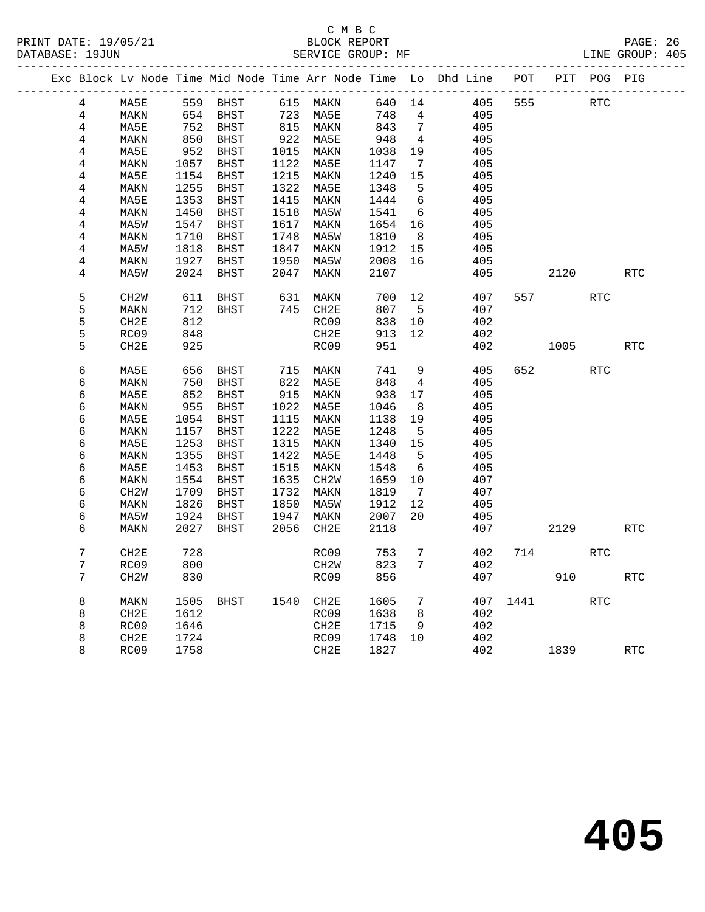C M B C
BLOCK REPORT
SERVICE GROUP: MF

PRINT DATE: 19/05/21
DATABASE: 19JUN
LINE GROUP: 405

| Exc | Block | Lv Node | Time | Mid Node | Time | Arr Node | Time | Lo | Dhd Line | POT | PIT | POG | PIG |
|---|---|---|---|---|---|---|---|---|---|---|---|---|---|
| | 4 | MA5E | 559 | BHST | 615 | MAKN | 640 | 14 | 405 | 555 | | RTC | |
| | 4 | MAKN | 654 | BHST | 723 | MA5E | 748 | 4 | 405 | | | | |
| | 4 | MA5E | 752 | BHST | 815 | MAKN | 843 | 7 | 405 | | | | |
| | 4 | MAKN | 850 | BHST | 922 | MA5E | 948 | 4 | 405 | | | | |
| | 4 | MA5E | 952 | BHST | 1015 | MAKN | 1038 | 19 | 405 | | | | |
| | 4 | MAKN | 1057 | BHST | 1122 | MA5E | 1147 | 7 | 405 | | | | |
| | 4 | MA5E | 1154 | BHST | 1215 | MAKN | 1240 | 15 | 405 | | | | |
| | 4 | MAKN | 1255 | BHST | 1322 | MA5E | 1348 | 5 | 405 | | | | |
| | 4 | MA5E | 1353 | BHST | 1415 | MAKN | 1444 | 6 | 405 | | | | |
| | 4 | MAKN | 1450 | BHST | 1518 | MA5W | 1541 | 6 | 405 | | | | |
| | 4 | MA5W | 1547 | BHST | 1617 | MAKN | 1654 | 16 | 405 | | | | |
| | 4 | MAKN | 1710 | BHST | 1748 | MA5W | 1810 | 8 | 405 | | | | |
| | 4 | MA5W | 1818 | BHST | 1847 | MAKN | 1912 | 15 | 405 | | | | |
| | 4 | MAKN | 1927 | BHST | 1950 | MA5W | 2008 | 16 | 405 | | | | |
| | 4 | MA5W | 2024 | BHST | 2047 | MAKN | 2107 | | 405 | | 2120 | | RTC |
| | 5 | CH2W | 611 | BHST | 631 | MAKN | 700 | 12 | 407 | 557 | | RTC | |
| | 5 | MAKN | 712 | BHST | 745 | CH2E | 807 | 5 | 407 | | | | |
| | 5 | CH2E | 812 | | | RC09 | 838 | 10 | 402 | | | | |
| | 5 | RC09 | 848 | | | CH2E | 913 | 12 | 402 | | | | |
| | 5 | CH2E | 925 | | | RC09 | 951 | | 402 | | 1005 | | RTC |
| | 6 | MA5E | 656 | BHST | 715 | MAKN | 741 | 9 | 405 | 652 | | RTC | |
| | 6 | MAKN | 750 | BHST | 822 | MA5E | 848 | 4 | 405 | | | | |
| | 6 | MA5E | 852 | BHST | 915 | MAKN | 938 | 17 | 405 | | | | |
| | 6 | MAKN | 955 | BHST | 1022 | MA5E | 1046 | 8 | 405 | | | | |
| | 6 | MA5E | 1054 | BHST | 1115 | MAKN | 1138 | 19 | 405 | | | | |
| | 6 | MAKN | 1157 | BHST | 1222 | MA5E | 1248 | 5 | 405 | | | | |
| | 6 | MA5E | 1253 | BHST | 1315 | MAKN | 1340 | 15 | 405 | | | | |
| | 6 | MAKN | 1355 | BHST | 1422 | MA5E | 1448 | 5 | 405 | | | | |
| | 6 | MA5E | 1453 | BHST | 1515 | MAKN | 1548 | 6 | 405 | | | | |
| | 6 | MAKN | 1554 | BHST | 1635 | CH2W | 1659 | 10 | 407 | | | | |
| | 6 | CH2W | 1709 | BHST | 1732 | MAKN | 1819 | 7 | 407 | | | | |
| | 6 | MAKN | 1826 | BHST | 1850 | MA5W | 1912 | 12 | 405 | | | | |
| | 6 | MA5W | 1924 | BHST | 1947 | MAKN | 2007 | 20 | 405 | | | | |
| | 6 | MAKN | 2027 | BHST | 2056 | CH2E | 2118 | | 407 | | 2129 | | RTC |
| | 7 | CH2E | 728 | | | RC09 | 753 | 7 | 402 | 714 | | RTC | |
| | 7 | RC09 | 800 | | | CH2W | 823 | 7 | 402 | | | | |
| | 7 | CH2W | 830 | | | RC09 | 856 | | 407 | | 910 | | RTC |
| | 8 | MAKN | 1505 | BHST | 1540 | CH2E | 1605 | 7 | 407 | 1441 | | RTC | |
| | 8 | CH2E | 1612 | | | RC09 | 1638 | 8 | 402 | | | | |
| | 8 | RC09 | 1646 | | | CH2E | 1715 | 9 | 402 | | | | |
| | 8 | CH2E | 1724 | | | RC09 | 1748 | 10 | 402 | | | | |
| | 8 | RC09 | 1758 | | | CH2E | 1827 | | 402 | | 1839 | | RTC |

# 405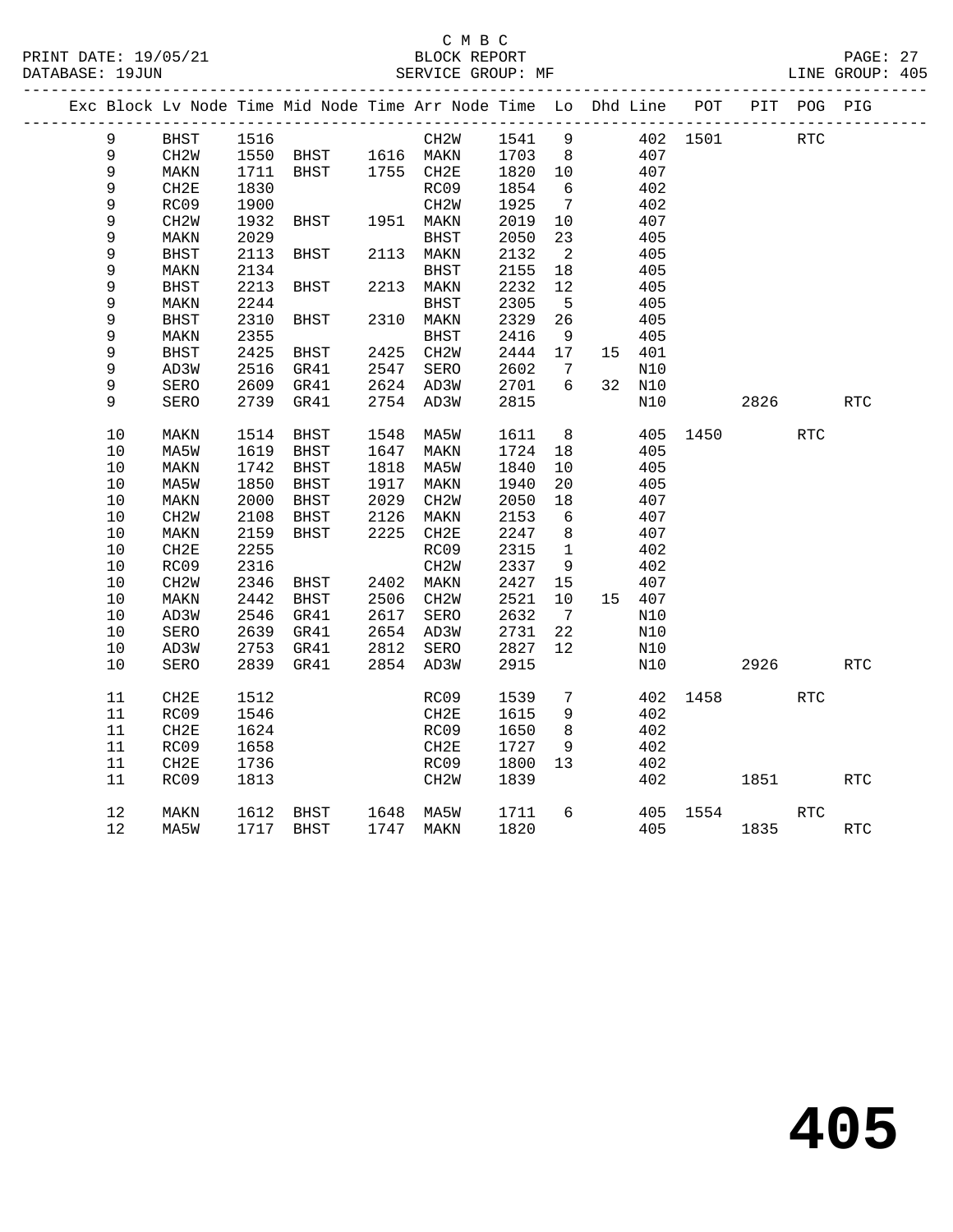C M B C

PRINT DATE: 19/05/21 BLOCK REPORT

DATABASE: 19JUN SERVICE GROUP: MF LINE GROUP: 405

| Exc | Block | Lv Node | Time | Mid Node | Time | Arr Node | Time | Lo | Dhd | Line | POT | PIT | POG | PIG |
|---|---|---|---|---|---|---|---|---|---|---|---|---|---|---|
| | 9 | BHST | 1516 | | | CH2W | 1541 | 9 | | 402 | 1501 | | RTC | |
| | 9 | CH2W | 1550 | BHST | 1616 | MAKN | 1703 | 8 | | 407 | | | | |
| | 9 | MAKN | 1711 | BHST | 1755 | CH2E | 1820 | 10 | | 407 | | | | |
| | 9 | CH2E | 1830 | | | RC09 | 1854 | 6 | | 402 | | | | |
| | 9 | RC09 | 1900 | | | CH2W | 1925 | 7 | | 402 | | | | |
| | 9 | CH2W | 1932 | BHST | 1951 | MAKN | 2019 | 10 | | 407 | | | | |
| | 9 | MAKN | 2029 | | | BHST | 2050 | 23 | | 405 | | | | |
| | 9 | BHST | 2113 | BHST | 2113 | MAKN | 2132 | 2 | | 405 | | | | |
| | 9 | MAKN | 2134 | | | BHST | 2155 | 18 | | 405 | | | | |
| | 9 | BHST | 2213 | BHST | 2213 | MAKN | 2232 | 12 | | 405 | | | | |
| | 9 | MAKN | 2244 | | | BHST | 2305 | 5 | | 405 | | | | |
| | 9 | BHST | 2310 | BHST | 2310 | MAKN | 2329 | 26 | | 405 | | | | |
| | 9 | MAKN | 2355 | | | BHST | 2416 | 9 | | 405 | | | | |
| | 9 | BHST | 2425 | BHST | 2425 | CH2W | 2444 | 17 | 15 | 401 | | | | |
| | 9 | AD3W | 2516 | GR41 | 2547 | SERO | 2602 | 7 | | N10 | | | | |
| | 9 | SERO | 2609 | GR41 | 2624 | AD3W | 2701 | 6 | 32 | N10 | | | | |
| | 9 | SERO | 2739 | GR41 | 2754 | AD3W | 2815 | | | N10 | | 2826 | | RTC |
| | 10 | MAKN | 1514 | BHST | 1548 | MA5W | 1611 | 8 | | 405 | 1450 | | RTC | |
| | 10 | MA5W | 1619 | BHST | 1647 | MAKN | 1724 | 18 | | 405 | | | | |
| | 10 | MAKN | 1742 | BHST | 1818 | MA5W | 1840 | 10 | | 405 | | | | |
| | 10 | MA5W | 1850 | BHST | 1917 | MAKN | 1940 | 20 | | 405 | | | | |
| | 10 | MAKN | 2000 | BHST | 2029 | CH2W | 2050 | 18 | | 407 | | | | |
| | 10 | CH2W | 2108 | BHST | 2126 | MAKN | 2153 | 6 | | 407 | | | | |
| | 10 | MAKN | 2159 | BHST | 2225 | CH2E | 2247 | 8 | | 407 | | | | |
| | 10 | CH2E | 2255 | | | RC09 | 2315 | 1 | | 402 | | | | |
| | 10 | RC09 | 2316 | | | CH2W | 2337 | 9 | | 402 | | | | |
| | 10 | CH2W | 2346 | BHST | 2402 | MAKN | 2427 | 15 | | 407 | | | | |
| | 10 | MAKN | 2442 | BHST | 2506 | CH2W | 2521 | 10 | 15 | 407 | | | | |
| | 10 | AD3W | 2546 | GR41 | 2617 | SERO | 2632 | 7 | | N10 | | | | |
| | 10 | SERO | 2639 | GR41 | 2654 | AD3W | 2731 | 22 | | N10 | | | | |
| | 10 | AD3W | 2753 | GR41 | 2812 | SERO | 2827 | 12 | | N10 | | | | |
| | 10 | SERO | 2839 | GR41 | 2854 | AD3W | 2915 | | | N10 | | 2926 | | RTC |
| | 11 | CH2E | 1512 | | | RC09 | 1539 | 7 | | 402 | 1458 | | RTC | |
| | 11 | RC09 | 1546 | | | CH2E | 1615 | 9 | | 402 | | | | |
| | 11 | CH2E | 1624 | | | RC09 | 1650 | 8 | | 402 | | | | |
| | 11 | RC09 | 1658 | | | CH2E | 1727 | 9 | | 402 | | | | |
| | 11 | CH2E | 1736 | | | RC09 | 1800 | 13 | | 402 | | | | |
| | 11 | RC09 | 1813 | | | CH2W | 1839 | | | 402 | | 1851 | | RTC |
| | 12 | MAKN | 1612 | BHST | 1648 | MA5W | 1711 | 6 | | 405 | 1554 | | RTC | |
| | 12 | MA5W | 1717 | BHST | 1747 | MAKN | 1820 | | | 405 | | 1835 | | RTC |

# 405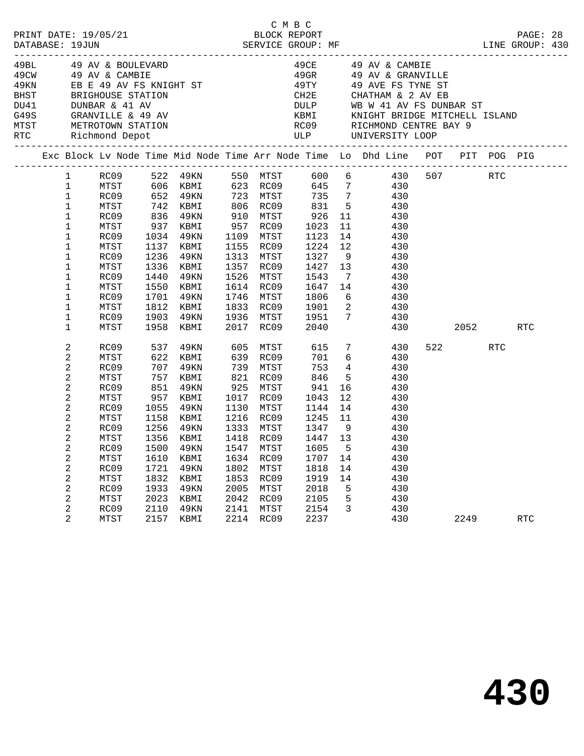C M B C
PRINT DATE: 19/05/21 BLOCK REPORT
DATABASE: 19JUN SERVICE GROUP: MF LINE GROUP: 430

| Code | Location | Code | Location |
|---|---|---|---|
| 49BL | 49 AV & BOULEVARD | 49CE | 49 AV & CAMBIE |
| 49CW | 49 AV & CAMBIE | 49GR | 49 AV & GRANVILLE |
| 49KN | EB E 49 AV FS KNIGHT ST | 49TY | 49 AVE FS TYNE ST |
| BHST | BRIGHOUSE STATION | CH2E | CHATHAM & 2 AV EB |
| DU41 | DUNBAR & 41 AV | DULP | WB W 41 AV FS DUNBAR ST |
| G49S | GRANVILLE & 49 AV | KBMI | KNIGHT BRIDGE MITCHELL ISLAND |
| MTST | METROTOWN STATION | RC09 | RICHMOND CENTRE BAY 9 |
| RTC | Richmond Depot | ULP | UNIVERSITY LOOP |

| Exc | Block | Lv Node | Time | Mid Node | Time | Arr Node | Time | Lo | Dhd Line | POT | PIT | POG | PIG |
|---|---|---|---|---|---|---|---|---|---|---|---|---|---|
| | 1 | RC09 | 522 | 49KN | 550 | MTST | 600 | 6 | 430 | 507 | | RTC | |
| | 1 | MTST | 606 | KBMI | 623 | RC09 | 645 | 7 | 430 | | | | |
| | 1 | RC09 | 652 | 49KN | 723 | MTST | 735 | 7 | 430 | | | | |
| | 1 | MTST | 742 | KBMI | 806 | RC09 | 831 | 5 | 430 | | | | |
| | 1 | RC09 | 836 | 49KN | 910 | MTST | 926 | 11 | 430 | | | | |
| | 1 | MTST | 937 | KBMI | 957 | RC09 | 1023 | 11 | 430 | | | | |
| | 1 | RC09 | 1034 | 49KN | 1109 | MTST | 1123 | 14 | 430 | | | | |
| | 1 | MTST | 1137 | KBMI | 1155 | RC09 | 1224 | 12 | 430 | | | | |
| | 1 | RC09 | 1236 | 49KN | 1313 | MTST | 1327 | 9 | 430 | | | | |
| | 1 | MTST | 1336 | KBMI | 1357 | RC09 | 1427 | 13 | 430 | | | | |
| | 1 | RC09 | 1440 | 49KN | 1526 | MTST | 1543 | 7 | 430 | | | | |
| | 1 | MTST | 1550 | KBMI | 1614 | RC09 | 1647 | 14 | 430 | | | | |
| | 1 | RC09 | 1701 | 49KN | 1746 | MTST | 1806 | 6 | 430 | | | | |
| | 1 | MTST | 1812 | KBMI | 1833 | RC09 | 1901 | 2 | 430 | | | | |
| | 1 | RC09 | 1903 | 49KN | 1936 | MTST | 1951 | 7 | 430 | | | | |
| | 1 | MTST | 1958 | KBMI | 2017 | RC09 | 2040 | | 430 | | 2052 | | RTC |
| | 2 | RC09 | 537 | 49KN | 605 | MTST | 615 | 7 | 430 | 522 | | RTC | |
| | 2 | MTST | 622 | KBMI | 639 | RC09 | 701 | 6 | 430 | | | | |
| | 2 | RC09 | 707 | 49KN | 739 | MTST | 753 | 4 | 430 | | | | |
| | 2 | MTST | 757 | KBMI | 821 | RC09 | 846 | 5 | 430 | | | | |
| | 2 | RC09 | 851 | 49KN | 925 | MTST | 941 | 16 | 430 | | | | |
| | 2 | MTST | 957 | KBMI | 1017 | RC09 | 1043 | 12 | 430 | | | | |
| | 2 | RC09 | 1055 | 49KN | 1130 | MTST | 1144 | 14 | 430 | | | | |
| | 2 | MTST | 1158 | KBMI | 1216 | RC09 | 1245 | 11 | 430 | | | | |
| | 2 | RC09 | 1256 | 49KN | 1333 | MTST | 1347 | 9 | 430 | | | | |
| | 2 | MTST | 1356 | KBMI | 1418 | RC09 | 1447 | 13 | 430 | | | | |
| | 2 | RC09 | 1500 | 49KN | 1547 | MTST | 1605 | 5 | 430 | | | | |
| | 2 | MTST | 1610 | KBMI | 1634 | RC09 | 1707 | 14 | 430 | | | | |
| | 2 | RC09 | 1721 | 49KN | 1802 | MTST | 1818 | 14 | 430 | | | | |
| | 2 | MTST | 1832 | KBMI | 1853 | RC09 | 1919 | 14 | 430 | | | | |
| | 2 | RC09 | 1933 | 49KN | 2005 | MTST | 2018 | 5 | 430 | | | | |
| | 2 | MTST | 2023 | KBMI | 2042 | RC09 | 2105 | 5 | 430 | | | | |
| | 2 | RC09 | 2110 | 49KN | 2141 | MTST | 2154 | 3 | 430 | | | | |
| | 2 | MTST | 2157 | KBMI | 2214 | RC09 | 2237 | | 430 | | 2249 | | RTC |

# 430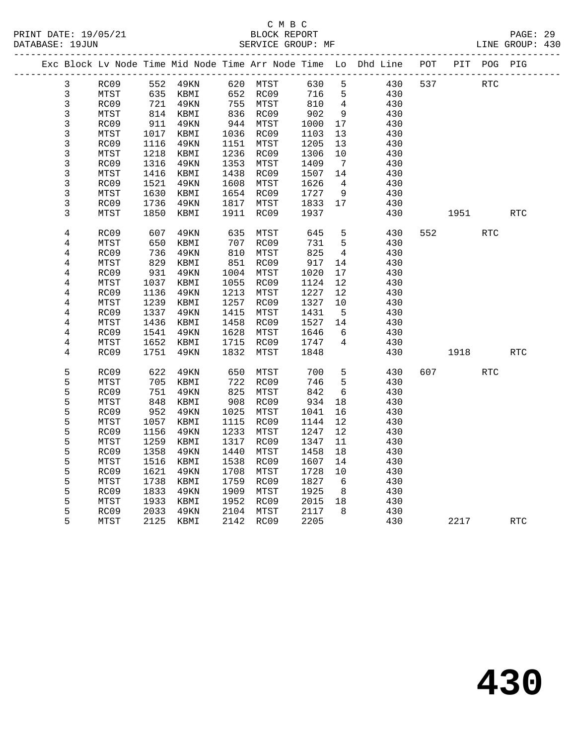C M B C

BLOCK REPORT

SERVICE GROUP: MF

LINE GROUP: 430

| Exc | Block | Lv | Node | Time | Mid Node | Time | Arr Node | Time | Lo | Dhd Line | POT | PIT | POG | PIG |
|---|---|---|---|---|---|---|---|---|---|---|---|---|---|---|
| | 3 | | RC09 | 552 | 49KN | 620 | MTST | 630 | 5 | 430 | 537 | | RTC | |
| | 3 | | MTST | 635 | KBMI | 652 | RC09 | 716 | 5 | 430 | | | | |
| | 3 | | RC09 | 721 | 49KN | 755 | MTST | 810 | 4 | 430 | | | | |
| | 3 | | MTST | 814 | KBMI | 836 | RC09 | 902 | 9 | 430 | | | | |
| | 3 | | RC09 | 911 | 49KN | 944 | MTST | 1000 | 17 | 430 | | | | |
| | 3 | | MTST | 1017 | KBMI | 1036 | RC09 | 1103 | 13 | 430 | | | | |
| | 3 | | RC09 | 1116 | 49KN | 1151 | MTST | 1205 | 13 | 430 | | | | |
| | 3 | | MTST | 1218 | KBMI | 1236 | RC09 | 1306 | 10 | 430 | | | | |
| | 3 | | RC09 | 1316 | 49KN | 1353 | MTST | 1409 | 7 | 430 | | | | |
| | 3 | | MTST | 1416 | KBMI | 1438 | RC09 | 1507 | 14 | 430 | | | | |
| | 3 | | RC09 | 1521 | 49KN | 1608 | MTST | 1626 | 4 | 430 | | | | |
| | 3 | | MTST | 1630 | KBMI | 1654 | RC09 | 1727 | 9 | 430 | | | | |
| | 3 | | RC09 | 1736 | 49KN | 1817 | MTST | 1833 | 17 | 430 | | | | |
| | 3 | | MTST | 1850 | KBMI | 1911 | RC09 | 1937 | | 430 | | 1951 | | RTC |
| | 4 | | RC09 | 607 | 49KN | 635 | MTST | 645 | 5 | 430 | 552 | | RTC | |
| | 4 | | MTST | 650 | KBMI | 707 | RC09 | 731 | 5 | 430 | | | | |
| | 4 | | RC09 | 736 | 49KN | 810 | MTST | 825 | 4 | 430 | | | | |
| | 4 | | MTST | 829 | KBMI | 851 | RC09 | 917 | 14 | 430 | | | | |
| | 4 | | RC09 | 931 | 49KN | 1004 | MTST | 1020 | 17 | 430 | | | | |
| | 4 | | MTST | 1037 | KBMI | 1055 | RC09 | 1124 | 12 | 430 | | | | |
| | 4 | | RC09 | 1136 | 49KN | 1213 | MTST | 1227 | 12 | 430 | | | | |
| | 4 | | MTST | 1239 | KBMI | 1257 | RC09 | 1327 | 10 | 430 | | | | |
| | 4 | | RC09 | 1337 | 49KN | 1415 | MTST | 1431 | 5 | 430 | | | | |
| | 4 | | MTST | 1436 | KBMI | 1458 | RC09 | 1527 | 14 | 430 | | | | |
| | 4 | | RC09 | 1541 | 49KN | 1628 | MTST | 1646 | 6 | 430 | | | | |
| | 4 | | MTST | 1652 | KBMI | 1715 | RC09 | 1747 | 4 | 430 | | | | |
| | 4 | | RC09 | 1751 | 49KN | 1832 | MTST | 1848 | | 430 | | 1918 | | RTC |
| | 5 | | RC09 | 622 | 49KN | 650 | MTST | 700 | 5 | 430 | 607 | | RTC | |
| | 5 | | MTST | 705 | KBMI | 722 | RC09 | 746 | 5 | 430 | | | | |
| | 5 | | RC09 | 751 | 49KN | 825 | MTST | 842 | 6 | 430 | | | | |
| | 5 | | MTST | 848 | KBMI | 908 | RC09 | 934 | 18 | 430 | | | | |
| | 5 | | RC09 | 952 | 49KN | 1025 | MTST | 1041 | 16 | 430 | | | | |
| | 5 | | MTST | 1057 | KBMI | 1115 | RC09 | 1144 | 12 | 430 | | | | |
| | 5 | | RC09 | 1156 | 49KN | 1233 | MTST | 1247 | 12 | 430 | | | | |
| | 5 | | MTST | 1259 | KBMI | 1317 | RC09 | 1347 | 11 | 430 | | | | |
| | 5 | | RC09 | 1358 | 49KN | 1440 | MTST | 1458 | 18 | 430 | | | | |
| | 5 | | MTST | 1516 | KBMI | 1538 | RC09 | 1607 | 14 | 430 | | | | |
| | 5 | | RC09 | 1621 | 49KN | 1708 | MTST | 1728 | 10 | 430 | | | | |
| | 5 | | MTST | 1738 | KBMI | 1759 | RC09 | 1827 | 6 | 430 | | | | |
| | 5 | | RC09 | 1833 | 49KN | 1909 | MTST | 1925 | 8 | 430 | | | | |
| | 5 | | MTST | 1933 | KBMI | 1952 | RC09 | 2015 | 18 | 430 | | | | |
| | 5 | | RC09 | 2033 | 49KN | 2104 | MTST | 2117 | 8 | 430 | | | | |
| | 5 | | MTST | 2125 | KBMI | 2142 | RC09 | 2205 | | 430 | | 2217 | | RTC |

# 430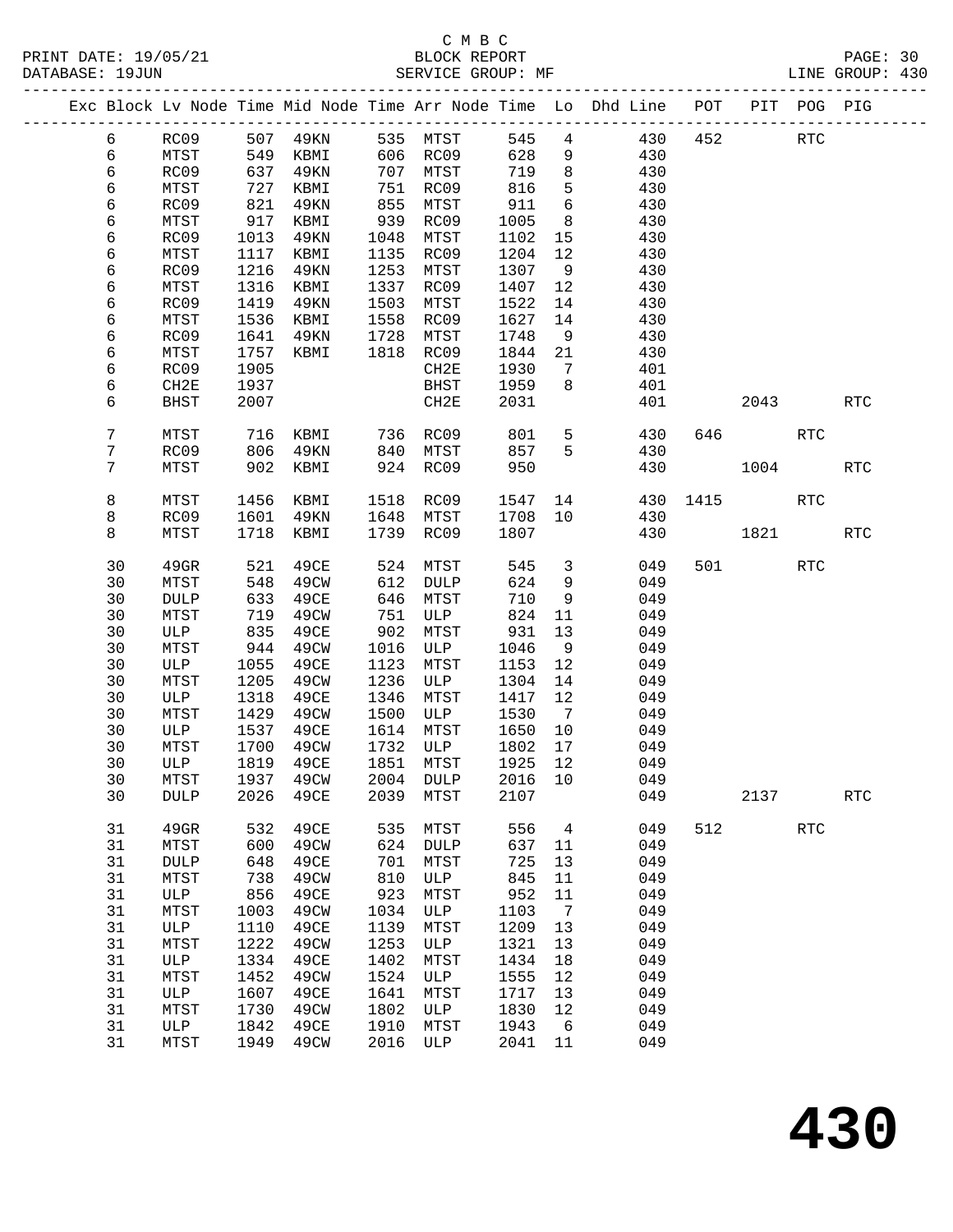C M B C

BLOCK REPORT

SERVICE GROUP: MF

PRINT DATE: 19/05/21
DATABASE: 19JUN
LINE GROUP: 430

| Exc | Block | Lv Node | Time | Mid Node | Time | Arr Node | Time | Lo | Dhd Line | POT | PIT | POG | PIG |
|---|---|---|---|---|---|---|---|---|---|---|---|---|---|
| | 6 | RC09 | 507 | 49KN | 535 | MTST | 545 | 4 | 430 | 452 | | RTC | |
| | 6 | MTST | 549 | KBMI | 606 | RC09 | 628 | 9 | 430 | | | | |
| | 6 | RC09 | 637 | 49KN | 707 | MTST | 719 | 8 | 430 | | | | |
| | 6 | MTST | 727 | KBMI | 751 | RC09 | 816 | 5 | 430 | | | | |
| | 6 | RC09 | 821 | 49KN | 855 | MTST | 911 | 6 | 430 | | | | |
| | 6 | MTST | 917 | KBMI | 939 | RC09 | 1005 | 8 | 430 | | | | |
| | 6 | RC09 | 1013 | 49KN | 1048 | MTST | 1102 | 15 | 430 | | | | |
| | 6 | MTST | 1117 | KBMI | 1135 | RC09 | 1204 | 12 | 430 | | | | |
| | 6 | RC09 | 1216 | 49KN | 1253 | MTST | 1307 | 9 | 430 | | | | |
| | 6 | MTST | 1316 | KBMI | 1337 | RC09 | 1407 | 12 | 430 | | | | |
| | 6 | RC09 | 1419 | 49KN | 1503 | MTST | 1522 | 14 | 430 | | | | |
| | 6 | MTST | 1536 | KBMI | 1558 | RC09 | 1627 | 14 | 430 | | | | |
| | 6 | RC09 | 1641 | 49KN | 1728 | MTST | 1748 | 9 | 430 | | | | |
| | 6 | MTST | 1757 | KBMI | 1818 | RC09 | 1844 | 21 | 430 | | | | |
| | 6 | RC09 | 1905 | | | CH2E | 1930 | 7 | 401 | | | | |
| | 6 | CH2E | 1937 | | | BHST | 1959 | 8 | 401 | | | | |
| | 6 | BHST | 2007 | | | CH2E | 2031 | | 401 | | 2043 | | RTC |
| | 7 | MTST | 716 | KBMI | 736 | RC09 | 801 | 5 | 430 | 646 | | RTC | |
| | 7 | RC09 | 806 | 49KN | 840 | MTST | 857 | 5 | 430 | | | | |
| | 7 | MTST | 902 | KBMI | 924 | RC09 | 950 | | 430 | | 1004 | | RTC |
| | 8 | MTST | 1456 | KBMI | 1518 | RC09 | 1547 | 14 | 430 | 1415 | | RTC | |
| | 8 | RC09 | 1601 | 49KN | 1648 | MTST | 1708 | 10 | 430 | | | | |
| | 8 | MTST | 1718 | KBMI | 1739 | RC09 | 1807 | | 430 | | 1821 | | RTC |
| | 30 | 49GR | 521 | 49CE | 524 | MTST | 545 | 3 | 049 | 501 | | RTC | |
| | 30 | MTST | 548 | 49CW | 612 | DULP | 624 | 9 | 049 | | | | |
| | 30 | DULP | 633 | 49CE | 646 | MTST | 710 | 9 | 049 | | | | |
| | 30 | MTST | 719 | 49CW | 751 | ULP | 824 | 11 | 049 | | | | |
| | 30 | ULP | 835 | 49CE | 902 | MTST | 931 | 13 | 049 | | | | |
| | 30 | MTST | 944 | 49CW | 1016 | ULP | 1046 | 9 | 049 | | | | |
| | 30 | ULP | 1055 | 49CE | 1123 | MTST | 1153 | 12 | 049 | | | | |
| | 30 | MTST | 1205 | 49CW | 1236 | ULP | 1304 | 14 | 049 | | | | |
| | 30 | ULP | 1318 | 49CE | 1346 | MTST | 1417 | 12 | 049 | | | | |
| | 30 | MTST | 1429 | 49CW | 1500 | ULP | 1530 | 7 | 049 | | | | |
| | 30 | ULP | 1537 | 49CE | 1614 | MTST | 1650 | 10 | 049 | | | | |
| | 30 | MTST | 1700 | 49CW | 1732 | ULP | 1802 | 17 | 049 | | | | |
| | 30 | ULP | 1819 | 49CE | 1851 | MTST | 1925 | 12 | 049 | | | | |
| | 30 | MTST | 1937 | 49CW | 2004 | DULP | 2016 | 10 | 049 | | | | |
| | 30 | DULP | 2026 | 49CE | 2039 | MTST | 2107 | | 049 | | 2137 | | RTC |
| | 31 | 49GR | 532 | 49CE | 535 | MTST | 556 | 4 | 049 | 512 | | RTC | |
| | 31 | MTST | 600 | 49CW | 624 | DULP | 637 | 11 | 049 | | | | |
| | 31 | DULP | 648 | 49CE | 701 | MTST | 725 | 13 | 049 | | | | |
| | 31 | MTST | 738 | 49CW | 810 | ULP | 845 | 11 | 049 | | | | |
| | 31 | ULP | 856 | 49CE | 923 | MTST | 952 | 11 | 049 | | | | |
| | 31 | MTST | 1003 | 49CW | 1034 | ULP | 1103 | 7 | 049 | | | | |
| | 31 | ULP | 1110 | 49CE | 1139 | MTST | 1209 | 13 | 049 | | | | |
| | 31 | MTST | 1222 | 49CW | 1253 | ULP | 1321 | 13 | 049 | | | | |
| | 31 | ULP | 1334 | 49CE | 1402 | MTST | 1434 | 18 | 049 | | | | |
| | 31 | MTST | 1452 | 49CW | 1524 | ULP | 1555 | 12 | 049 | | | | |
| | 31 | ULP | 1607 | 49CE | 1641 | MTST | 1717 | 13 | 049 | | | | |
| | 31 | MTST | 1730 | 49CW | 1802 | ULP | 1830 | 12 | 049 | | | | |
| | 31 | ULP | 1842 | 49CE | 1910 | MTST | 1943 | 6 | 049 | | | | |
| | 31 | MTST | 1949 | 49CW | 2016 | ULP | 2041 | 11 | 049 | | | | |

# 430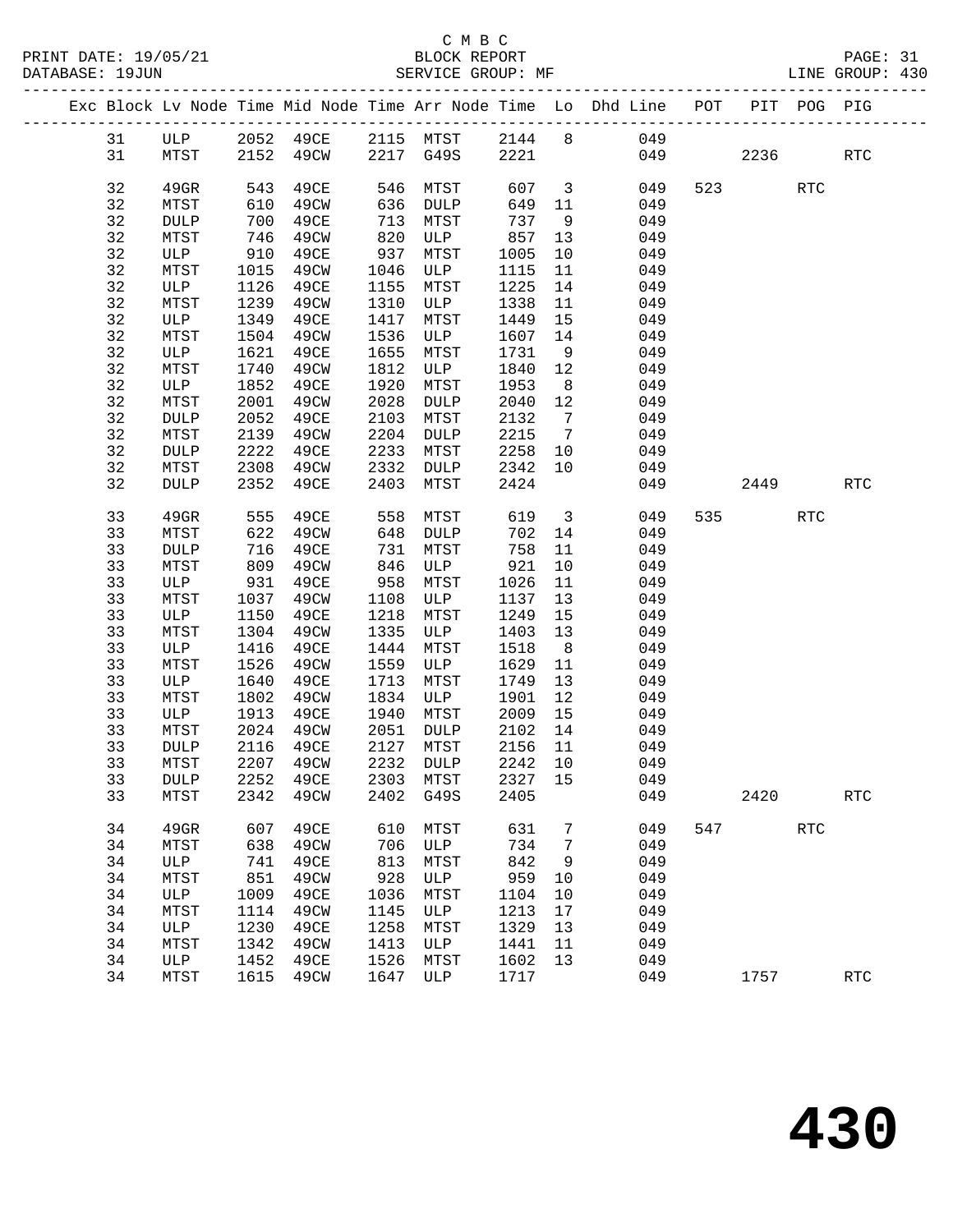C M B C

PRINT DATE: 19/05/21 BLOCK REPORT
DATABASE: 19JUN SERVICE GROUP: MF LINE GROUP: 430

| Exc | Block | Lv | Node | Time | Mid Node | Time | Arr Node | Time | Lo | Dhd Line | POT | PIT | POG | PIG |
|---|---|---|---|---|---|---|---|---|---|---|---|---|---|---|
| | 31 | | ULP | 2052 | 49CE | 2115 | MTST | 2144 | 8 | 049 | | | | |
| | 31 | | MTST | 2152 | 49CW | 2217 | G49S | 2221 | | 049 | | 2236 | | RTC |
| | 32 | | 49GR | 543 | 49CE | 546 | MTST | 607 | 3 | 049 | 523 | | RTC | |
| | 32 | | MTST | 610 | 49CW | 636 | DULP | 649 | 11 | 049 | | | | |
| | 32 | | DULP | 700 | 49CE | 713 | MTST | 737 | 9 | 049 | | | | |
| | 32 | | MTST | 746 | 49CW | 820 | ULP | 857 | 13 | 049 | | | | |
| | 32 | | ULP | 910 | 49CE | 937 | MTST | 1005 | 10 | 049 | | | | |
| | 32 | | MTST | 1015 | 49CW | 1046 | ULP | 1115 | 11 | 049 | | | | |
| | 32 | | ULP | 1126 | 49CE | 1155 | MTST | 1225 | 14 | 049 | | | | |
| | 32 | | MTST | 1239 | 49CW | 1310 | ULP | 1338 | 11 | 049 | | | | |
| | 32 | | ULP | 1349 | 49CE | 1417 | MTST | 1449 | 15 | 049 | | | | |
| | 32 | | MTST | 1504 | 49CW | 1536 | ULP | 1607 | 14 | 049 | | | | |
| | 32 | | ULP | 1621 | 49CE | 1655 | MTST | 1731 | 9 | 049 | | | | |
| | 32 | | MTST | 1740 | 49CW | 1812 | ULP | 1840 | 12 | 049 | | | | |
| | 32 | | ULP | 1852 | 49CE | 1920 | MTST | 1953 | 8 | 049 | | | | |
| | 32 | | MTST | 2001 | 49CW | 2028 | DULP | 2040 | 12 | 049 | | | | |
| | 32 | | DULP | 2052 | 49CE | 2103 | MTST | 2132 | 7 | 049 | | | | |
| | 32 | | MTST | 2139 | 49CW | 2204 | DULP | 2215 | 7 | 049 | | | | |
| | 32 | | DULP | 2222 | 49CE | 2233 | MTST | 2258 | 10 | 049 | | | | |
| | 32 | | MTST | 2308 | 49CW | 2332 | DULP | 2342 | 10 | 049 | | | | |
| | 32 | | DULP | 2352 | 49CE | 2403 | MTST | 2424 | | 049 | | 2449 | | RTC |
| | 33 | | 49GR | 555 | 49CE | 558 | MTST | 619 | 3 | 049 | 535 | | RTC | |
| | 33 | | MTST | 622 | 49CW | 648 | DULP | 702 | 14 | 049 | | | | |
| | 33 | | DULP | 716 | 49CE | 731 | MTST | 758 | 11 | 049 | | | | |
| | 33 | | MTST | 809 | 49CW | 846 | ULP | 921 | 10 | 049 | | | | |
| | 33 | | ULP | 931 | 49CE | 958 | MTST | 1026 | 11 | 049 | | | | |
| | 33 | | MTST | 1037 | 49CW | 1108 | ULP | 1137 | 13 | 049 | | | | |
| | 33 | | ULP | 1150 | 49CE | 1218 | MTST | 1249 | 15 | 049 | | | | |
| | 33 | | MTST | 1304 | 49CW | 1335 | ULP | 1403 | 13 | 049 | | | | |
| | 33 | | ULP | 1416 | 49CE | 1444 | MTST | 1518 | 8 | 049 | | | | |
| | 33 | | MTST | 1526 | 49CW | 1559 | ULP | 1629 | 11 | 049 | | | | |
| | 33 | | ULP | 1640 | 49CE | 1713 | MTST | 1749 | 13 | 049 | | | | |
| | 33 | | MTST | 1802 | 49CW | 1834 | ULP | 1901 | 12 | 049 | | | | |
| | 33 | | ULP | 1913 | 49CE | 1940 | MTST | 2009 | 15 | 049 | | | | |
| | 33 | | MTST | 2024 | 49CW | 2051 | DULP | 2102 | 14 | 049 | | | | |
| | 33 | | DULP | 2116 | 49CE | 2127 | MTST | 2156 | 11 | 049 | | | | |
| | 33 | | MTST | 2207 | 49CW | 2232 | DULP | 2242 | 10 | 049 | | | | |
| | 33 | | DULP | 2252 | 49CE | 2303 | MTST | 2327 | 15 | 049 | | | | |
| | 33 | | MTST | 2342 | 49CW | 2402 | G49S | 2405 | | 049 | | 2420 | | RTC |
| | 34 | | 49GR | 607 | 49CE | 610 | MTST | 631 | 7 | 049 | 547 | | RTC | |
| | 34 | | MTST | 638 | 49CW | 706 | ULP | 734 | 7 | 049 | | | | |
| | 34 | | ULP | 741 | 49CE | 813 | MTST | 842 | 9 | 049 | | | | |
| | 34 | | MTST | 851 | 49CW | 928 | ULP | 959 | 10 | 049 | | | | |
| | 34 | | ULP | 1009 | 49CE | 1036 | MTST | 1104 | 10 | 049 | | | | |
| | 34 | | MTST | 1114 | 49CW | 1145 | ULP | 1213 | 17 | 049 | | | | |
| | 34 | | ULP | 1230 | 49CE | 1258 | MTST | 1329 | 13 | 049 | | | | |
| | 34 | | MTST | 1342 | 49CW | 1413 | ULP | 1441 | 11 | 049 | | | | |
| | 34 | | ULP | 1452 | 49CE | 1526 | MTST | 1602 | 13 | 049 | | | | |
| | 34 | | MTST | 1615 | 49CW | 1647 | ULP | 1717 | | 049 | | 1757 | | RTC |

430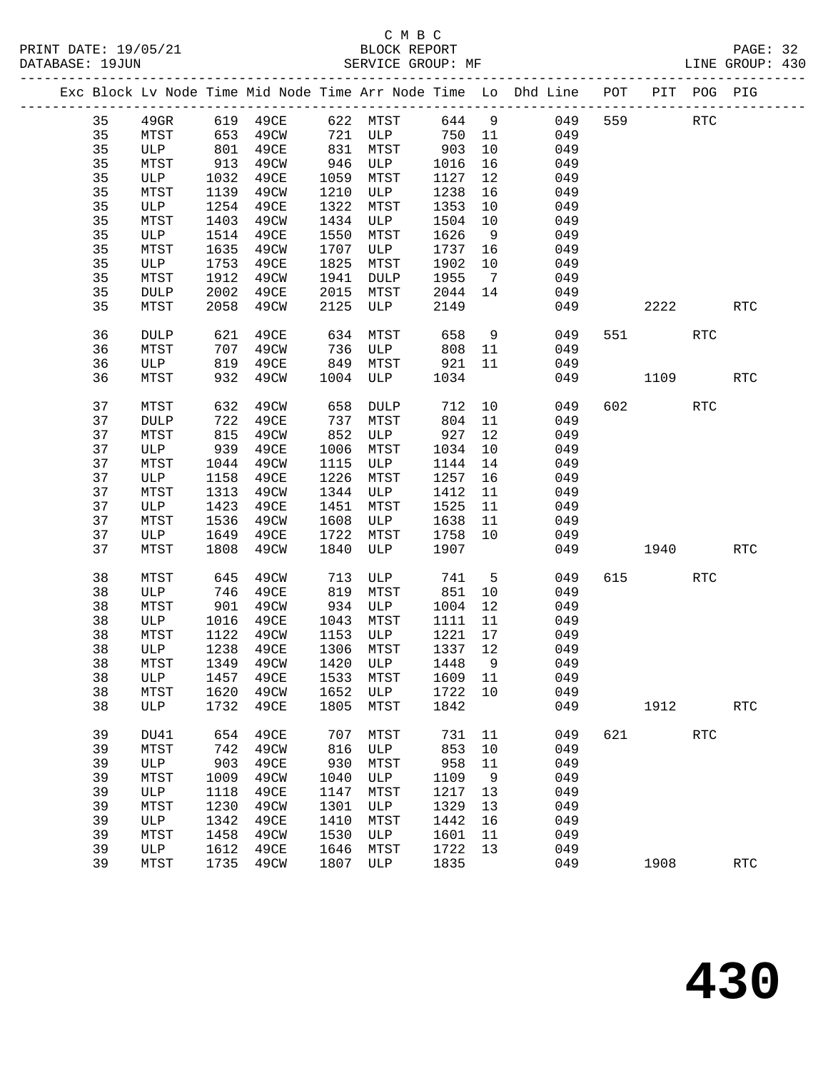C M B C
BLOCK REPORT
SERVICE GROUP: MF

PRINT DATE: 19/05/21
DATABASE: 19JUN
LINE GROUP: 430

| Exc | Block | Lv | Node | Time | Mid Node | Time | Arr Node | Time | Lo | Dhd Line | POT | PIT | POG | PIG |
|---|---|---|---|---|---|---|---|---|---|---|---|---|---|---|
| | 35 | | 49GR | 619 | 49CE | 622 | MTST | 644 | 9 | 049 | 559 | | RTC | |
| | 35 | | MTST | 653 | 49CW | 721 | ULP | 750 | 11 | 049 | | | | |
| | 35 | | ULP | 801 | 49CE | 831 | MTST | 903 | 10 | 049 | | | | |
| | 35 | | MTST | 913 | 49CW | 946 | ULP | 1016 | 16 | 049 | | | | |
| | 35 | | ULP | 1032 | 49CE | 1059 | MTST | 1127 | 12 | 049 | | | | |
| | 35 | | MTST | 1139 | 49CW | 1210 | ULP | 1238 | 16 | 049 | | | | |
| | 35 | | ULP | 1254 | 49CE | 1322 | MTST | 1353 | 10 | 049 | | | | |
| | 35 | | MTST | 1403 | 49CW | 1434 | ULP | 1504 | 10 | 049 | | | | |
| | 35 | | ULP | 1514 | 49CE | 1550 | MTST | 1626 | 9 | 049 | | | | |
| | 35 | | MTST | 1635 | 49CW | 1707 | ULP | 1737 | 16 | 049 | | | | |
| | 35 | | ULP | 1753 | 49CE | 1825 | MTST | 1902 | 10 | 049 | | | | |
| | 35 | | MTST | 1912 | 49CW | 1941 | DULP | 1955 | 7 | 049 | | | | |
| | 35 | | DULP | 2002 | 49CE | 2015 | MTST | 2044 | 14 | 049 | | | | |
| | 35 | | MTST | 2058 | 49CW | 2125 | ULP | 2149 | | 049 | | 2222 | | RTC |
| | 36 | | DULP | 621 | 49CE | 634 | MTST | 658 | 9 | 049 | 551 | | RTC | |
| | 36 | | MTST | 707 | 49CW | 736 | ULP | 808 | 11 | 049 | | | | |
| | 36 | | ULP | 819 | 49CE | 849 | MTST | 921 | 11 | 049 | | | | |
| | 36 | | MTST | 932 | 49CW | 1004 | ULP | 1034 | | 049 | | 1109 | | RTC |
| | 37 | | MTST | 632 | 49CW | 658 | DULP | 712 | 10 | 049 | 602 | | RTC | |
| | 37 | | DULP | 722 | 49CE | 737 | MTST | 804 | 11 | 049 | | | | |
| | 37 | | MTST | 815 | 49CW | 852 | ULP | 927 | 12 | 049 | | | | |
| | 37 | | ULP | 939 | 49CE | 1006 | MTST | 1034 | 10 | 049 | | | | |
| | 37 | | MTST | 1044 | 49CW | 1115 | ULP | 1144 | 14 | 049 | | | | |
| | 37 | | ULP | 1158 | 49CE | 1226 | MTST | 1257 | 16 | 049 | | | | |
| | 37 | | MTST | 1313 | 49CW | 1344 | ULP | 1412 | 11 | 049 | | | | |
| | 37 | | ULP | 1423 | 49CE | 1451 | MTST | 1525 | 11 | 049 | | | | |
| | 37 | | MTST | 1536 | 49CW | 1608 | ULP | 1638 | 11 | 049 | | | | |
| | 37 | | ULP | 1649 | 49CE | 1722 | MTST | 1758 | 10 | 049 | | | | |
| | 37 | | MTST | 1808 | 49CW | 1840 | ULP | 1907 | | 049 | | 1940 | | RTC |
| | 38 | | MTST | 645 | 49CW | 713 | ULP | 741 | 5 | 049 | 615 | | RTC | |
| | 38 | | ULP | 746 | 49CE | 819 | MTST | 851 | 10 | 049 | | | | |
| | 38 | | MTST | 901 | 49CW | 934 | ULP | 1004 | 12 | 049 | | | | |
| | 38 | | ULP | 1016 | 49CE | 1043 | MTST | 1111 | 11 | 049 | | | | |
| | 38 | | MTST | 1122 | 49CW | 1153 | ULP | 1221 | 17 | 049 | | | | |
| | 38 | | ULP | 1238 | 49CE | 1306 | MTST | 1337 | 12 | 049 | | | | |
| | 38 | | MTST | 1349 | 49CW | 1420 | ULP | 1448 | 9 | 049 | | | | |
| | 38 | | ULP | 1457 | 49CE | 1533 | MTST | 1609 | 11 | 049 | | | | |
| | 38 | | MTST | 1620 | 49CW | 1652 | ULP | 1722 | 10 | 049 | | | | |
| | 38 | | ULP | 1732 | 49CE | 1805 | MTST | 1842 | | 049 | | 1912 | | RTC |
| | 39 | | DU41 | 654 | 49CE | 707 | MTST | 731 | 11 | 049 | 621 | | RTC | |
| | 39 | | MTST | 742 | 49CW | 816 | ULP | 853 | 10 | 049 | | | | |
| | 39 | | ULP | 903 | 49CE | 930 | MTST | 958 | 11 | 049 | | | | |
| | 39 | | MTST | 1009 | 49CW | 1040 | ULP | 1109 | 9 | 049 | | | | |
| | 39 | | ULP | 1118 | 49CE | 1147 | MTST | 1217 | 13 | 049 | | | | |
| | 39 | | MTST | 1230 | 49CW | 1301 | ULP | 1329 | 13 | 049 | | | | |
| | 39 | | ULP | 1342 | 49CE | 1410 | MTST | 1442 | 16 | 049 | | | | |
| | 39 | | MTST | 1458 | 49CW | 1530 | ULP | 1601 | 11 | 049 | | | | |
| | 39 | | ULP | 1612 | 49CE | 1646 | MTST | 1722 | 13 | 049 | | | | |
| | 39 | | MTST | 1735 | 49CW | 1807 | ULP | 1835 | | 049 | | 1908 | | RTC |

# 430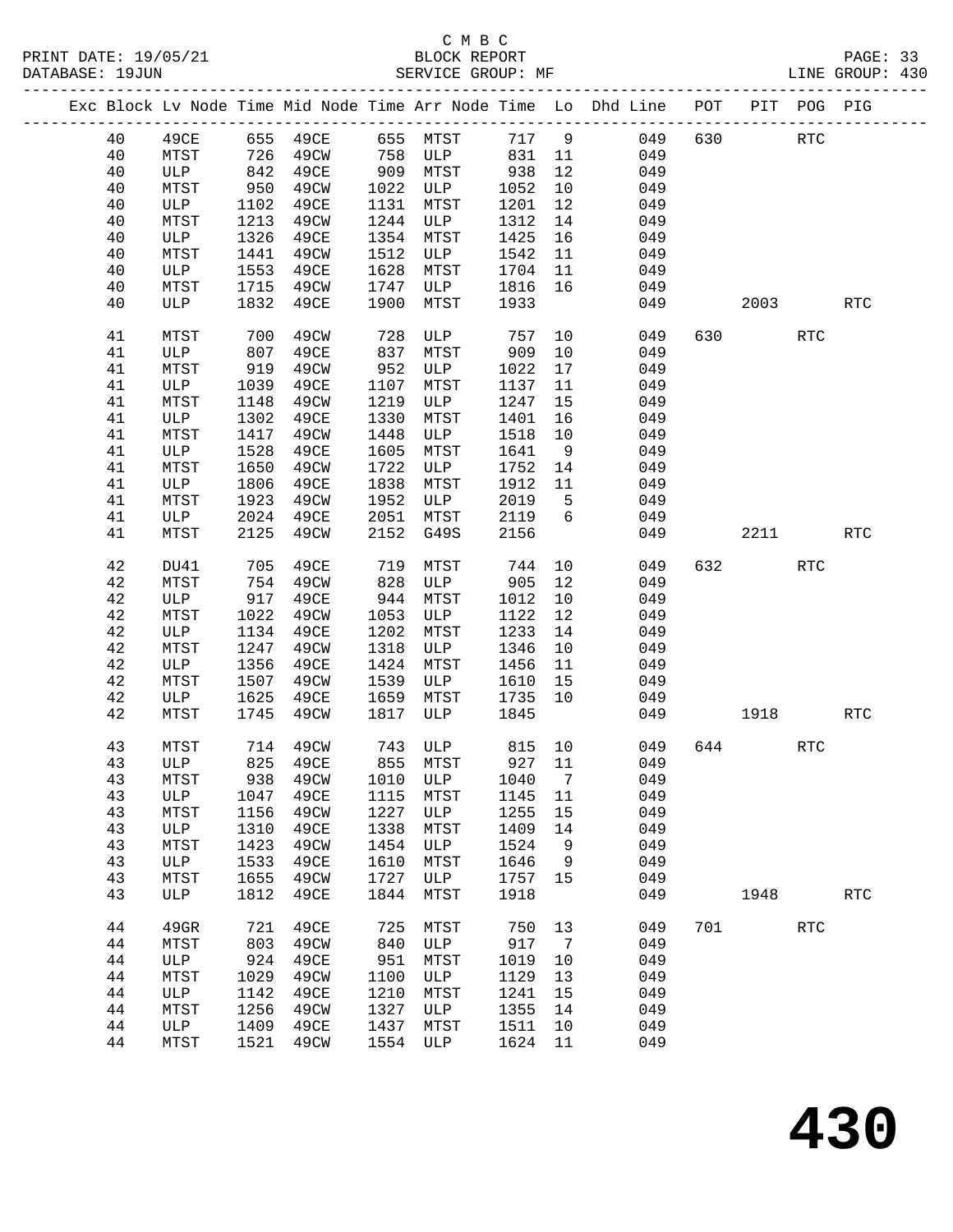C M B C
BLOCK REPORT
SERVICE GROUP: MF

PRINT DATE: 19/05/21
DATABASE: 19JUN

LINE GROUP: 430

| Exc | Block | Lv Node | Time | Mid Node | Time | Arr Node | Time | Lo | Dhd Line | POT | PIT | POG | PIG |
|---|---|---|---|---|---|---|---|---|---|---|---|---|---|
| | 40 | 49CE | 655 | 49CE | 655 | MTST | 717 | 9 | 049 | 630 | | RTC | |
| | 40 | MTST | 726 | 49CW | 758 | ULP | 831 | 11 | 049 | | | | |
| | 40 | ULP | 842 | 49CE | 909 | MTST | 938 | 12 | 049 | | | | |
| | 40 | MTST | 950 | 49CW | 1022 | ULP | 1052 | 10 | 049 | | | | |
| | 40 | ULP | 1102 | 49CE | 1131 | MTST | 1201 | 12 | 049 | | | | |
| | 40 | MTST | 1213 | 49CW | 1244 | ULP | 1312 | 14 | 049 | | | | |
| | 40 | ULP | 1326 | 49CE | 1354 | MTST | 1425 | 16 | 049 | | | | |
| | 40 | MTST | 1441 | 49CW | 1512 | ULP | 1542 | 11 | 049 | | | | |
| | 40 | ULP | 1553 | 49CE | 1628 | MTST | 1704 | 11 | 049 | | | | |
| | 40 | MTST | 1715 | 49CW | 1747 | ULP | 1816 | 16 | 049 | | | | |
| | 40 | ULP | 1832 | 49CE | 1900 | MTST | 1933 | | 049 | | 2003 | | RTC |
| | 41 | MTST | 700 | 49CW | 728 | ULP | 757 | 10 | 049 | 630 | | RTC | |
| | 41 | ULP | 807 | 49CE | 837 | MTST | 909 | 10 | 049 | | | | |
| | 41 | MTST | 919 | 49CW | 952 | ULP | 1022 | 17 | 049 | | | | |
| | 41 | ULP | 1039 | 49CE | 1107 | MTST | 1137 | 11 | 049 | | | | |
| | 41 | MTST | 1148 | 49CW | 1219 | ULP | 1247 | 15 | 049 | | | | |
| | 41 | ULP | 1302 | 49CE | 1330 | MTST | 1401 | 16 | 049 | | | | |
| | 41 | MTST | 1417 | 49CW | 1448 | ULP | 1518 | 10 | 049 | | | | |
| | 41 | ULP | 1528 | 49CE | 1605 | MTST | 1641 | 9 | 049 | | | | |
| | 41 | MTST | 1650 | 49CW | 1722 | ULP | 1752 | 14 | 049 | | | | |
| | 41 | ULP | 1806 | 49CE | 1838 | MTST | 1912 | 11 | 049 | | | | |
| | 41 | MTST | 1923 | 49CW | 1952 | ULP | 2019 | 5 | 049 | | | | |
| | 41 | ULP | 2024 | 49CE | 2051 | MTST | 2119 | 6 | 049 | | | | |
| | 41 | MTST | 2125 | 49CW | 2152 | G49S | 2156 | | 049 | | 2211 | | RTC |
| | 42 | DU41 | 705 | 49CE | 719 | MTST | 744 | 10 | 049 | 632 | | RTC | |
| | 42 | MTST | 754 | 49CW | 828 | ULP | 905 | 12 | 049 | | | | |
| | 42 | ULP | 917 | 49CE | 944 | MTST | 1012 | 10 | 049 | | | | |
| | 42 | MTST | 1022 | 49CW | 1053 | ULP | 1122 | 12 | 049 | | | | |
| | 42 | ULP | 1134 | 49CE | 1202 | MTST | 1233 | 14 | 049 | | | | |
| | 42 | MTST | 1247 | 49CW | 1318 | ULP | 1346 | 10 | 049 | | | | |
| | 42 | ULP | 1356 | 49CE | 1424 | MTST | 1456 | 11 | 049 | | | | |
| | 42 | MTST | 1507 | 49CW | 1539 | ULP | 1610 | 15 | 049 | | | | |
| | 42 | ULP | 1625 | 49CE | 1659 | MTST | 1735 | 10 | 049 | | | | |
| | 42 | MTST | 1745 | 49CW | 1817 | ULP | 1845 | | 049 | | 1918 | | RTC |
| | 43 | MTST | 714 | 49CW | 743 | ULP | 815 | 10 | 049 | 644 | | RTC | |
| | 43 | ULP | 825 | 49CE | 855 | MTST | 927 | 11 | 049 | | | | |
| | 43 | MTST | 938 | 49CW | 1010 | ULP | 1040 | 7 | 049 | | | | |
| | 43 | ULP | 1047 | 49CE | 1115 | MTST | 1145 | 11 | 049 | | | | |
| | 43 | MTST | 1156 | 49CW | 1227 | ULP | 1255 | 15 | 049 | | | | |
| | 43 | ULP | 1310 | 49CE | 1338 | MTST | 1409 | 14 | 049 | | | | |
| | 43 | MTST | 1423 | 49CW | 1454 | ULP | 1524 | 9 | 049 | | | | |
| | 43 | ULP | 1533 | 49CE | 1610 | MTST | 1646 | 9 | 049 | | | | |
| | 43 | MTST | 1655 | 49CW | 1727 | ULP | 1757 | 15 | 049 | | | | |
| | 43 | ULP | 1812 | 49CE | 1844 | MTST | 1918 | | 049 | | 1948 | | RTC |
| | 44 | 49GR | 721 | 49CE | 725 | MTST | 750 | 13 | 049 | 701 | | RTC | |
| | 44 | MTST | 803 | 49CW | 840 | ULP | 917 | 7 | 049 | | | | |
| | 44 | ULP | 924 | 49CE | 951 | MTST | 1019 | 10 | 049 | | | | |
| | 44 | MTST | 1029 | 49CW | 1100 | ULP | 1129 | 13 | 049 | | | | |
| | 44 | ULP | 1142 | 49CE | 1210 | MTST | 1241 | 15 | 049 | | | | |
| | 44 | MTST | 1256 | 49CW | 1327 | ULP | 1355 | 14 | 049 | | | | |
| | 44 | ULP | 1409 | 49CE | 1437 | MTST | 1511 | 10 | 049 | | | | |
| | 44 | MTST | 1521 | 49CW | 1554 | ULP | 1624 | 11 | 049 | | | | |

# 430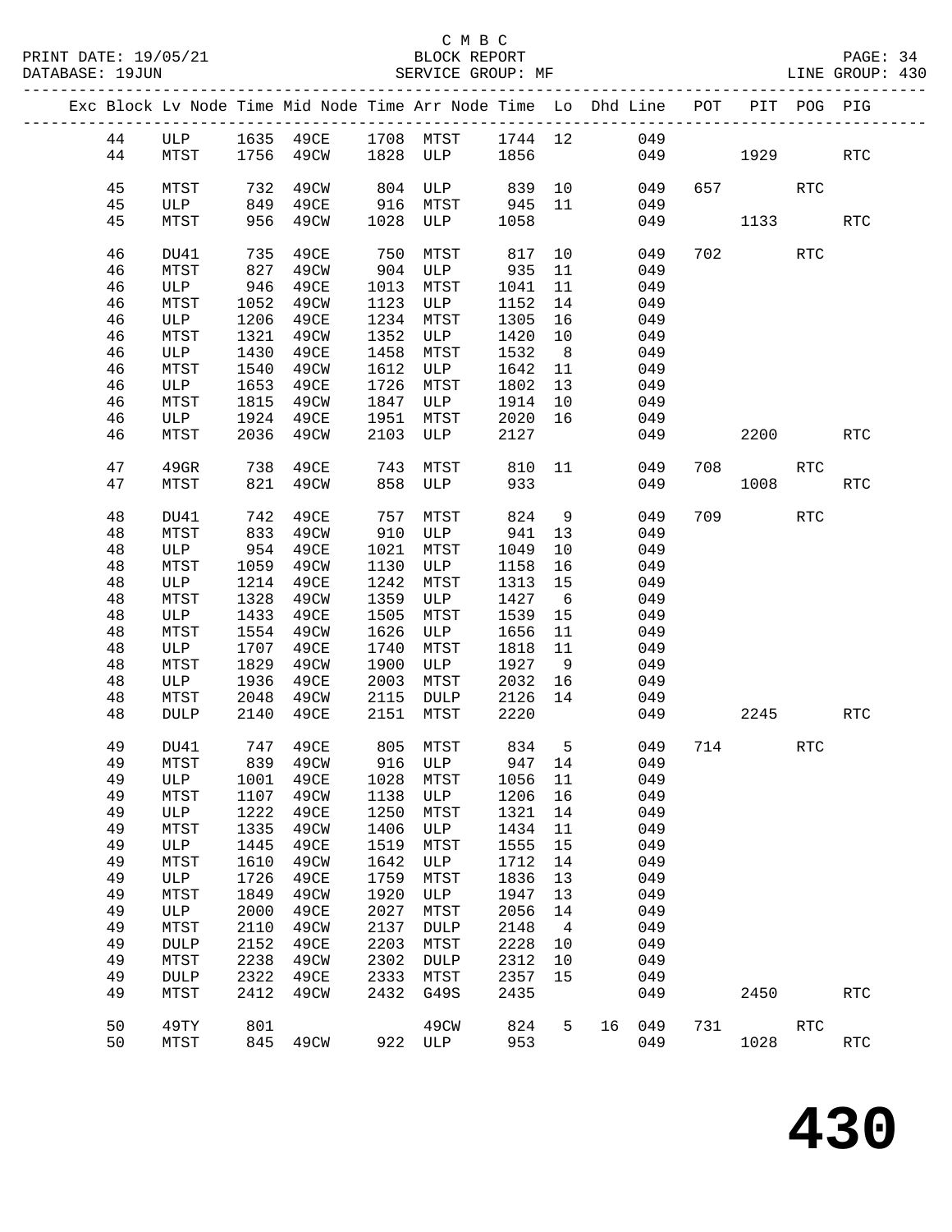C M B C

PRINT DATE: 19/05/21 BLOCK REPORT

DATABASE: 19JUN SERVICE GROUP: MF LINE GROUP: 430

| Exc | Block | Lv | Node | Time | Mid Node | Time | Arr Node | Time | Lo | Dhd Line | POT | PIT | POG | PIG |
|---|---|---|---|---|---|---|---|---|---|---|---|---|---|---|
| | 44 | | ULP | 1635 | 49CE | 1708 | MTST | 1744 | 12 | 049 | | | | |
| | 44 | | MTST | 1756 | 49CW | 1828 | ULP | 1856 | | 049 | | 1929 | | RTC |
| | 45 | | MTST | 732 | 49CW | 804 | ULP | 839 | 10 | 049 | 657 | | RTC | |
| | 45 | | ULP | 849 | 49CE | 916 | MTST | 945 | 11 | 049 | | | | |
| | 45 | | MTST | 956 | 49CW | 1028 | ULP | 1058 | | 049 | | 1133 | | RTC |
| | 46 | | DU41 | 735 | 49CE | 750 | MTST | 817 | 10 | 049 | 702 | | RTC | |
| | 46 | | MTST | 827 | 49CW | 904 | ULP | 935 | 11 | 049 | | | | |
| | 46 | | ULP | 946 | 49CE | 1013 | MTST | 1041 | 11 | 049 | | | | |
| | 46 | | MTST | 1052 | 49CW | 1123 | ULP | 1152 | 14 | 049 | | | | |
| | 46 | | ULP | 1206 | 49CE | 1234 | MTST | 1305 | 16 | 049 | | | | |
| | 46 | | MTST | 1321 | 49CW | 1352 | ULP | 1420 | 10 | 049 | | | | |
| | 46 | | ULP | 1430 | 49CE | 1458 | MTST | 1532 | 8 | 049 | | | | |
| | 46 | | MTST | 1540 | 49CW | 1612 | ULP | 1642 | 11 | 049 | | | | |
| | 46 | | ULP | 1653 | 49CE | 1726 | MTST | 1802 | 13 | 049 | | | | |
| | 46 | | MTST | 1815 | 49CW | 1847 | ULP | 1914 | 10 | 049 | | | | |
| | 46 | | ULP | 1924 | 49CE | 1951 | MTST | 2020 | 16 | 049 | | | | |
| | 46 | | MTST | 2036 | 49CW | 2103 | ULP | 2127 | | 049 | | 2200 | | RTC |
| | 47 | | 49GR | 738 | 49CE | 743 | MTST | 810 | 11 | 049 | 708 | | RTC | |
| | 47 | | MTST | 821 | 49CW | 858 | ULP | 933 | | 049 | | 1008 | | RTC |
| | 48 | | DU41 | 742 | 49CE | 757 | MTST | 824 | 9 | 049 | 709 | | RTC | |
| | 48 | | MTST | 833 | 49CW | 910 | ULP | 941 | 13 | 049 | | | | |
| | 48 | | ULP | 954 | 49CE | 1021 | MTST | 1049 | 10 | 049 | | | | |
| | 48 | | MTST | 1059 | 49CW | 1130 | ULP | 1158 | 16 | 049 | | | | |
| | 48 | | ULP | 1214 | 49CE | 1242 | MTST | 1313 | 15 | 049 | | | | |
| | 48 | | MTST | 1328 | 49CW | 1359 | ULP | 1427 | 6 | 049 | | | | |
| | 48 | | ULP | 1433 | 49CE | 1505 | MTST | 1539 | 15 | 049 | | | | |
| | 48 | | MTST | 1554 | 49CW | 1626 | ULP | 1656 | 11 | 049 | | | | |
| | 48 | | ULP | 1707 | 49CE | 1740 | MTST | 1818 | 11 | 049 | | | | |
| | 48 | | MTST | 1829 | 49CW | 1900 | ULP | 1927 | 9 | 049 | | | | |
| | 48 | | ULP | 1936 | 49CE | 2003 | MTST | 2032 | 16 | 049 | | | | |
| | 48 | | MTST | 2048 | 49CW | 2115 | DULP | 2126 | 14 | 049 | | | | |
| | 48 | | DULP | 2140 | 49CE | 2151 | MTST | 2220 | | 049 | | 2245 | | RTC |
| | 49 | | DU41 | 747 | 49CE | 805 | MTST | 834 | 5 | 049 | 714 | | RTC | |
| | 49 | | MTST | 839 | 49CW | 916 | ULP | 947 | 14 | 049 | | | | |
| | 49 | | ULP | 1001 | 49CE | 1028 | MTST | 1056 | 11 | 049 | | | | |
| | 49 | | MTST | 1107 | 49CW | 1138 | ULP | 1206 | 16 | 049 | | | | |
| | 49 | | ULP | 1222 | 49CE | 1250 | MTST | 1321 | 14 | 049 | | | | |
| | 49 | | MTST | 1335 | 49CW | 1406 | ULP | 1434 | 11 | 049 | | | | |
| | 49 | | ULP | 1445 | 49CE | 1519 | MTST | 1555 | 15 | 049 | | | | |
| | 49 | | MTST | 1610 | 49CW | 1642 | ULP | 1712 | 14 | 049 | | | | |
| | 49 | | ULP | 1726 | 49CE | 1759 | MTST | 1836 | 13 | 049 | | | | |
| | 49 | | MTST | 1849 | 49CW | 1920 | ULP | 1947 | 13 | 049 | | | | |
| | 49 | | ULP | 2000 | 49CE | 2027 | MTST | 2056 | 14 | 049 | | | | |
| | 49 | | MTST | 2110 | 49CW | 2137 | DULP | 2148 | 4 | 049 | | | | |
| | 49 | | DULP | 2152 | 49CE | 2203 | MTST | 2228 | 10 | 049 | | | | |
| | 49 | | MTST | 2238 | 49CW | 2302 | DULP | 2312 | 10 | 049 | | | | |
| | 49 | | DULP | 2322 | 49CE | 2333 | MTST | 2357 | 15 | 049 | | | | |
| | 49 | | MTST | 2412 | 49CW | 2432 | G49S | 2435 | | 049 | | 2450 | | RTC |
| | 50 | | 49TY | 801 | | | 49CW | 824 | 5 | 16 049 | 731 | | RTC | |
| | 50 | | MTST | 845 | 49CW | 922 | ULP | 953 | | 049 | | 1028 | | RTC |

430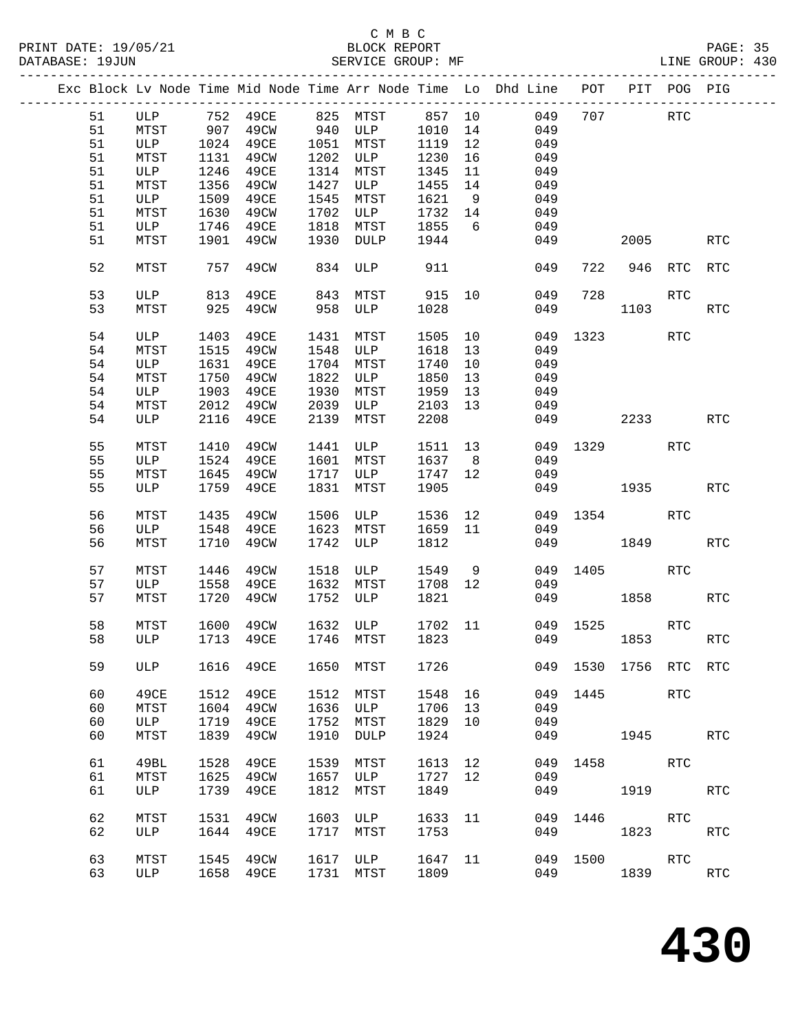C M B C
BLOCK REPORT
SERVICE GROUP: MF

PRINT DATE: 19/05/21
DATABASE: 19JUN
LINE GROUP: 430

| Exc | Block | Lv Node | Time | Mid Node | Time | Arr Node | Time | Lo | Dhd Line | POT | PIT | POG | PIG |
|---|---|---|---|---|---|---|---|---|---|---|---|---|---|
| | 51 | ULP | 752 | 49CE | 825 | MTST | 857 | 10 | 049 | 707 | | RTC | |
| | 51 | MTST | 907 | 49CW | 940 | ULP | 1010 | 14 | 049 | | | | |
| | 51 | ULP | 1024 | 49CE | 1051 | MTST | 1119 | 12 | 049 | | | | |
| | 51 | MTST | 1131 | 49CW | 1202 | ULP | 1230 | 16 | 049 | | | | |
| | 51 | ULP | 1246 | 49CE | 1314 | MTST | 1345 | 11 | 049 | | | | |
| | 51 | MTST | 1356 | 49CW | 1427 | ULP | 1455 | 14 | 049 | | | | |
| | 51 | ULP | 1509 | 49CE | 1545 | MTST | 1621 | 9 | 049 | | | | |
| | 51 | MTST | 1630 | 49CW | 1702 | ULP | 1732 | 14 | 049 | | | | |
| | 51 | ULP | 1746 | 49CE | 1818 | MTST | 1855 | 6 | 049 | | | | |
| | 51 | MTST | 1901 | 49CW | 1930 | DULP | 1944 | | 049 | | 2005 | | RTC |
| | 52 | MTST | 757 | 49CW | 834 | ULP | 911 | | 049 | 722 | 946 | RTC | RTC |
| | 53 | ULP | 813 | 49CE | 843 | MTST | 915 | 10 | 049 | 728 | | RTC | |
| | 53 | MTST | 925 | 49CW | 958 | ULP | 1028 | | 049 | | 1103 | | RTC |
| | 54 | ULP | 1403 | 49CE | 1431 | MTST | 1505 | 10 | 049 | 1323 | | RTC | |
| | 54 | MTST | 1515 | 49CW | 1548 | ULP | 1618 | 13 | 049 | | | | |
| | 54 | ULP | 1631 | 49CE | 1704 | MTST | 1740 | 10 | 049 | | | | |
| | 54 | MTST | 1750 | 49CW | 1822 | ULP | 1850 | 13 | 049 | | | | |
| | 54 | ULP | 1903 | 49CE | 1930 | MTST | 1959 | 13 | 049 | | | | |
| | 54 | MTST | 2012 | 49CW | 2039 | ULP | 2103 | 13 | 049 | | | | |
| | 54 | ULP | 2116 | 49CE | 2139 | MTST | 2208 | | 049 | | 2233 | | RTC |
| | 55 | MTST | 1410 | 49CW | 1441 | ULP | 1511 | 13 | 049 | 1329 | | RTC | |
| | 55 | ULP | 1524 | 49CE | 1601 | MTST | 1637 | 8 | 049 | | | | |
| | 55 | MTST | 1645 | 49CW | 1717 | ULP | 1747 | 12 | 049 | | | | |
| | 55 | ULP | 1759 | 49CE | 1831 | MTST | 1905 | | 049 | | 1935 | | RTC |
| | 56 | MTST | 1435 | 49CW | 1506 | ULP | 1536 | 12 | 049 | 1354 | | RTC | |
| | 56 | ULP | 1548 | 49CE | 1623 | MTST | 1659 | 11 | 049 | | | | |
| | 56 | MTST | 1710 | 49CW | 1742 | ULP | 1812 | | 049 | | 1849 | | RTC |
| | 57 | MTST | 1446 | 49CW | 1518 | ULP | 1549 | 9 | 049 | 1405 | | RTC | |
| | 57 | ULP | 1558 | 49CE | 1632 | MTST | 1708 | 12 | 049 | | | | |
| | 57 | MTST | 1720 | 49CW | 1752 | ULP | 1821 | | 049 | | 1858 | | RTC |
| | 58 | MTST | 1600 | 49CW | 1632 | ULP | 1702 | 11 | 049 | 1525 | | RTC | |
| | 58 | ULP | 1713 | 49CE | 1746 | MTST | 1823 | | 049 | | 1853 | | RTC |
| | 59 | ULP | 1616 | 49CE | 1650 | MTST | 1726 | | 049 | 1530 | 1756 | RTC | RTC |
| | 60 | 49CE | 1512 | 49CE | 1512 | MTST | 1548 | 16 | 049 | 1445 | | RTC | |
| | 60 | MTST | 1604 | 49CW | 1636 | ULP | 1706 | 13 | 049 | | | | |
| | 60 | ULP | 1719 | 49CE | 1752 | MTST | 1829 | 10 | 049 | | | | |
| | 60 | MTST | 1839 | 49CW | 1910 | DULP | 1924 | | 049 | | 1945 | | RTC |
| | 61 | 49BL | 1528 | 49CE | 1539 | MTST | 1613 | 12 | 049 | 1458 | | RTC | |
| | 61 | MTST | 1625 | 49CW | 1657 | ULP | 1727 | 12 | 049 | | | | |
| | 61 | ULP | 1739 | 49CE | 1812 | MTST | 1849 | | 049 | | 1919 | | RTC |
| | 62 | MTST | 1531 | 49CW | 1603 | ULP | 1633 | 11 | 049 | 1446 | | RTC | |
| | 62 | ULP | 1644 | 49CE | 1717 | MTST | 1753 | | 049 | | 1823 | | RTC |
| | 63 | MTST | 1545 | 49CW | 1617 | ULP | 1647 | 11 | 049 | 1500 | | RTC | |
| | 63 | ULP | 1658 | 49CE | 1731 | MTST | 1809 | | 049 | | 1839 | | RTC |

# 430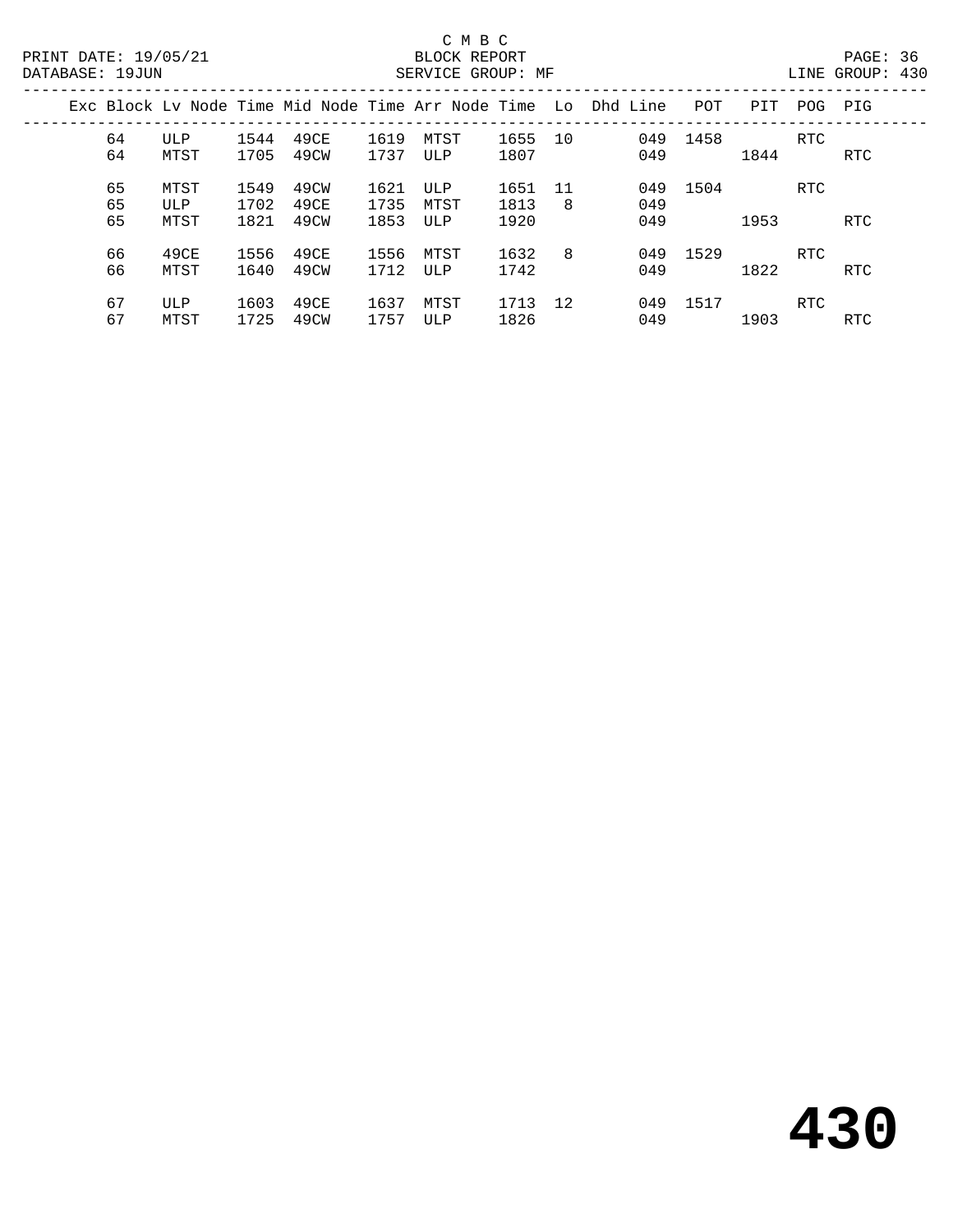C M B C
BLOCK REPORT
SERVICE GROUP: MF

PRINT DATE: 19/05/21
DATABASE: 19JUN
LINE GROUP: 430

| Exc | Block | Lv Node | Time | Mid Node | Time | Arr Node | Time | Lo | Dhd Line | POT | PIT | POG | PIG |
|---|---|---|---|---|---|---|---|---|---|---|---|---|---|
| | 64 | ULP | 1544 | 49CE | 1619 | MTST | 1655 | 10 | 049 | 1458 | | RTC | |
| | 64 | MTST | 1705 | 49CW | 1737 | ULP | 1807 | | 049 | | 1844 | | RTC |
| | 65 | MTST | 1549 | 49CW | 1621 | ULP | 1651 | 11 | 049 | 1504 | | RTC | |
| | 65 | ULP | 1702 | 49CE | 1735 | MTST | 1813 | 8 | 049 | | | | |
| | 65 | MTST | 1821 | 49CW | 1853 | ULP | 1920 | | 049 | | 1953 | | RTC |
| | 66 | 49CE | 1556 | 49CE | 1556 | MTST | 1632 | 8 | 049 | 1529 | | RTC | |
| | 66 | MTST | 1640 | 49CW | 1712 | ULP | 1742 | | 049 | | 1822 | | RTC |
| | 67 | ULP | 1603 | 49CE | 1637 | MTST | 1713 | 12 | 049 | 1517 | | RTC | |
| | 67 | MTST | 1725 | 49CW | 1757 | ULP | 1826 | | 049 | | 1903 | | RTC |

# 430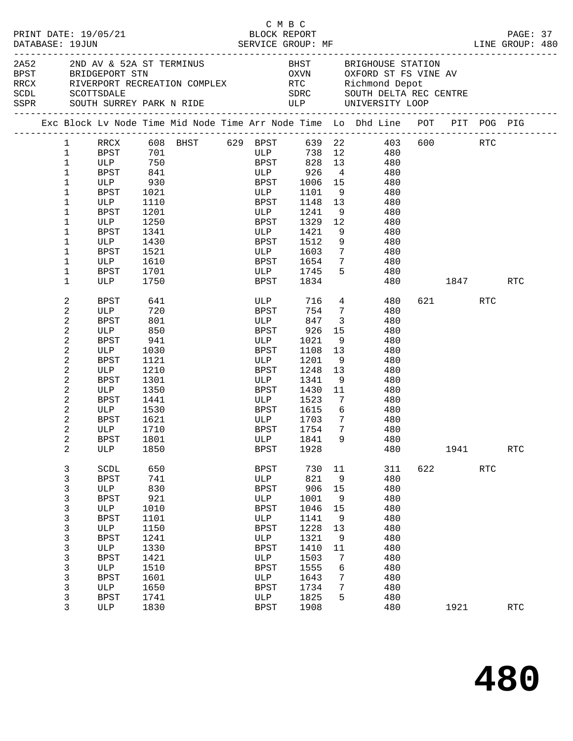C M B C
BLOCK REPORT
SERVICE GROUP: MF

PRINT DATE: 19/05/21
DATABASE: 19JUN
LINE GROUP: 480

| Code | Description | Code | Description |
|---|---|---|---|
| 2A52 | 2ND AV & 52A ST TERMINUS | BHST | BRIGHOUSE STATION |
| BPST | BRIDGEPORT STN | OXVN | OXFORD ST FS VINE AV |
| RRCX | RIVERPORT RECREATION COMPLEX | RTC | Richmond Depot |
| SCDL | SCOTTSDALE | SDRC | SOUTH DELTA REC CENTRE |
| SSPR | SOUTH SURREY PARK N RIDE | ULP | UNIVERSITY LOOP |

| Exc | Block | Lv Node | Time | Mid Node | Time | Arr Node | Time | Lo | Dhd Line | POT | PIT | POG | PIG |
|---|---|---|---|---|---|---|---|---|---|---|---|---|---|
| | 1 | RRCX | 608 | BHST | 629 | BPST | 639 | 22 | 403 | 600 | | RTC | |
| | 1 | BPST | 701 | | | ULP | 738 | 12 | 480 | | | | |
| | 1 | ULP | 750 | | | BPST | 828 | 13 | 480 | | | | |
| | 1 | BPST | 841 | | | ULP | 926 | 4 | 480 | | | | |
| | 1 | ULP | 930 | | | BPST | 1006 | 15 | 480 | | | | |
| | 1 | BPST | 1021 | | | ULP | 1101 | 9 | 480 | | | | |
| | 1 | ULP | 1110 | | | BPST | 1148 | 13 | 480 | | | | |
| | 1 | BPST | 1201 | | | ULP | 1241 | 9 | 480 | | | | |
| | 1 | ULP | 1250 | | | BPST | 1329 | 12 | 480 | | | | |
| | 1 | BPST | 1341 | | | ULP | 1421 | 9 | 480 | | | | |
| | 1 | ULP | 1430 | | | BPST | 1512 | 9 | 480 | | | | |
| | 1 | BPST | 1521 | | | ULP | 1603 | 7 | 480 | | | | |
| | 1 | ULP | 1610 | | | BPST | 1654 | 7 | 480 | | | | |
| | 1 | BPST | 1701 | | | ULP | 1745 | 5 | 480 | | | | |
| | 1 | ULP | 1750 | | | BPST | 1834 | | 480 | | 1847 | | RTC |
| | 2 | BPST | 641 | | | ULP | 716 | 4 | 480 | 621 | | RTC | |
| | 2 | ULP | 720 | | | BPST | 754 | 7 | 480 | | | | |
| | 2 | BPST | 801 | | | ULP | 847 | 3 | 480 | | | | |
| | 2 | ULP | 850 | | | BPST | 926 | 15 | 480 | | | | |
| | 2 | BPST | 941 | | | ULP | 1021 | 9 | 480 | | | | |
| | 2 | ULP | 1030 | | | BPST | 1108 | 13 | 480 | | | | |
| | 2 | BPST | 1121 | | | ULP | 1201 | 9 | 480 | | | | |
| | 2 | ULP | 1210 | | | BPST | 1248 | 13 | 480 | | | | |
| | 2 | BPST | 1301 | | | ULP | 1341 | 9 | 480 | | | | |
| | 2 | ULP | 1350 | | | BPST | 1430 | 11 | 480 | | | | |
| | 2 | BPST | 1441 | | | ULP | 1523 | 7 | 480 | | | | |
| | 2 | ULP | 1530 | | | BPST | 1615 | 6 | 480 | | | | |
| | 2 | BPST | 1621 | | | ULP | 1703 | 7 | 480 | | | | |
| | 2 | ULP | 1710 | | | BPST | 1754 | 7 | 480 | | | | |
| | 2 | BPST | 1801 | | | ULP | 1841 | 9 | 480 | | | | |
| | 2 | ULP | 1850 | | | BPST | 1928 | | 480 | | 1941 | | RTC |
| | 3 | SCDL | 650 | | | BPST | 730 | 11 | 311 | 622 | | RTC | |
| | 3 | BPST | 741 | | | ULP | 821 | 9 | 480 | | | | |
| | 3 | ULP | 830 | | | BPST | 906 | 15 | 480 | | | | |
| | 3 | BPST | 921 | | | ULP | 1001 | 9 | 480 | | | | |
| | 3 | ULP | 1010 | | | BPST | 1046 | 15 | 480 | | | | |
| | 3 | BPST | 1101 | | | ULP | 1141 | 9 | 480 | | | | |
| | 3 | ULP | 1150 | | | BPST | 1228 | 13 | 480 | | | | |
| | 3 | BPST | 1241 | | | ULP | 1321 | 9 | 480 | | | | |
| | 3 | ULP | 1330 | | | BPST | 1410 | 11 | 480 | | | | |
| | 3 | BPST | 1421 | | | ULP | 1503 | 7 | 480 | | | | |
| | 3 | ULP | 1510 | | | BPST | 1555 | 6 | 480 | | | | |
| | 3 | BPST | 1601 | | | ULP | 1643 | 7 | 480 | | | | |
| | 3 | ULP | 1650 | | | BPST | 1734 | 7 | 480 | | | | |
| | 3 | BPST | 1741 | | | ULP | 1825 | 5 | 480 | | | | |
| | 3 | ULP | 1830 | | | BPST | 1908 | | 480 | | 1921 | | RTC |

480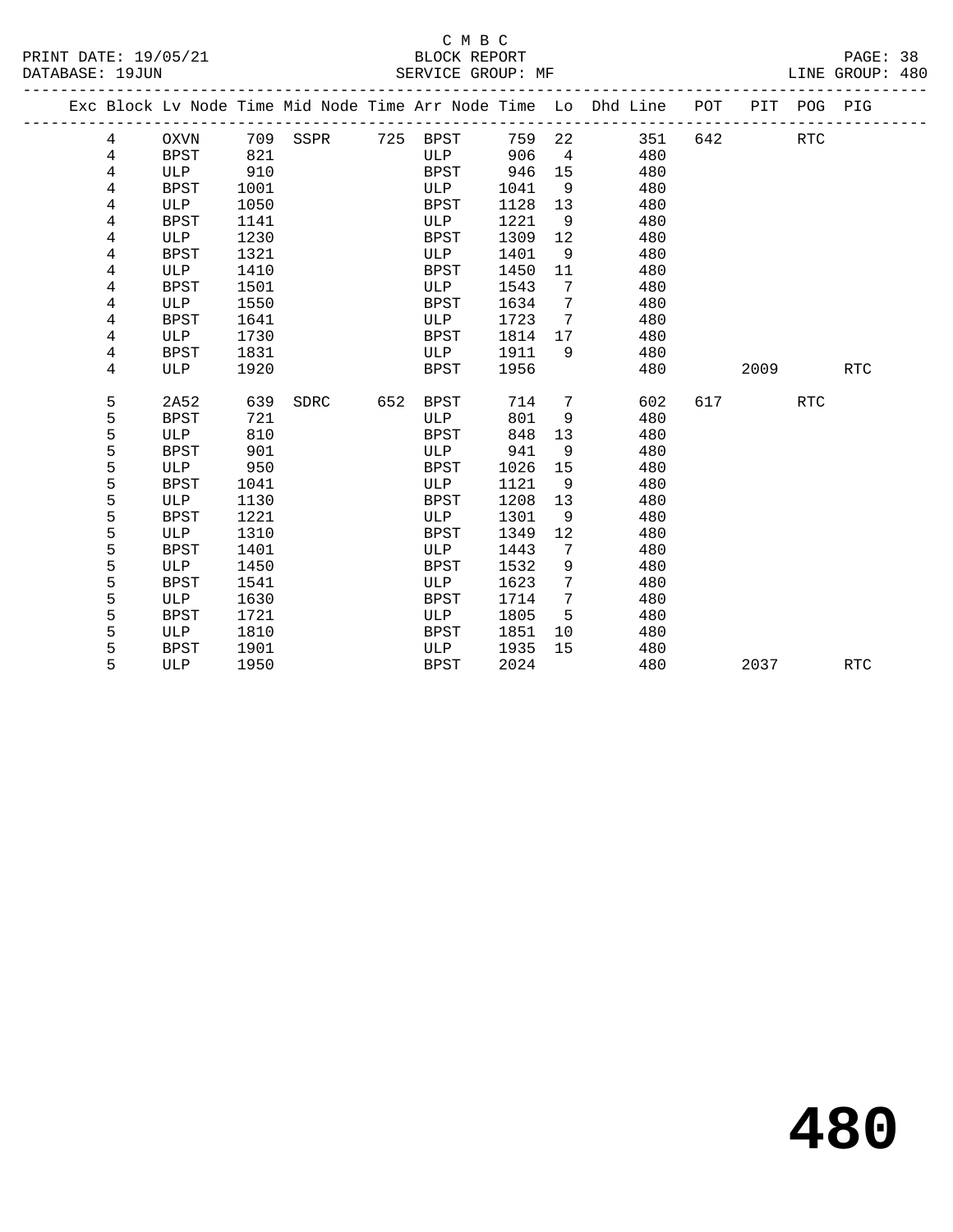C M B C

BLOCK REPORT

PRINT DATE: 19/05/21 &nbsp;&nbsp;&nbsp;&nbsp; DATABASE: 19JUN &nbsp;&nbsp;&nbsp;&nbsp; SERVICE GROUP: MF &nbsp;&nbsp;&nbsp;&nbsp; LINE GROUP: 480

| Exc | Block | Lv Node | Time | Mid Node | Time | Arr Node | Time | Lo | Dhd Line | POT | PIT | POG | PIG |
|---|---|---|---|---|---|---|---|---|---|---|---|---|---|
| | 4 | OXVN | 709 | SSPR | 725 | BPST | 759 | 22 | 351 | 642 | | RTC | |
| | 4 | BPST | 821 | | | ULP | 906 | 4 | 480 | | | | |
| | 4 | ULP | 910 | | | BPST | 946 | 15 | 480 | | | | |
| | 4 | BPST | 1001 | | | ULP | 1041 | 9 | 480 | | | | |
| | 4 | ULP | 1050 | | | BPST | 1128 | 13 | 480 | | | | |
| | 4 | BPST | 1141 | | | ULP | 1221 | 9 | 480 | | | | |
| | 4 | ULP | 1230 | | | BPST | 1309 | 12 | 480 | | | | |
| | 4 | BPST | 1321 | | | ULP | 1401 | 9 | 480 | | | | |
| | 4 | ULP | 1410 | | | BPST | 1450 | 11 | 480 | | | | |
| | 4 | BPST | 1501 | | | ULP | 1543 | 7 | 480 | | | | |
| | 4 | ULP | 1550 | | | BPST | 1634 | 7 | 480 | | | | |
| | 4 | BPST | 1641 | | | ULP | 1723 | 7 | 480 | | | | |
| | 4 | ULP | 1730 | | | BPST | 1814 | 17 | 480 | | | | |
| | 4 | BPST | 1831 | | | ULP | 1911 | 9 | 480 | | | | |
| | 4 | ULP | 1920 | | | BPST | 1956 | | 480 | | 2009 | | RTC |
| | 5 | 2A52 | 639 | SDRC | 652 | BPST | 714 | 7 | 602 | 617 | | RTC | |
| | 5 | BPST | 721 | | | ULP | 801 | 9 | 480 | | | | |
| | 5 | ULP | 810 | | | BPST | 848 | 13 | 480 | | | | |
| | 5 | BPST | 901 | | | ULP | 941 | 9 | 480 | | | | |
| | 5 | ULP | 950 | | | BPST | 1026 | 15 | 480 | | | | |
| | 5 | BPST | 1041 | | | ULP | 1121 | 9 | 480 | | | | |
| | 5 | ULP | 1130 | | | BPST | 1208 | 13 | 480 | | | | |
| | 5 | BPST | 1221 | | | ULP | 1301 | 9 | 480 | | | | |
| | 5 | ULP | 1310 | | | BPST | 1349 | 12 | 480 | | | | |
| | 5 | BPST | 1401 | | | ULP | 1443 | 7 | 480 | | | | |
| | 5 | ULP | 1450 | | | BPST | 1532 | 9 | 480 | | | | |
| | 5 | BPST | 1541 | | | ULP | 1623 | 7 | 480 | | | | |
| | 5 | ULP | 1630 | | | BPST | 1714 | 7 | 480 | | | | |
| | 5 | BPST | 1721 | | | ULP | 1805 | 5 | 480 | | | | |
| | 5 | ULP | 1810 | | | BPST | 1851 | 10 | 480 | | | | |
| | 5 | BPST | 1901 | | | ULP | 1935 | 15 | 480 | | | | |
| | 5 | ULP | 1950 | | | BPST | 2024 | | 480 | | 2037 | | RTC |

# 480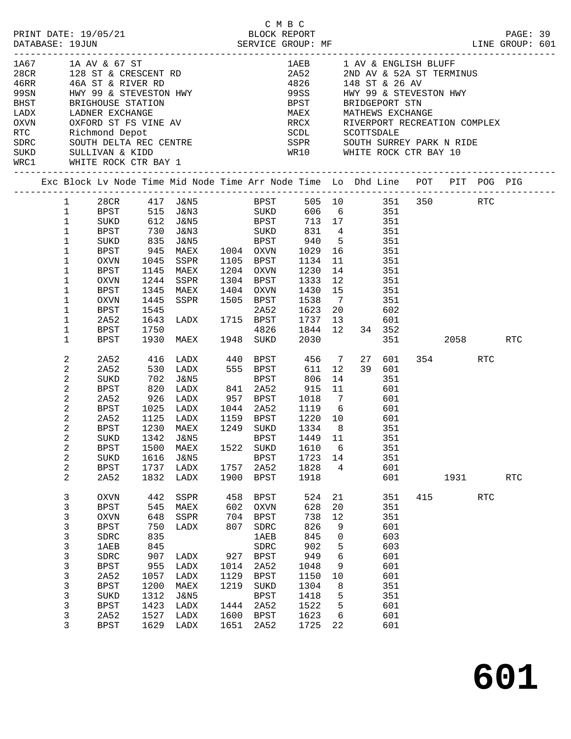C M B C
PRINT DATE: 19/05/21 BLOCK REPORT
DATABASE: 19JUN SERVICE GROUP: MF LINE GROUP: 601

| Code | Description | Code | Description |
|---|---|---|---|
| 1A67 | 1A AV & 67 ST | 1AEB | 1 AV & ENGLISH BLUFF |
| 28CR | 128 ST & CRESCENT RD | 2A52 | 2ND AV & 52A ST TERMINUS |
| 46RR | 46A ST & RIVER RD | 4826 | 148 ST & 26 AV |
| 99SN | HWY 99 & STEVESTON HWY | 99SS | HWY 99 & STEVESTON HWY |
| BHST | BRIGHOUSE STATION | BPST | BRIDGEPORT STN |
| LADX | LADNER EXCHANGE | MAEX | MATHEWS EXCHANGE |
| OXVN | OXFORD ST FS VINE AV | RRCX | RIVERPORT RECREATION COMPLEX |
| RTC | Richmond Depot | SCDL | SCOTTSDALE |
| SDRC | SOUTH DELTA REC CENTRE | SSPR | SOUTH SURREY PARK N RIDE |
| SUKD | SULLIVAN & KIDD | WR10 | WHITE ROCK CTR BAY 10 |
| WRC1 | WHITE ROCK CTR BAY 1 | | |

| Exc | Block | Lv Node | Time | Mid Node | Time | Arr Node | Time | Lo | Dhd | Line | POT | PIT | POG | PIG |
|---|---|---|---|---|---|---|---|---|---|---|---|---|---|---|
| | 1 | 28CR | 417 | J&N5 | | BPST | 505 | 10 | | 351 | 350 | | RTC | |
| | 1 | BPST | 515 | J&N3 | | SUKD | 606 | 6 | | 351 | | | | |
| | 1 | SUKD | 612 | J&N5 | | BPST | 713 | 17 | | 351 | | | | |
| | 1 | BPST | 730 | J&N3 | | SUKD | 831 | 4 | | 351 | | | | |
| | 1 | SUKD | 835 | J&N5 | | BPST | 940 | 5 | | 351 | | | | |
| | 1 | BPST | 945 | MAEX | 1004 | OXVN | 1029 | 16 | | 351 | | | | |
| | 1 | OXVN | 1045 | SSPR | 1105 | BPST | 1134 | 11 | | 351 | | | | |
| | 1 | BPST | 1145 | MAEX | 1204 | OXVN | 1230 | 14 | | 351 | | | | |
| | 1 | OXVN | 1244 | SSPR | 1304 | BPST | 1333 | 12 | | 351 | | | | |
| | 1 | BPST | 1345 | MAEX | 1404 | OXVN | 1430 | 15 | | 351 | | | | |
| | 1 | OXVN | 1445 | SSPR | 1505 | BPST | 1538 | 7 | | 351 | | | | |
| | 1 | BPST | 1545 | | | 2A52 | 1623 | 20 | | 602 | | | | |
| | 1 | 2A52 | 1643 | LADX | 1715 | BPST | 1737 | 13 | | 601 | | | | |
| | 1 | BPST | 1750 | | | 4826 | 1844 | 12 | 34 | 352 | | | | |
| | 1 | BPST | 1930 | MAEX | 1948 | SUKD | 2030 | | | 351 | | 2058 | | RTC |
| | 2 | 2A52 | 416 | LADX | 440 | BPST | 456 | 7 | 27 | 601 | 354 | | RTC | |
| | 2 | 2A52 | 530 | LADX | 555 | BPST | 611 | 12 | 39 | 601 | | | | |
| | 2 | SUKD | 702 | J&N5 | | BPST | 806 | 14 | | 351 | | | | |
| | 2 | BPST | 820 | LADX | 841 | 2A52 | 915 | 11 | | 601 | | | | |
| | 2 | 2A52 | 926 | LADX | 957 | BPST | 1018 | 7 | | 601 | | | | |
| | 2 | BPST | 1025 | LADX | 1044 | 2A52 | 1119 | 6 | | 601 | | | | |
| | 2 | 2A52 | 1125 | LADX | 1159 | BPST | 1220 | 10 | | 601 | | | | |
| | 2 | BPST | 1230 | MAEX | 1249 | SUKD | 1334 | 8 | | 351 | | | | |
| | 2 | SUKD | 1342 | J&N5 | | BPST | 1449 | 11 | | 351 | | | | |
| | 2 | BPST | 1500 | MAEX | 1522 | SUKD | 1610 | 6 | | 351 | | | | |
| | 2 | SUKD | 1616 | J&N5 | | BPST | 1723 | 14 | | 351 | | | | |
| | 2 | BPST | 1737 | LADX | 1757 | 2A52 | 1828 | 4 | | 601 | | | | |
| | 2 | 2A52 | 1832 | LADX | 1900 | BPST | 1918 | | | 601 | | 1931 | | RTC |
| | 3 | OXVN | 442 | SSPR | 458 | BPST | 524 | 21 | | 351 | 415 | | RTC | |
| | 3 | BPST | 545 | MAEX | 602 | OXVN | 628 | 20 | | 351 | | | | |
| | 3 | OXVN | 648 | SSPR | 704 | BPST | 738 | 12 | | 351 | | | | |
| | 3 | BPST | 750 | LADX | 807 | SDRC | 826 | 9 | | 601 | | | | |
| | 3 | SDRC | 835 | | | 1AEB | 845 | 0 | | 603 | | | | |
| | 3 | 1AEB | 845 | | | SDRC | 902 | 5 | | 603 | | | | |
| | 3 | SDRC | 907 | LADX | 927 | BPST | 949 | 6 | | 601 | | | | |
| | 3 | BPST | 955 | LADX | 1014 | 2A52 | 1048 | 9 | | 601 | | | | |
| | 3 | 2A52 | 1057 | LADX | 1129 | BPST | 1150 | 10 | | 601 | | | | |
| | 3 | BPST | 1200 | MAEX | 1219 | SUKD | 1304 | 8 | | 351 | | | | |
| | 3 | SUKD | 1312 | J&N5 | | BPST | 1418 | 5 | | 351 | | | | |
| | 3 | BPST | 1423 | LADX | 1444 | 2A52 | 1522 | 5 | | 601 | | | | |
| | 3 | 2A52 | 1527 | LADX | 1600 | BPST | 1623 | 6 | | 601 | | | | |
| | 3 | BPST | 1629 | LADX | 1651 | 2A52 | 1725 | 22 | | 601 | | | | |

601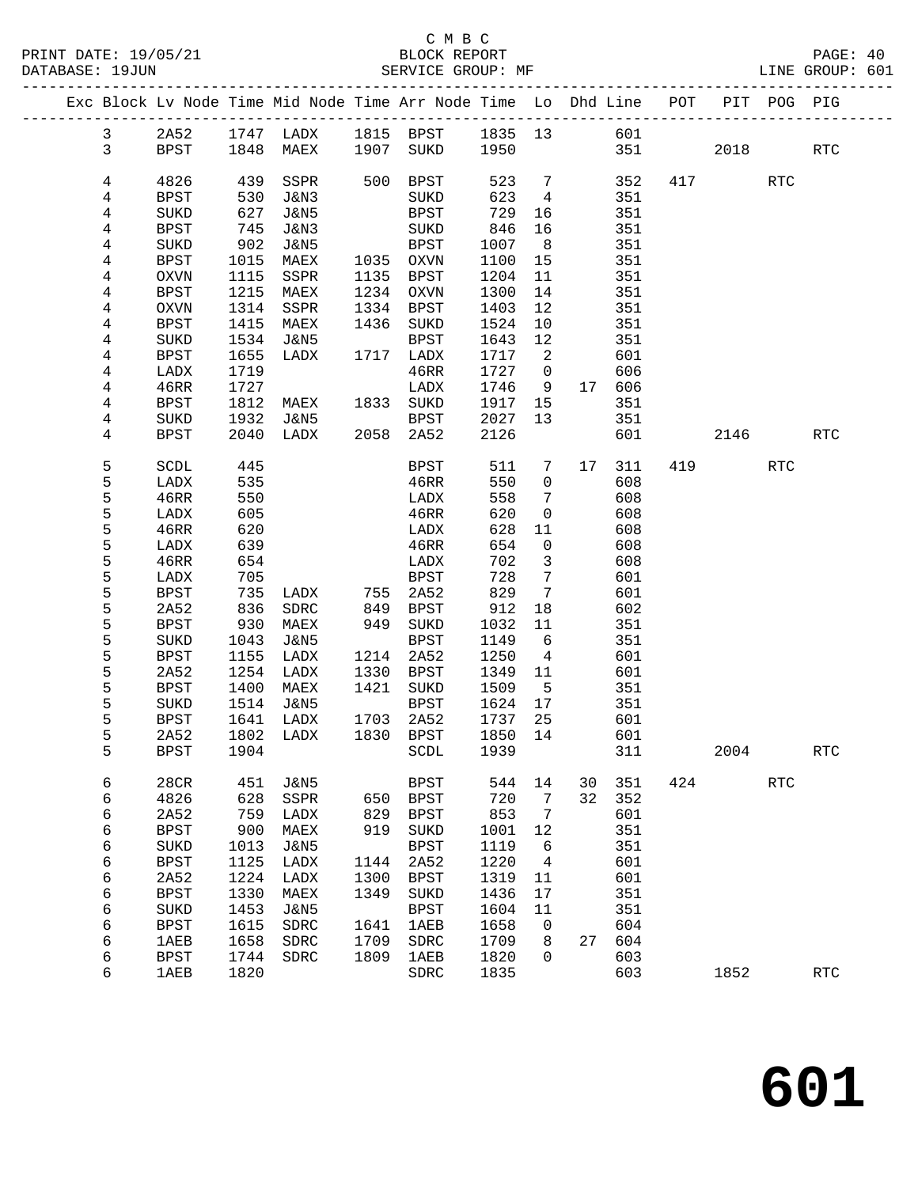C M B C

BLOCK REPORT

SERVICE GROUP: MF

LINE GROUP: 601

PRINT DATE: 19/05/21
DATABASE: 19JUN

| Exc | Block | Lv Node | Time | Mid Node | Time | Arr Node | Time | Lo | Dhd | Line | POT | PIT | POG | PIG |
|---|---|---|---|---|---|---|---|---|---|---|---|---|---|---|
| | 3 | 2A52 | 1747 | LADX | 1815 | BPST | 1835 | 13 | | 601 | | | | |
| | 3 | BPST | 1848 | MAEX | 1907 | SUKD | 1950 | | | 351 | | 2018 | | RTC |
| | 4 | 4826 | 439 | SSPR | 500 | BPST | 523 | 7 | | 352 | 417 | | RTC | |
| | 4 | BPST | 530 | J&N3 | | SUKD | 623 | 4 | | 351 | | | | |
| | 4 | SUKD | 627 | J&N5 | | BPST | 729 | 16 | | 351 | | | | |
| | 4 | BPST | 745 | J&N3 | | SUKD | 846 | 16 | | 351 | | | | |
| | 4 | SUKD | 902 | J&N5 | | BPST | 1007 | 8 | | 351 | | | | |
| | 4 | BPST | 1015 | MAEX | 1035 | OXVN | 1100 | 15 | | 351 | | | | |
| | 4 | OXVN | 1115 | SSPR | 1135 | BPST | 1204 | 11 | | 351 | | | | |
| | 4 | BPST | 1215 | MAEX | 1234 | OXVN | 1300 | 14 | | 351 | | | | |
| | 4 | OXVN | 1314 | SSPR | 1334 | BPST | 1403 | 12 | | 351 | | | | |
| | 4 | BPST | 1415 | MAEX | 1436 | SUKD | 1524 | 10 | | 351 | | | | |
| | 4 | SUKD | 1534 | J&N5 | | BPST | 1643 | 12 | | 351 | | | | |
| | 4 | BPST | 1655 | LADX | 1717 | LADX | 1717 | 2 | | 601 | | | | |
| | 4 | LADX | 1719 | | | 46RR | 1727 | 0 | | 606 | | | | |
| | 4 | 46RR | 1727 | | | LADX | 1746 | 9 | 17 | 606 | | | | |
| | 4 | BPST | 1812 | MAEX | 1833 | SUKD | 1917 | 15 | | 351 | | | | |
| | 4 | SUKD | 1932 | J&N5 | | BPST | 2027 | 13 | | 351 | | | | |
| | 4 | BPST | 2040 | LADX | 2058 | 2A52 | 2126 | | | 601 | | 2146 | | RTC |
| | 5 | SCDL | 445 | | | BPST | 511 | 7 | 17 | 311 | 419 | | RTC | |
| | 5 | LADX | 535 | | | 46RR | 550 | 0 | | 608 | | | | |
| | 5 | 46RR | 550 | | | LADX | 558 | 7 | | 608 | | | | |
| | 5 | LADX | 605 | | | 46RR | 620 | 0 | | 608 | | | | |
| | 5 | 46RR | 620 | | | LADX | 628 | 11 | | 608 | | | | |
| | 5 | LADX | 639 | | | 46RR | 654 | 0 | | 608 | | | | |
| | 5 | 46RR | 654 | | | LADX | 702 | 3 | | 608 | | | | |
| | 5 | LADX | 705 | | | BPST | 728 | 7 | | 601 | | | | |
| | 5 | BPST | 735 | LADX | 755 | 2A52 | 829 | 7 | | 601 | | | | |
| | 5 | 2A52 | 836 | SDRC | 849 | BPST | 912 | 18 | | 602 | | | | |
| | 5 | BPST | 930 | MAEX | 949 | SUKD | 1032 | 11 | | 351 | | | | |
| | 5 | SUKD | 1043 | J&N5 | | BPST | 1149 | 6 | | 351 | | | | |
| | 5 | BPST | 1155 | LADX | 1214 | 2A52 | 1250 | 4 | | 601 | | | | |
| | 5 | 2A52 | 1254 | LADX | 1330 | BPST | 1349 | 11 | | 601 | | | | |
| | 5 | BPST | 1400 | MAEX | 1421 | SUKD | 1509 | 5 | | 351 | | | | |
| | 5 | SUKD | 1514 | J&N5 | | BPST | 1624 | 17 | | 351 | | | | |
| | 5 | BPST | 1641 | LADX | 1703 | 2A52 | 1737 | 25 | | 601 | | | | |
| | 5 | 2A52 | 1802 | LADX | 1830 | BPST | 1850 | 14 | | 601 | | | | |
| | 5 | BPST | 1904 | | | SCDL | 1939 | | | 311 | | 2004 | | RTC |
| | 6 | 28CR | 451 | J&N5 | | BPST | 544 | 14 | 30 | 351 | 424 | | RTC | |
| | 6 | 4826 | 628 | SSPR | 650 | BPST | 720 | 7 | 32 | 352 | | | | |
| | 6 | 2A52 | 759 | LADX | 829 | BPST | 853 | 7 | | 601 | | | | |
| | 6 | BPST | 900 | MAEX | 919 | SUKD | 1001 | 12 | | 351 | | | | |
| | 6 | SUKD | 1013 | J&N5 | | BPST | 1119 | 6 | | 351 | | | | |
| | 6 | BPST | 1125 | LADX | 1144 | 2A52 | 1220 | 4 | | 601 | | | | |
| | 6 | 2A52 | 1224 | LADX | 1300 | BPST | 1319 | 11 | | 601 | | | | |
| | 6 | BPST | 1330 | MAEX | 1349 | SUKD | 1436 | 17 | | 351 | | | | |
| | 6 | SUKD | 1453 | J&N5 | | BPST | 1604 | 11 | | 351 | | | | |
| | 6 | BPST | 1615 | SDRC | 1641 | 1AEB | 1658 | 0 | | 604 | | | | |
| | 6 | 1AEB | 1658 | SDRC | 1709 | SDRC | 1709 | 8 | 27 | 604 | | | | |
| | 6 | BPST | 1744 | SDRC | 1809 | 1AEB | 1820 | 0 | | 603 | | | | |
| | 6 | 1AEB | 1820 | | | SDRC | 1835 | | | 603 | | 1852 | | RTC |

# 601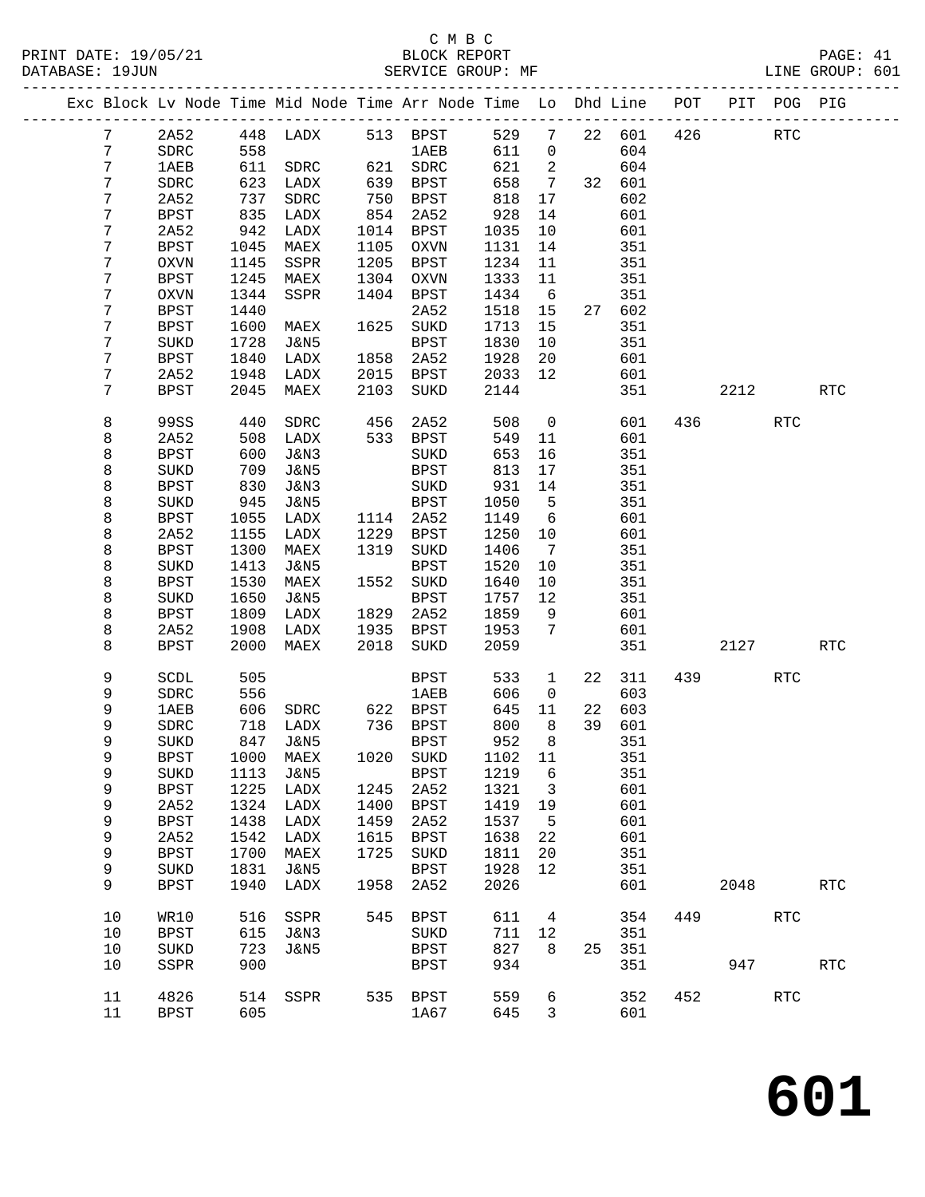C M B C
BLOCK REPORT
SERVICE GROUP: MF

PRINT DATE: 19/05/21
DATABASE: 19JUN
LINE GROUP: 601

| Exc | Block | Lv | Node | Time | Mid Node | Time | Arr Node | Time | Lo | Dhd | Line | POT | PIT | POG | PIG |
|---|---|---|---|---|---|---|---|---|---|---|---|---|---|---|---|
| | 7 | | 2A52 | 448 | LADX | 513 | BPST | 529 | 7 | 22 | 601 | 426 | | RTC | |
| | 7 | | SDRC | 558 | | | 1AEB | 611 | 0 | | 604 | | | | |
| | 7 | | 1AEB | 611 | SDRC | 621 | SDRC | 621 | 2 | | 604 | | | | |
| | 7 | | SDRC | 623 | LADX | 639 | BPST | 658 | 7 | 32 | 601 | | | | |
| | 7 | | 2A52 | 737 | SDRC | 750 | BPST | 818 | 17 | | 602 | | | | |
| | 7 | | BPST | 835 | LADX | 854 | 2A52 | 928 | 14 | | 601 | | | | |
| | 7 | | 2A52 | 942 | LADX | 1014 | BPST | 1035 | 10 | | 601 | | | | |
| | 7 | | BPST | 1045 | MAEX | 1105 | OXVN | 1131 | 14 | | 351 | | | | |
| | 7 | | OXVN | 1145 | SSPR | 1205 | BPST | 1234 | 11 | | 351 | | | | |
| | 7 | | BPST | 1245 | MAEX | 1304 | OXVN | 1333 | 11 | | 351 | | | | |
| | 7 | | OXVN | 1344 | SSPR | 1404 | BPST | 1434 | 6 | | 351 | | | | |
| | 7 | | BPST | 1440 | | | 2A52 | 1518 | 15 | 27 | 602 | | | | |
| | 7 | | BPST | 1600 | MAEX | 1625 | SUKD | 1713 | 15 | | 351 | | | | |
| | 7 | | SUKD | 1728 | J&N5 | | BPST | 1830 | 10 | | 351 | | | | |
| | 7 | | BPST | 1840 | LADX | 1858 | 2A52 | 1928 | 20 | | 601 | | | | |
| | 7 | | 2A52 | 1948 | LADX | 2015 | BPST | 2033 | 12 | | 601 | | | | |
| | 7 | | BPST | 2045 | MAEX | 2103 | SUKD | 2144 | | | 351 | | 2212 | | RTC |
| | 8 | | 99SS | 440 | SDRC | 456 | 2A52 | 508 | 0 | | 601 | 436 | | RTC | |
| | 8 | | 2A52 | 508 | LADX | 533 | BPST | 549 | 11 | | 601 | | | | |
| | 8 | | BPST | 600 | J&N3 | | SUKD | 653 | 16 | | 351 | | | | |
| | 8 | | SUKD | 709 | J&N5 | | BPST | 813 | 17 | | 351 | | | | |
| | 8 | | BPST | 830 | J&N3 | | SUKD | 931 | 14 | | 351 | | | | |
| | 8 | | SUKD | 945 | J&N5 | | BPST | 1050 | 5 | | 351 | | | | |
| | 8 | | BPST | 1055 | LADX | 1114 | 2A52 | 1149 | 6 | | 601 | | | | |
| | 8 | | 2A52 | 1155 | LADX | 1229 | BPST | 1250 | 10 | | 601 | | | | |
| | 8 | | BPST | 1300 | MAEX | 1319 | SUKD | 1406 | 7 | | 351 | | | | |
| | 8 | | SUKD | 1413 | J&N5 | | BPST | 1520 | 10 | | 351 | | | | |
| | 8 | | BPST | 1530 | MAEX | 1552 | SUKD | 1640 | 10 | | 351 | | | | |
| | 8 | | SUKD | 1650 | J&N5 | | BPST | 1757 | 12 | | 351 | | | | |
| | 8 | | BPST | 1809 | LADX | 1829 | 2A52 | 1859 | 9 | | 601 | | | | |
| | 8 | | 2A52 | 1908 | LADX | 1935 | BPST | 1953 | 7 | | 601 | | | | |
| | 8 | | BPST | 2000 | MAEX | 2018 | SUKD | 2059 | | | 351 | | 2127 | | RTC |
| | 9 | | SCDL | 505 | | | BPST | 533 | 1 | 22 | 311 | 439 | | RTC | |
| | 9 | | SDRC | 556 | | | 1AEB | 606 | 0 | | 603 | | | | |
| | 9 | | 1AEB | 606 | SDRC | 622 | BPST | 645 | 11 | 22 | 603 | | | | |
| | 9 | | SDRC | 718 | LADX | 736 | BPST | 800 | 8 | 39 | 601 | | | | |
| | 9 | | SUKD | 847 | J&N5 | | BPST | 952 | 8 | | 351 | | | | |
| | 9 | | BPST | 1000 | MAEX | 1020 | SUKD | 1102 | 11 | | 351 | | | | |
| | 9 | | SUKD | 1113 | J&N5 | | BPST | 1219 | 6 | | 351 | | | | |
| | 9 | | BPST | 1225 | LADX | 1245 | 2A52 | 1321 | 3 | | 601 | | | | |
| | 9 | | 2A52 | 1324 | LADX | 1400 | BPST | 1419 | 19 | | 601 | | | | |
| | 9 | | BPST | 1438 | LADX | 1459 | 2A52 | 1537 | 5 | | 601 | | | | |
| | 9 | | 2A52 | 1542 | LADX | 1615 | BPST | 1638 | 22 | | 601 | | | | |
| | 9 | | BPST | 1700 | MAEX | 1725 | SUKD | 1811 | 20 | | 351 | | | | |
| | 9 | | SUKD | 1831 | J&N5 | | BPST | 1928 | 12 | | 351 | | | | |
| | 9 | | BPST | 1940 | LADX | 1958 | 2A52 | 2026 | | | 601 | | 2048 | | RTC |
| | 10 | | WR10 | 516 | SSPR | 545 | BPST | 611 | 4 | | 354 | 449 | | RTC | |
| | 10 | | BPST | 615 | J&N3 | | SUKD | 711 | 12 | | 351 | | | | |
| | 10 | | SUKD | 723 | J&N5 | | BPST | 827 | 8 | 25 | 351 | | | | |
| | 10 | | SSPR | 900 | | | BPST | 934 | | | 351 | | 947 | | RTC |
| | 11 | | 4826 | 514 | SSPR | 535 | BPST | 559 | 6 | | 352 | 452 | | RTC | |
| | 11 | | BPST | 605 | | | 1A67 | 645 | 3 | | 601 | | | | |

# 601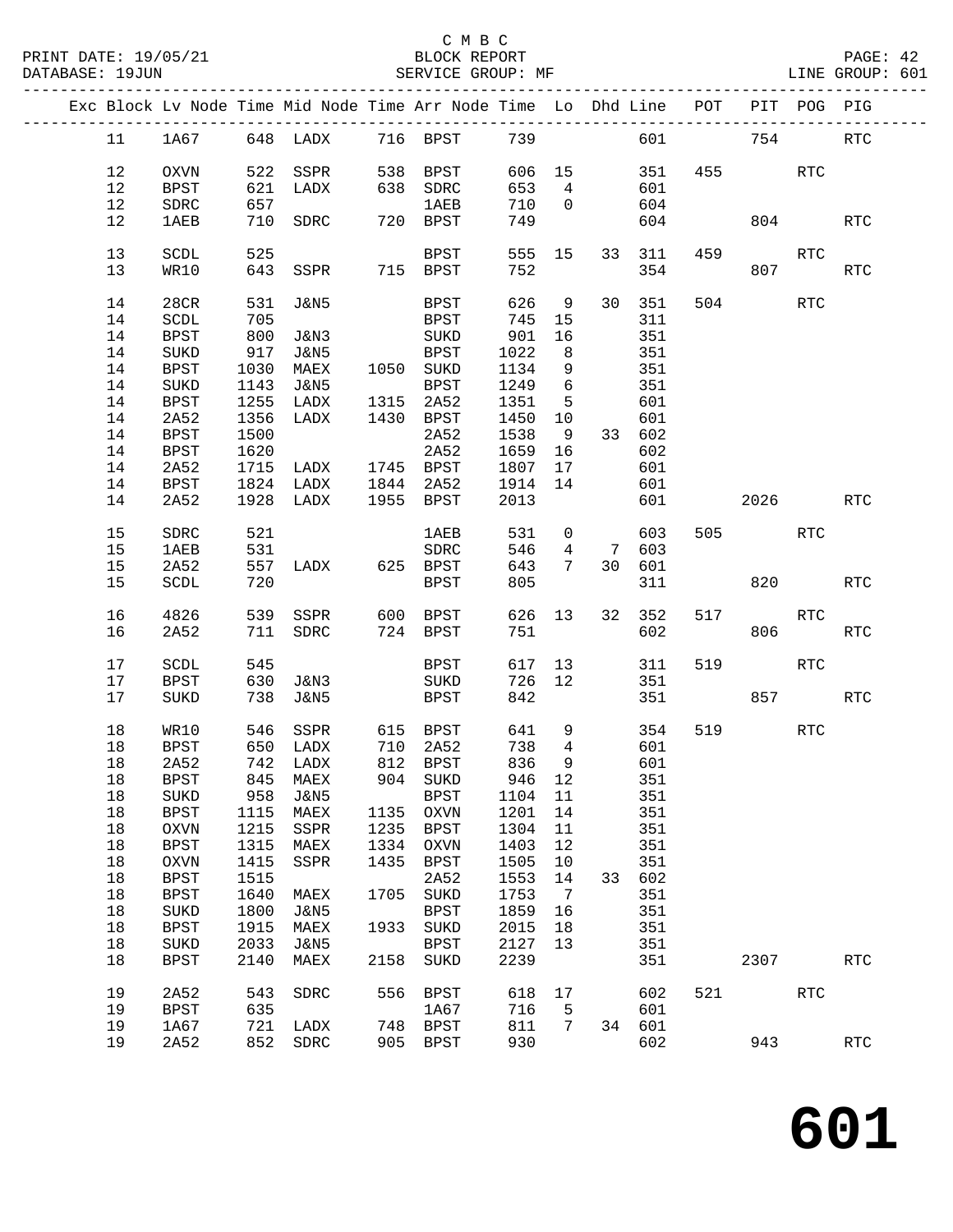C M B C
BLOCK REPORT
SERVICE GROUP: MF

PRINT DATE: 19/05/21
DATABASE: 19JUN

LINE GROUP: 601

| Exc | Block | Lv Node | Time | Mid Node | Time | Arr Node | Time | Lo | Dhd | Line | POT | PIT | POG | PIG |
|---|---|---|---|---|---|---|---|---|---|---|---|---|---|---|
| | 11 | 1A67 | 648 | LADX | 716 | BPST | 739 | | | 601 | | 754 | | RTC |
| | 12 | OXVN | 522 | SSPR | 538 | BPST | 606 | 15 | | 351 | 455 | | RTC | |
| | 12 | BPST | 621 | LADX | 638 | SDRC | 653 | 4 | | 601 | | | | |
| | 12 | SDRC | 657 | | | 1AEB | 710 | 0 | | 604 | | | | |
| | 12 | 1AEB | 710 | SDRC | 720 | BPST | 749 | | | 604 | | 804 | | RTC |
| | 13 | SCDL | 525 | | | BPST | 555 | 15 | 33 | 311 | 459 | | RTC | |
| | 13 | WR10 | 643 | SSPR | 715 | BPST | 752 | | | 354 | | 807 | | RTC |
| | 14 | 28CR | 531 | J&N5 | | BPST | 626 | 9 | 30 | 351 | 504 | | RTC | |
| | 14 | SCDL | 705 | | | BPST | 745 | 15 | | 311 | | | | |
| | 14 | BPST | 800 | J&N3 | | SUKD | 901 | 16 | | 351 | | | | |
| | 14 | SUKD | 917 | J&N5 | | BPST | 1022 | 8 | | 351 | | | | |
| | 14 | BPST | 1030 | MAEX | 1050 | SUKD | 1134 | 9 | | 351 | | | | |
| | 14 | SUKD | 1143 | J&N5 | | BPST | 1249 | 6 | | 351 | | | | |
| | 14 | BPST | 1255 | LADX | 1315 | 2A52 | 1351 | 5 | | 601 | | | | |
| | 14 | 2A52 | 1356 | LADX | 1430 | BPST | 1450 | 10 | | 601 | | | | |
| | 14 | BPST | 1500 | | | 2A52 | 1538 | 9 | 33 | 602 | | | | |
| | 14 | BPST | 1620 | | | 2A52 | 1659 | 16 | | 602 | | | | |
| | 14 | 2A52 | 1715 | LADX | 1745 | BPST | 1807 | 17 | | 601 | | | | |
| | 14 | BPST | 1824 | LADX | 1844 | 2A52 | 1914 | 14 | | 601 | | | | |
| | 14 | 2A52 | 1928 | LADX | 1955 | BPST | 2013 | | | 601 | | 2026 | | RTC |
| | 15 | SDRC | 521 | | | 1AEB | 531 | 0 | | 603 | 505 | | RTC | |
| | 15 | 1AEB | 531 | | | SDRC | 546 | 4 | 7 | 603 | | | | |
| | 15 | 2A52 | 557 | LADX | 625 | BPST | 643 | 7 | 30 | 601 | | | | |
| | 15 | SCDL | 720 | | | BPST | 805 | | | 311 | | 820 | | RTC |
| | 16 | 4826 | 539 | SSPR | 600 | BPST | 626 | 13 | 32 | 352 | 517 | | RTC | |
| | 16 | 2A52 | 711 | SDRC | 724 | BPST | 751 | | | 602 | | 806 | | RTC |
| | 17 | SCDL | 545 | | | BPST | 617 | 13 | | 311 | 519 | | RTC | |
| | 17 | BPST | 630 | J&N3 | | SUKD | 726 | 12 | | 351 | | | | |
| | 17 | SUKD | 738 | J&N5 | | BPST | 842 | | | 351 | | 857 | | RTC |
| | 18 | WR10 | 546 | SSPR | 615 | BPST | 641 | 9 | | 354 | 519 | | RTC | |
| | 18 | BPST | 650 | LADX | 710 | 2A52 | 738 | 4 | | 601 | | | | |
| | 18 | 2A52 | 742 | LADX | 812 | BPST | 836 | 9 | | 601 | | | | |
| | 18 | BPST | 845 | MAEX | 904 | SUKD | 946 | 12 | | 351 | | | | |
| | 18 | SUKD | 958 | J&N5 | | BPST | 1104 | 11 | | 351 | | | | |
| | 18 | BPST | 1115 | MAEX | 1135 | OXVN | 1201 | 14 | | 351 | | | | |
| | 18 | OXVN | 1215 | SSPR | 1235 | BPST | 1304 | 11 | | 351 | | | | |
| | 18 | BPST | 1315 | MAEX | 1334 | OXVN | 1403 | 12 | | 351 | | | | |
| | 18 | OXVN | 1415 | SSPR | 1435 | BPST | 1505 | 10 | | 351 | | | | |
| | 18 | BPST | 1515 | | | 2A52 | 1553 | 14 | 33 | 602 | | | | |
| | 18 | BPST | 1640 | MAEX | 1705 | SUKD | 1753 | 7 | | 351 | | | | |
| | 18 | SUKD | 1800 | J&N5 | | BPST | 1859 | 16 | | 351 | | | | |
| | 18 | BPST | 1915 | MAEX | 1933 | SUKD | 2015 | 18 | | 351 | | | | |
| | 18 | SUKD | 2033 | J&N5 | | BPST | 2127 | 13 | | 351 | | | | |
| | 18 | BPST | 2140 | MAEX | 2158 | SUKD | 2239 | | | 351 | | 2307 | | RTC |
| | 19 | 2A52 | 543 | SDRC | 556 | BPST | 618 | 17 | | 602 | 521 | | RTC | |
| | 19 | BPST | 635 | | | 1A67 | 716 | 5 | | 601 | | | | |
| | 19 | 1A67 | 721 | LADX | 748 | BPST | 811 | 7 | 34 | 601 | | | | |
| | 19 | 2A52 | 852 | SDRC | 905 | BPST | 930 | | | 602 | | 943 | | RTC |

**601**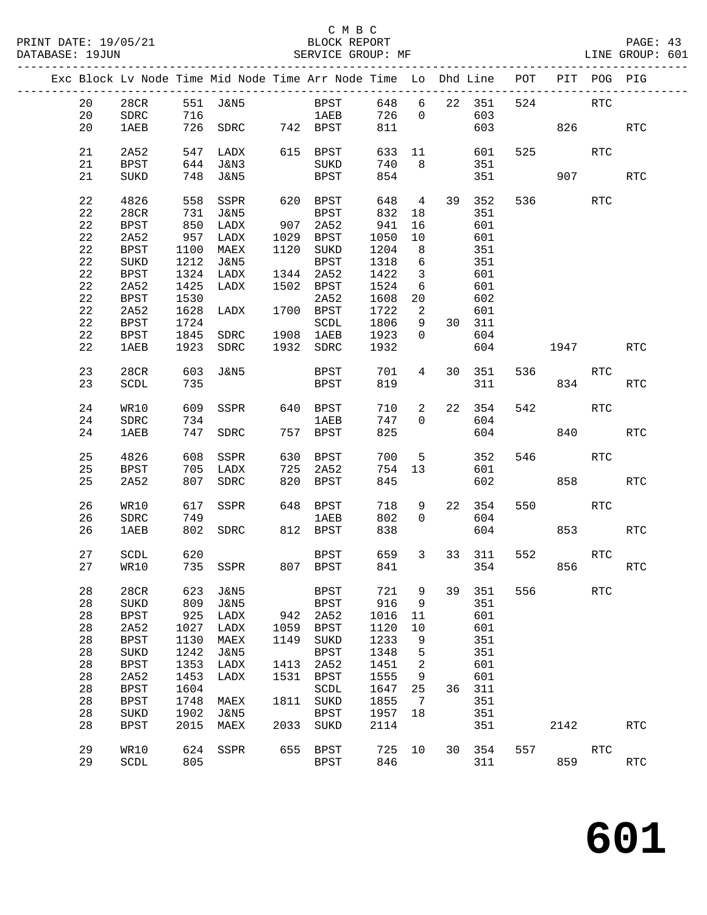C M B C
BLOCK REPORT
SERVICE GROUP: MF

PRINT DATE: 19/05/21
DATABASE: 19JUN
LINE GROUP: 601

| Exc | Block | Lv | Node | Time | Mid Node | Time | Arr Node | Time | Lo | Dhd | Line | POT | PIT | POG | PIG |
|---|---|---|---|---|---|---|---|---|---|---|---|---|---|---|---|
| | 20 | | 28CR | 551 | J&N5 | | BPST | 648 | 6 | 22 | 351 | 524 | | RTC | |
| | 20 | | SDRC | 716 | | | 1AEB | 726 | 0 | | 603 | | | | |
| | 20 | | 1AEB | 726 | SDRC | 742 | BPST | 811 | | | 603 | | 826 | | RTC |
| | 21 | | 2A52 | 547 | LADX | 615 | BPST | 633 | 11 | | 601 | 525 | | RTC | |
| | 21 | | BPST | 644 | J&N3 | | SUKD | 740 | 8 | | 351 | | | | |
| | 21 | | SUKD | 748 | J&N5 | | BPST | 854 | | | 351 | | 907 | | RTC |
| | 22 | | 4826 | 558 | SSPR | 620 | BPST | 648 | 4 | 39 | 352 | 536 | | RTC | |
| | 22 | | 28CR | 731 | J&N5 | | BPST | 832 | 18 | | 351 | | | | |
| | 22 | | BPST | 850 | LADX | 907 | 2A52 | 941 | 16 | | 601 | | | | |
| | 22 | | 2A52 | 957 | LADX | 1029 | BPST | 1050 | 10 | | 601 | | | | |
| | 22 | | BPST | 1100 | MAEX | 1120 | SUKD | 1204 | 8 | | 351 | | | | |
| | 22 | | SUKD | 1212 | J&N5 | | BPST | 1318 | 6 | | 351 | | | | |
| | 22 | | BPST | 1324 | LADX | 1344 | 2A52 | 1422 | 3 | | 601 | | | | |
| | 22 | | 2A52 | 1425 | LADX | 1502 | BPST | 1524 | 6 | | 601 | | | | |
| | 22 | | BPST | 1530 | | | 2A52 | 1608 | 20 | | 602 | | | | |
| | 22 | | 2A52 | 1628 | LADX | 1700 | BPST | 1722 | 2 | | 601 | | | | |
| | 22 | | BPST | 1724 | | | SCDL | 1806 | 9 | 30 | 311 | | | | |
| | 22 | | BPST | 1845 | SDRC | 1908 | 1AEB | 1923 | 0 | | 604 | | | | |
| | 22 | | 1AEB | 1923 | SDRC | 1932 | SDRC | 1932 | | | 604 | | 1947 | | RTC |
| | 23 | | 28CR | 603 | J&N5 | | BPST | 701 | 4 | 30 | 351 | 536 | | RTC | |
| | 23 | | SCDL | 735 | | | BPST | 819 | | | 311 | | 834 | | RTC |
| | 24 | | WR10 | 609 | SSPR | 640 | BPST | 710 | 2 | 22 | 354 | 542 | | RTC | |
| | 24 | | SDRC | 734 | | | 1AEB | 747 | 0 | | 604 | | | | |
| | 24 | | 1AEB | 747 | SDRC | 757 | BPST | 825 | | | 604 | | 840 | | RTC |
| | 25 | | 4826 | 608 | SSPR | 630 | BPST | 700 | 5 | | 352 | 546 | | RTC | |
| | 25 | | BPST | 705 | LADX | 725 | 2A52 | 754 | 13 | | 601 | | | | |
| | 25 | | 2A52 | 807 | SDRC | 820 | BPST | 845 | | | 602 | | 858 | | RTC |
| | 26 | | WR10 | 617 | SSPR | 648 | BPST | 718 | 9 | 22 | 354 | 550 | | RTC | |
| | 26 | | SDRC | 749 | | | 1AEB | 802 | 0 | | 604 | | | | |
| | 26 | | 1AEB | 802 | SDRC | 812 | BPST | 838 | | | 604 | | 853 | | RTC |
| | 27 | | SCDL | 620 | | | BPST | 659 | 3 | 33 | 311 | 552 | | RTC | |
| | 27 | | WR10 | 735 | SSPR | 807 | BPST | 841 | | | 354 | | 856 | | RTC |
| | 28 | | 28CR | 623 | J&N5 | | BPST | 721 | 9 | 39 | 351 | 556 | | RTC | |
| | 28 | | SUKD | 809 | J&N5 | | BPST | 916 | 9 | | 351 | | | | |
| | 28 | | BPST | 925 | LADX | 942 | 2A52 | 1016 | 11 | | 601 | | | | |
| | 28 | | 2A52 | 1027 | LADX | 1059 | BPST | 1120 | 10 | | 601 | | | | |
| | 28 | | BPST | 1130 | MAEX | 1149 | SUKD | 1233 | 9 | | 351 | | | | |
| | 28 | | SUKD | 1242 | J&N5 | | BPST | 1348 | 5 | | 351 | | | | |
| | 28 | | BPST | 1353 | LADX | 1413 | 2A52 | 1451 | 2 | | 601 | | | | |
| | 28 | | 2A52 | 1453 | LADX | 1531 | BPST | 1555 | 9 | | 601 | | | | |
| | 28 | | BPST | 1604 | | | SCDL | 1647 | 25 | 36 | 311 | | | | |
| | 28 | | BPST | 1748 | MAEX | 1811 | SUKD | 1855 | 7 | | 351 | | | | |
| | 28 | | SUKD | 1902 | J&N5 | | BPST | 1957 | 18 | | 351 | | | | |
| | 28 | | BPST | 2015 | MAEX | 2033 | SUKD | 2114 | | | 351 | | 2142 | | RTC |
| | 29 | | WR10 | 624 | SSPR | 655 | BPST | 725 | 10 | 30 | 354 | 557 | | RTC | |
| | 29 | | SCDL | 805 | | | BPST | 846 | | | 311 | | 859 | | RTC |

# 601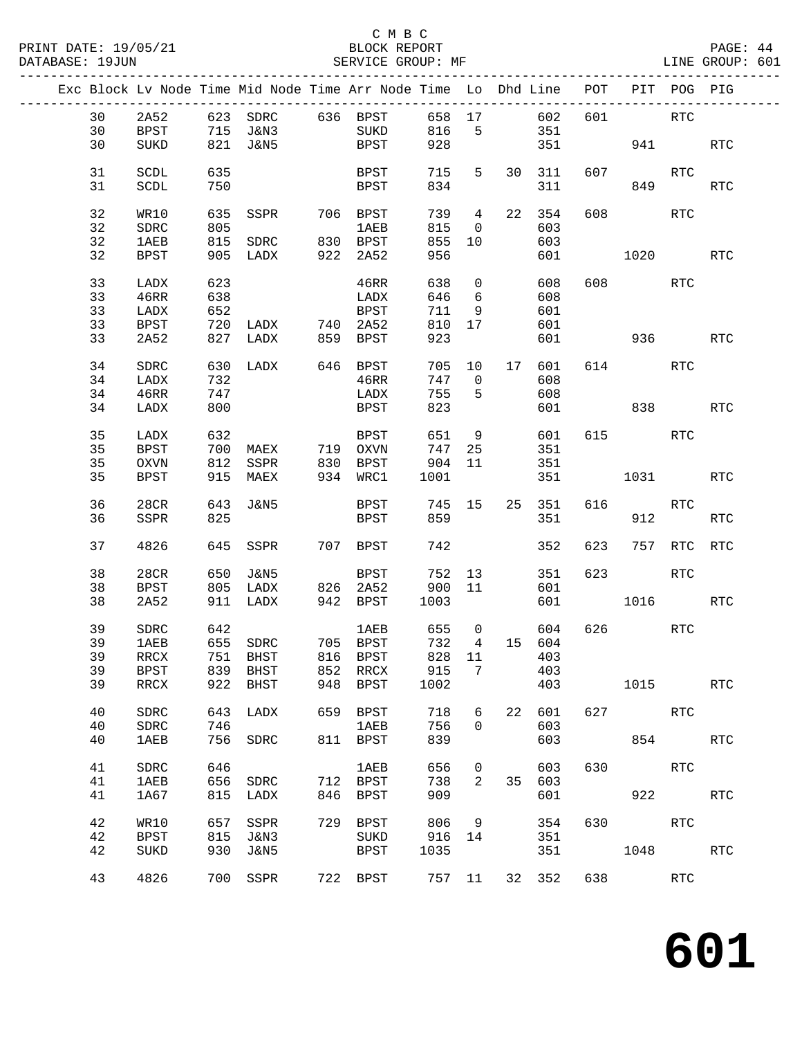C M B C
PRINT DATE: 19/05/21 BLOCK REPORT
DATABASE: 19JUN SERVICE GROUP: MF LINE GROUP: 601

| Exc | Block | Lv Node | Time | Mid Node | Time | Arr Node | Time | Lo | Dhd | Line | POT | PIT | POG | PIG |
|---|---|---|---|---|---|---|---|---|---|---|---|---|---|---|
| | 30 | 2A52 | 623 | SDRC | 636 | BPST | 658 | 17 | | 602 | 601 | | RTC | |
| | 30 | BPST | 715 | J&N3 | | SUKD | 816 | 5 | | 351 | | | | |
| | 30 | SUKD | 821 | J&N5 | | BPST | 928 | | | 351 | | 941 | | RTC |
| | 31 | SCDL | 635 | | | BPST | 715 | 5 | 30 | 311 | 607 | | RTC | |
| | 31 | SCDL | 750 | | | BPST | 834 | | | 311 | | 849 | | RTC |
| | 32 | WR10 | 635 | SSPR | 706 | BPST | 739 | 4 | 22 | 354 | 608 | | RTC | |
| | 32 | SDRC | 805 | | | 1AEB | 815 | 0 | | 603 | | | | |
| | 32 | 1AEB | 815 | SDRC | 830 | BPST | 855 | 10 | | 603 | | | | |
| | 32 | BPST | 905 | LADX | 922 | 2A52 | 956 | | | 601 | | 1020 | | RTC |
| | 33 | LADX | 623 | | | 46RR | 638 | 0 | | 608 | 608 | | RTC | |
| | 33 | 46RR | 638 | | | LADX | 646 | 6 | | 608 | | | | |
| | 33 | LADX | 652 | | | BPST | 711 | 9 | | 601 | | | | |
| | 33 | BPST | 720 | LADX | 740 | 2A52 | 810 | 17 | | 601 | | | | |
| | 33 | 2A52 | 827 | LADX | 859 | BPST | 923 | | | 601 | | 936 | | RTC |
| | 34 | SDRC | 630 | LADX | 646 | BPST | 705 | 10 | 17 | 601 | 614 | | RTC | |
| | 34 | LADX | 732 | | | 46RR | 747 | 0 | | 608 | | | | |
| | 34 | 46RR | 747 | | | LADX | 755 | 5 | | 608 | | | | |
| | 34 | LADX | 800 | | | BPST | 823 | | | 601 | | 838 | | RTC |
| | 35 | LADX | 632 | | | BPST | 651 | 9 | | 601 | 615 | | RTC | |
| | 35 | BPST | 700 | MAEX | 719 | OXVN | 747 | 25 | | 351 | | | | |
| | 35 | OXVN | 812 | SSPR | 830 | BPST | 904 | 11 | | 351 | | | | |
| | 35 | BPST | 915 | MAEX | 934 | WRC1 | 1001 | | | 351 | | 1031 | | RTC |
| | 36 | 28CR | 643 | J&N5 | | BPST | 745 | 15 | 25 | 351 | 616 | | RTC | |
| | 36 | SSPR | 825 | | | BPST | 859 | | | 351 | | 912 | | RTC |
| | 37 | 4826 | 645 | SSPR | 707 | BPST | 742 | | | 352 | 623 | 757 | RTC | RTC |
| | 38 | 28CR | 650 | J&N5 | | BPST | 752 | 13 | | 351 | 623 | | RTC | |
| | 38 | BPST | 805 | LADX | 826 | 2A52 | 900 | 11 | | 601 | | | | |
| | 38 | 2A52 | 911 | LADX | 942 | BPST | 1003 | | | 601 | | 1016 | | RTC |
| | 39 | SDRC | 642 | | | 1AEB | 655 | 0 | | 604 | 626 | | RTC | |
| | 39 | 1AEB | 655 | SDRC | 705 | BPST | 732 | 4 | 15 | 604 | | | | |
| | 39 | RRCX | 751 | BHST | 816 | BPST | 828 | 11 | | 403 | | | | |
| | 39 | BPST | 839 | BHST | 852 | RRCX | 915 | 7 | | 403 | | | | |
| | 39 | RRCX | 922 | BHST | 948 | BPST | 1002 | | | 403 | | 1015 | | RTC |
| | 40 | SDRC | 643 | LADX | 659 | BPST | 718 | 6 | 22 | 601 | 627 | | RTC | |
| | 40 | SDRC | 746 | | | 1AEB | 756 | 0 | | 603 | | | | |
| | 40 | 1AEB | 756 | SDRC | 811 | BPST | 839 | | | 603 | | 854 | | RTC |
| | 41 | SDRC | 646 | | | 1AEB | 656 | 0 | | 603 | 630 | | RTC | |
| | 41 | 1AEB | 656 | SDRC | 712 | BPST | 738 | 2 | 35 | 603 | | | | |
| | 41 | 1A67 | 815 | LADX | 846 | BPST | 909 | | | 601 | | 922 | | RTC |
| | 42 | WR10 | 657 | SSPR | 729 | BPST | 806 | 9 | | 354 | 630 | | RTC | |
| | 42 | BPST | 815 | J&N3 | | SUKD | 916 | 14 | | 351 | | | | |
| | 42 | SUKD | 930 | J&N5 | | BPST | 1035 | | | 351 | | 1048 | | RTC |
| | 43 | 4826 | 700 | SSPR | 722 | BPST | 757 | 11 | 32 | 352 | 638 | | RTC | |

# 601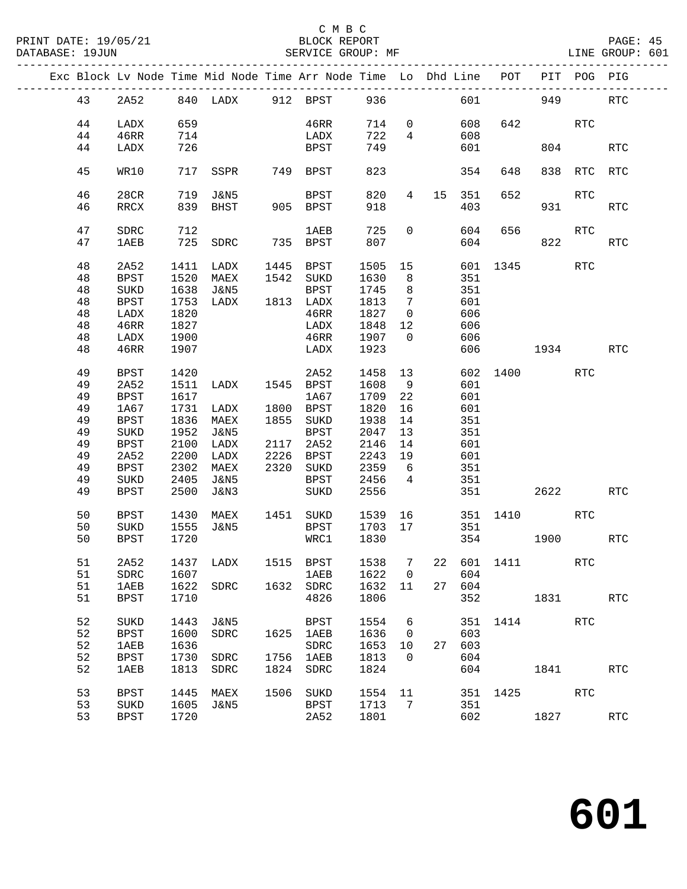C M B C
BLOCK REPORT
SERVICE GROUP: MF

PRINT DATE: 19/05/21
DATABASE: 19JUN

LINE GROUP: 601

| Exc | Block | Lv | Node | Time | Mid Node | Time | Arr Node | Time | Lo | Dhd | Line | POT | PIT | POG | PIG |
|---|---|---|---|---|---|---|---|---|---|---|---|---|---|---|---|
| | 43 | | 2A52 | 840 | LADX | 912 | BPST | 936 | | | 601 | | 949 | | RTC |
| | 44 | | LADX | 659 | | | 46RR | 714 | 0 | | 608 | 642 | | RTC | |
| | 44 | | 46RR | 714 | | | LADX | 722 | 4 | | 608 | | | | |
| | 44 | | LADX | 726 | | | BPST | 749 | | | 601 | | 804 | | RTC |
| | 45 | | WR10 | 717 | SSPR | 749 | BPST | 823 | | | 354 | 648 | 838 | RTC | RTC |
| | 46 | | 28CR | 719 | J&N5 | | BPST | 820 | 4 | 15 | 351 | 652 | | RTC | |
| | 46 | | RRCX | 839 | BHST | 905 | BPST | 918 | | | 403 | | 931 | | RTC |
| | 47 | | SDRC | 712 | | | 1AEB | 725 | 0 | | 604 | 656 | | RTC | |
| | 47 | | 1AEB | 725 | SDRC | 735 | BPST | 807 | | | 604 | | 822 | | RTC |
| | 48 | | 2A52 | 1411 | LADX | 1445 | BPST | 1505 | 15 | | 601 | 1345 | | RTC | |
| | 48 | | BPST | 1520 | MAEX | 1542 | SUKD | 1630 | 8 | | 351 | | | | |
| | 48 | | SUKD | 1638 | J&N5 | | BPST | 1745 | 8 | | 351 | | | | |
| | 48 | | BPST | 1753 | LADX | 1813 | LADX | 1813 | 7 | | 601 | | | | |
| | 48 | | LADX | 1820 | | | 46RR | 1827 | 0 | | 606 | | | | |
| | 48 | | 46RR | 1827 | | | LADX | 1848 | 12 | | 606 | | | | |
| | 48 | | LADX | 1900 | | | 46RR | 1907 | 0 | | 606 | | | | |
| | 48 | | 46RR | 1907 | | | LADX | 1923 | | | 606 | | 1934 | | RTC |
| | 49 | | BPST | 1420 | | | 2A52 | 1458 | 13 | | 602 | 1400 | | RTC | |
| | 49 | | 2A52 | 1511 | LADX | 1545 | BPST | 1608 | 9 | | 601 | | | | |
| | 49 | | BPST | 1617 | | | 1A67 | 1709 | 22 | | 601 | | | | |
| | 49 | | 1A67 | 1731 | LADX | 1800 | BPST | 1820 | 16 | | 601 | | | | |
| | 49 | | BPST | 1836 | MAEX | 1855 | SUKD | 1938 | 14 | | 351 | | | | |
| | 49 | | SUKD | 1952 | J&N5 | | BPST | 2047 | 13 | | 351 | | | | |
| | 49 | | BPST | 2100 | LADX | 2117 | 2A52 | 2146 | 14 | | 601 | | | | |
| | 49 | | 2A52 | 2200 | LADX | 2226 | BPST | 2243 | 19 | | 601 | | | | |
| | 49 | | BPST | 2302 | MAEX | 2320 | SUKD | 2359 | 6 | | 351 | | | | |
| | 49 | | SUKD | 2405 | J&N5 | | BPST | 2456 | 4 | | 351 | | | | |
| | 49 | | BPST | 2500 | J&N3 | | SUKD | 2556 | | | 351 | | 2622 | | RTC |
| | 50 | | BPST | 1430 | MAEX | 1451 | SUKD | 1539 | 16 | | 351 | 1410 | | RTC | |
| | 50 | | SUKD | 1555 | J&N5 | | BPST | 1703 | 17 | | 351 | | | | |
| | 50 | | BPST | 1720 | | | WRC1 | 1830 | | | 354 | | 1900 | | RTC |
| | 51 | | 2A52 | 1437 | LADX | 1515 | BPST | 1538 | 7 | 22 | 601 | 1411 | | RTC | |
| | 51 | | SDRC | 1607 | | | 1AEB | 1622 | 0 | | 604 | | | | |
| | 51 | | 1AEB | 1622 | SDRC | 1632 | SDRC | 1632 | 11 | 27 | 604 | | | | |
| | 51 | | BPST | 1710 | | | 4826 | 1806 | | | 352 | | 1831 | | RTC |
| | 52 | | SUKD | 1443 | J&N5 | | BPST | 1554 | 6 | | 351 | 1414 | | RTC | |
| | 52 | | BPST | 1600 | SDRC | 1625 | 1AEB | 1636 | 0 | | 603 | | | | |
| | 52 | | 1AEB | 1636 | | | SDRC | 1653 | 10 | 27 | 603 | | | | |
| | 52 | | BPST | 1730 | SDRC | 1756 | 1AEB | 1813 | 0 | | 604 | | | | |
| | 52 | | 1AEB | 1813 | SDRC | 1824 | SDRC | 1824 | | | 604 | | 1841 | | RTC |
| | 53 | | BPST | 1445 | MAEX | 1506 | SUKD | 1554 | 11 | | 351 | 1425 | | RTC | |
| | 53 | | SUKD | 1605 | J&N5 | | BPST | 1713 | 7 | | 351 | | | | |
| | 53 | | BPST | 1720 | | | 2A52 | 1801 | | | 602 | | 1827 | | RTC |

# 601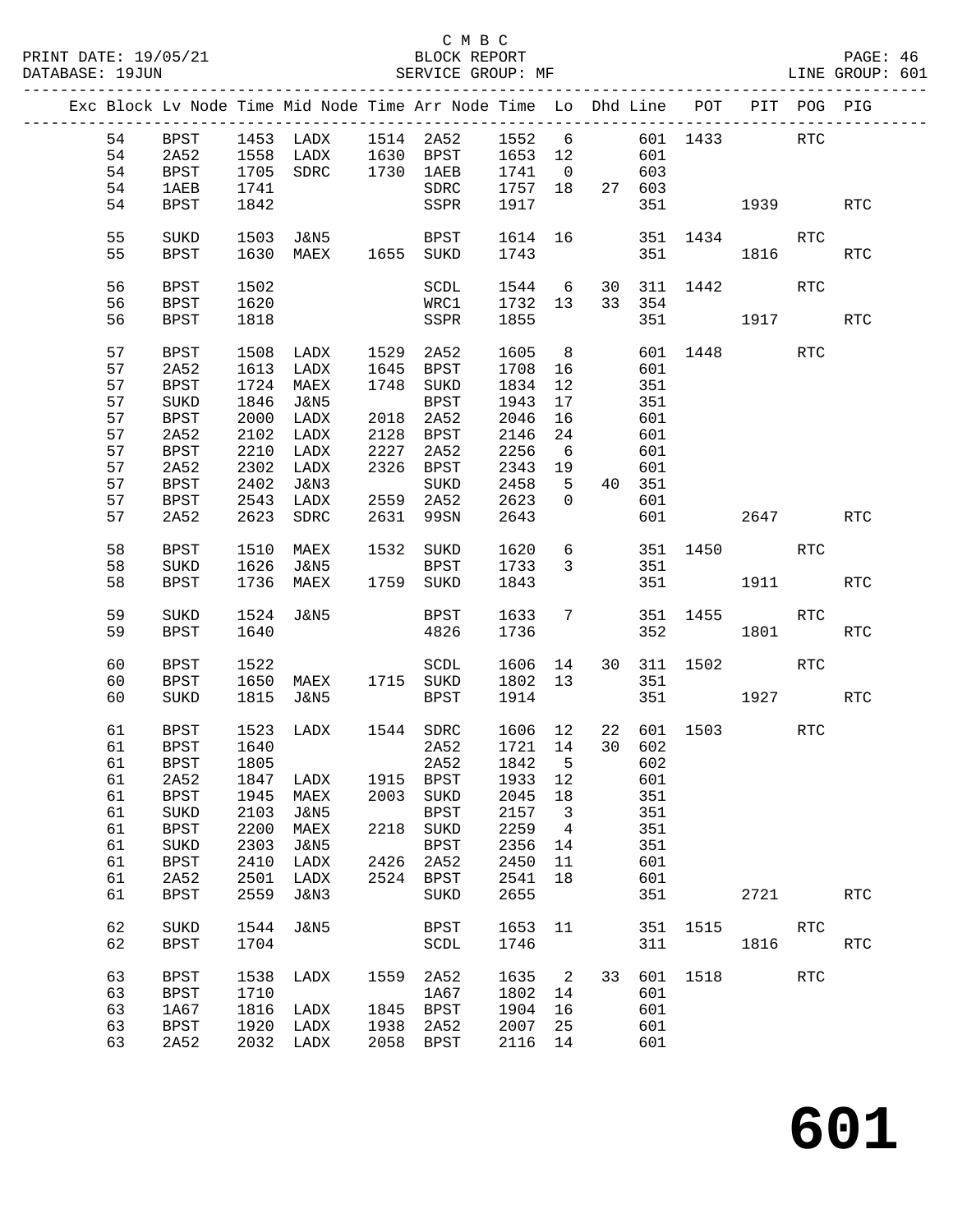C M B C
PRINT DATE: 19/05/21 BLOCK REPORT
DATABASE: 19JUN SERVICE GROUP: MF LINE GROUP: 601

| Exc | Block | Lv | Node | Time | Mid Node | Time | Arr Node | Time | Lo | Dhd | Line | POT | PIT | POG | PIG |
|---|---|---|---|---|---|---|---|---|---|---|---|---|---|---|---|
| | 54 | BPST | 1453 | LADX | 1514 | 2A52 | 1552 | 6 | | 601 | 1433 | | RTC | |
| | 54 | 2A52 | 1558 | LADX | 1630 | BPST | 1653 | 12 | | 601 | | | | |
| | 54 | BPST | 1705 | SDRC | 1730 | 1AEB | 1741 | 0 | | 603 | | | | |
| | 54 | 1AEB | 1741 | | | SDRC | 1757 | 18 | 27 | 603 | | | | |
| | 54 | BPST | 1842 | | | SSPR | 1917 | | | 351 | | 1939 | | RTC |
| | 55 | SUKD | 1503 | J&N5 | | BPST | 1614 | 16 | | 351 | 1434 | | RTC | |
| | 55 | BPST | 1630 | MAEX | 1655 | SUKD | 1743 | | | 351 | | 1816 | | RTC |
| | 56 | BPST | 1502 | | | SCDL | 1544 | 6 | 30 | 311 | 1442 | | RTC | |
| | 56 | BPST | 1620 | | | WRC1 | 1732 | 13 | 33 | 354 | | | | |
| | 56 | BPST | 1818 | | | SSPR | 1855 | | | 351 | | 1917 | | RTC |
| | 57 | BPST | 1508 | LADX | 1529 | 2A52 | 1605 | 8 | | 601 | 1448 | | RTC | |
| | 57 | 2A52 | 1613 | LADX | 1645 | BPST | 1708 | 16 | | 601 | | | | |
| | 57 | BPST | 1724 | MAEX | 1748 | SUKD | 1834 | 12 | | 351 | | | | |
| | 57 | SUKD | 1846 | J&N5 | | BPST | 1943 | 17 | | 351 | | | | |
| | 57 | BPST | 2000 | LADX | 2018 | 2A52 | 2046 | 16 | | 601 | | | | |
| | 57 | 2A52 | 2102 | LADX | 2128 | BPST | 2146 | 24 | | 601 | | | | |
| | 57 | BPST | 2210 | LADX | 2227 | 2A52 | 2256 | 6 | | 601 | | | | |
| | 57 | 2A52 | 2302 | LADX | 2326 | BPST | 2343 | 19 | | 601 | | | | |
| | 57 | BPST | 2402 | J&N3 | | SUKD | 2458 | 5 | 40 | 351 | | | | |
| | 57 | BPST | 2543 | LADX | 2559 | 2A52 | 2623 | 0 | | 601 | | | | |
| | 57 | 2A52 | 2623 | SDRC | 2631 | 99SN | 2643 | | | 601 | | 2647 | | RTC |
| | 58 | BPST | 1510 | MAEX | 1532 | SUKD | 1620 | 6 | | 351 | 1450 | | RTC | |
| | 58 | SUKD | 1626 | J&N5 | | BPST | 1733 | 3 | | 351 | | | | |
| | 58 | BPST | 1736 | MAEX | 1759 | SUKD | 1843 | | | 351 | | 1911 | | RTC |
| | 59 | SUKD | 1524 | J&N5 | | BPST | 1633 | 7 | | 351 | 1455 | | RTC | |
| | 59 | BPST | 1640 | | | 4826 | 1736 | | | 352 | | 1801 | | RTC |
| | 60 | BPST | 1522 | | | SCDL | 1606 | 14 | 30 | 311 | 1502 | | RTC | |
| | 60 | BPST | 1650 | MAEX | 1715 | SUKD | 1802 | 13 | | 351 | | | | |
| | 60 | SUKD | 1815 | J&N5 | | BPST | 1914 | | | 351 | | 1927 | | RTC |
| | 61 | BPST | 1523 | LADX | 1544 | SDRC | 1606 | 12 | 22 | 601 | 1503 | | RTC | |
| | 61 | BPST | 1640 | | | 2A52 | 1721 | 14 | 30 | 602 | | | | |
| | 61 | BPST | 1805 | | | 2A52 | 1842 | 5 | | 602 | | | | |
| | 61 | 2A52 | 1847 | LADX | 1915 | BPST | 1933 | 12 | | 601 | | | | |
| | 61 | BPST | 1945 | MAEX | 2003 | SUKD | 2045 | 18 | | 351 | | | | |
| | 61 | SUKD | 2103 | J&N5 | | BPST | 2157 | 3 | | 351 | | | | |
| | 61 | BPST | 2200 | MAEX | 2218 | SUKD | 2259 | 4 | | 351 | | | | |
| | 61 | SUKD | 2303 | J&N5 | | BPST | 2356 | 14 | | 351 | | | | |
| | 61 | BPST | 2410 | LADX | 2426 | 2A52 | 2450 | 11 | | 601 | | | | |
| | 61 | 2A52 | 2501 | LADX | 2524 | BPST | 2541 | 18 | | 601 | | | | |
| | 61 | BPST | 2559 | J&N3 | | SUKD | 2655 | | | 351 | | 2721 | | RTC |
| | 62 | SUKD | 1544 | J&N5 | | BPST | 1653 | 11 | | 351 | 1515 | | RTC | |
| | 62 | BPST | 1704 | | | SCDL | 1746 | | | 311 | | 1816 | | RTC |
| | 63 | BPST | 1538 | LADX | 1559 | 2A52 | 1635 | 2 | 33 | 601 | 1518 | | RTC | |
| | 63 | BPST | 1710 | | | 1A67 | 1802 | 14 | | 601 | | | | |
| | 63 | 1A67 | 1816 | LADX | 1845 | BPST | 1904 | 16 | | 601 | | | | |
| | 63 | BPST | 1920 | LADX | 1938 | 2A52 | 2007 | 25 | | 601 | | | | |
| | 63 | 2A52 | 2032 | LADX | 2058 | BPST | 2116 | 14 | | 601 | | | | |

# 601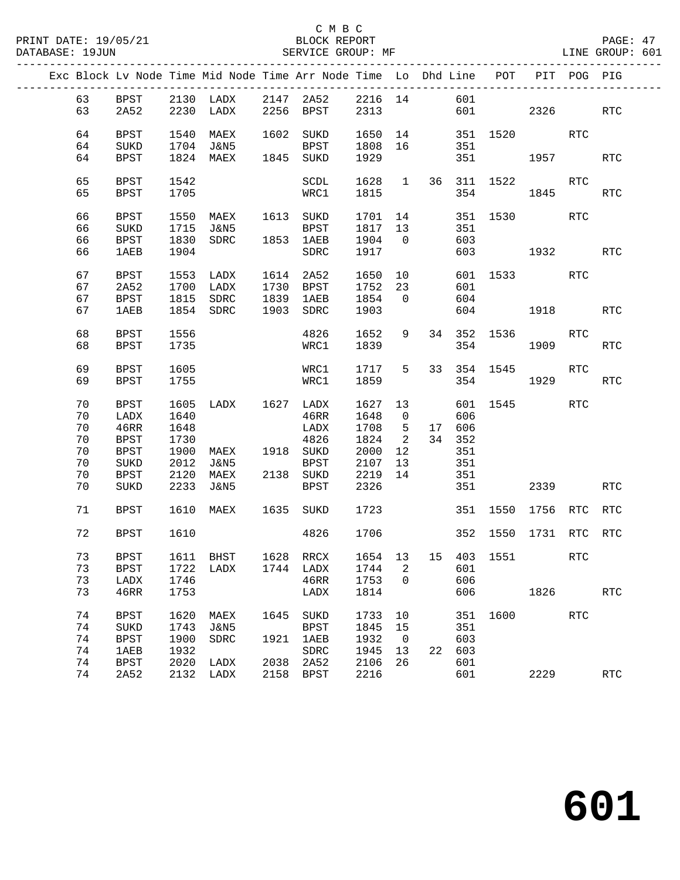C M B C
BLOCK REPORT
SERVICE GROUP: MF

PRINT DATE: 19/05/21
DATABASE: 19JUN
LINE GROUP: 601

| Exc | Block | Lv | Node | Time | Mid Node | Time | Arr Node | Time | Lo | Dhd | Line | POT | PIT | POG | PIG |
|---|---|---|---|---|---|---|---|---|---|---|---|---|---|---|---|
| | 63 | | BPST | 2130 | LADX | 2147 | 2A52 | 2216 | 14 | | 601 | | | | |
| | 63 | | 2A52 | 2230 | LADX | 2256 | BPST | 2313 | | | 601 | | 2326 | | RTC |
| | 64 | | BPST | 1540 | MAEX | 1602 | SUKD | 1650 | 14 | | 351 | 1520 | | RTC | |
| | 64 | | SUKD | 1704 | J&N5 | | BPST | 1808 | 16 | | 351 | | | | |
| | 64 | | BPST | 1824 | MAEX | 1845 | SUKD | 1929 | | | 351 | | 1957 | | RTC |
| | 65 | | BPST | 1542 | | | SCDL | 1628 | 1 | 36 | 311 | 1522 | | RTC | |
| | 65 | | BPST | 1705 | | | WRC1 | 1815 | | | 354 | | 1845 | | RTC |
| | 66 | | BPST | 1550 | MAEX | 1613 | SUKD | 1701 | 14 | | 351 | 1530 | | RTC | |
| | 66 | | SUKD | 1715 | J&N5 | | BPST | 1817 | 13 | | 351 | | | | |
| | 66 | | BPST | 1830 | SDRC | 1853 | 1AEB | 1904 | 0 | | 603 | | | | |
| | 66 | | 1AEB | 1904 | | | SDRC | 1917 | | | 603 | | 1932 | | RTC |
| | 67 | | BPST | 1553 | LADX | 1614 | 2A52 | 1650 | 10 | | 601 | 1533 | | RTC | |
| | 67 | | 2A52 | 1700 | LADX | 1730 | BPST | 1752 | 23 | | 601 | | | | |
| | 67 | | BPST | 1815 | SDRC | 1839 | 1AEB | 1854 | 0 | | 604 | | | | |
| | 67 | | 1AEB | 1854 | SDRC | 1903 | SDRC | 1903 | | | 604 | | 1918 | | RTC |
| | 68 | | BPST | 1556 | | | 4826 | 1652 | 9 | 34 | 352 | 1536 | | RTC | |
| | 68 | | BPST | 1735 | | | WRC1 | 1839 | | | 354 | | 1909 | | RTC |
| | 69 | | BPST | 1605 | | | WRC1 | 1717 | 5 | 33 | 354 | 1545 | | RTC | |
| | 69 | | BPST | 1755 | | | WRC1 | 1859 | | | 354 | | 1929 | | RTC |
| | 70 | | BPST | 1605 | LADX | 1627 | LADX | 1627 | 13 | | 601 | 1545 | | RTC | |
| | 70 | | LADX | 1640 | | | 46RR | 1648 | 0 | | 606 | | | | |
| | 70 | | 46RR | 1648 | | | LADX | 1708 | 5 | 17 | 606 | | | | |
| | 70 | | BPST | 1730 | | | 4826 | 1824 | 2 | 34 | 352 | | | | |
| | 70 | | BPST | 1900 | MAEX | 1918 | SUKD | 2000 | 12 | | 351 | | | | |
| | 70 | | SUKD | 2012 | J&N5 | | BPST | 2107 | 13 | | 351 | | | | |
| | 70 | | BPST | 2120 | MAEX | 2138 | SUKD | 2219 | 14 | | 351 | | | | |
| | 70 | | SUKD | 2233 | J&N5 | | BPST | 2326 | | | 351 | | 2339 | | RTC |
| | 71 | | BPST | 1610 | MAEX | 1635 | SUKD | 1723 | | | 351 | 1550 | 1756 | RTC | RTC |
| | 72 | | BPST | 1610 | | | 4826 | 1706 | | | 352 | 1550 | 1731 | RTC | RTC |
| | 73 | | BPST | 1611 | BHST | 1628 | RRCX | 1654 | 13 | 15 | 403 | 1551 | | RTC | |
| | 73 | | BPST | 1722 | LADX | 1744 | LADX | 1744 | 2 | | 601 | | | | |
| | 73 | | LADX | 1746 | | | 46RR | 1753 | 0 | | 606 | | | | |
| | 73 | | 46RR | 1753 | | | LADX | 1814 | | | 606 | | 1826 | | RTC |
| | 74 | | BPST | 1620 | MAEX | 1645 | SUKD | 1733 | 10 | | 351 | 1600 | | RTC | |
| | 74 | | SUKD | 1743 | J&N5 | | BPST | 1845 | 15 | | 351 | | | | |
| | 74 | | BPST | 1900 | SDRC | 1921 | 1AEB | 1932 | 0 | | 603 | | | | |
| | 74 | | 1AEB | 1932 | | | SDRC | 1945 | 13 | 22 | 603 | | | | |
| | 74 | | BPST | 2020 | LADX | 2038 | 2A52 | 2106 | 26 | | 601 | | | | |
| | 74 | | 2A52 | 2132 | LADX | 2158 | BPST | 2216 | | | 601 | | 2229 | | RTC |

# 601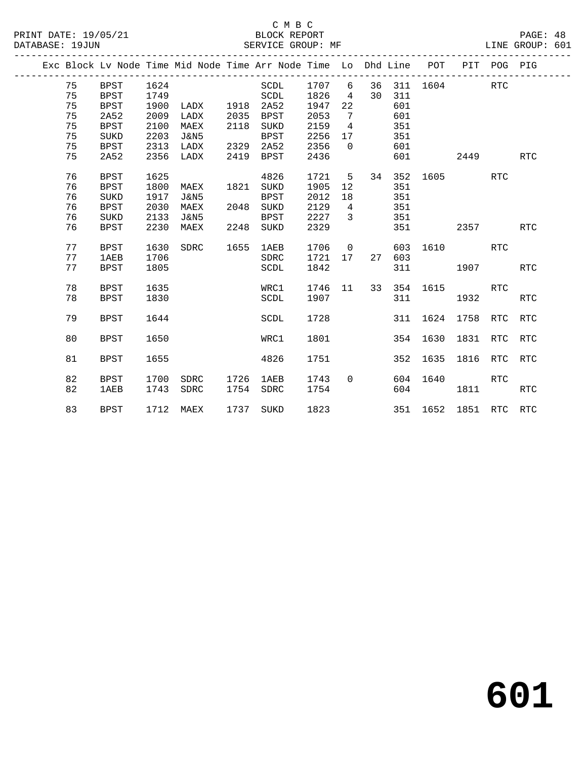| Exc | Block | Lv Node | Time | Mid Node | Time | Arr Node | Time | Lo | Dhd | Line | POT | PIT | POG | PIG |
|---|---|---|---|---|---|---|---|---|---|---|---|---|---|---|
| | 75 | BPST | 1624 | | | SCDL | 1707 | 6 | 36 | 311 | 1604 | | RTC | |
| | 75 | BPST | 1749 | | | SCDL | 1826 | 4 | 30 | 311 | | | | |
| | 75 | BPST | 1900 | LADX | 1918 | 2A52 | 1947 | 22 | | 601 | | | | |
| | 75 | 2A52 | 2009 | LADX | 2035 | BPST | 2053 | 7 | | 601 | | | | |
| | 75 | BPST | 2100 | MAEX | 2118 | SUKD | 2159 | 4 | | 351 | | | | |
| | 75 | SUKD | 2203 | J&N5 | | BPST | 2256 | 17 | | 351 | | | | |
| | 75 | BPST | 2313 | LADX | 2329 | 2A52 | 2356 | 0 | | 601 | | | | |
| | 75 | 2A52 | 2356 | LADX | 2419 | BPST | 2436 | | | 601 | | 2449 | | RTC |
| | 76 | BPST | 1625 | | | 4826 | 1721 | 5 | 34 | 352 | 1605 | | RTC | |
| | 76 | BPST | 1800 | MAEX | 1821 | SUKD | 1905 | 12 | | 351 | | | | |
| | 76 | SUKD | 1917 | J&N5 | | BPST | 2012 | 18 | | 351 | | | | |
| | 76 | BPST | 2030 | MAEX | 2048 | SUKD | 2129 | 4 | | 351 | | | | |
| | 76 | SUKD | 2133 | J&N5 | | BPST | 2227 | 3 | | 351 | | | | |
| | 76 | BPST | 2230 | MAEX | 2248 | SUKD | 2329 | | | 351 | | 2357 | | RTC |
| | 77 | BPST | 1630 | SDRC | 1655 | 1AEB | 1706 | 0 | | 603 | 1610 | | RTC | |
| | 77 | 1AEB | 1706 | | | SDRC | 1721 | 17 | 27 | 603 | | | | |
| | 77 | BPST | 1805 | | | SCDL | 1842 | | | 311 | | 1907 | | RTC |
| | 78 | BPST | 1635 | | | WRC1 | 1746 | 11 | 33 | 354 | 1615 | | RTC | |
| | 78 | BPST | 1830 | | | SCDL | 1907 | | | 311 | | 1932 | | RTC |
| | 79 | BPST | 1644 | | | SCDL | 1728 | | | 311 | 1624 | 1758 | RTC | RTC |
| | 80 | BPST | 1650 | | | WRC1 | 1801 | | | 354 | 1630 | 1831 | RTC | RTC |
| | 81 | BPST | 1655 | | | 4826 | 1751 | | | 352 | 1635 | 1816 | RTC | RTC |
| | 82 | BPST | 1700 | SDRC | 1726 | 1AEB | 1743 | 0 | | 604 | 1640 | | RTC | |
| | 82 | 1AEB | 1743 | SDRC | 1754 | SDRC | 1754 | | | 604 | | 1811 | | RTC |
| | 83 | BPST | 1712 | MAEX | 1737 | SUKD | 1823 | | | 351 | 1652 | 1851 | RTC | RTC |

# 601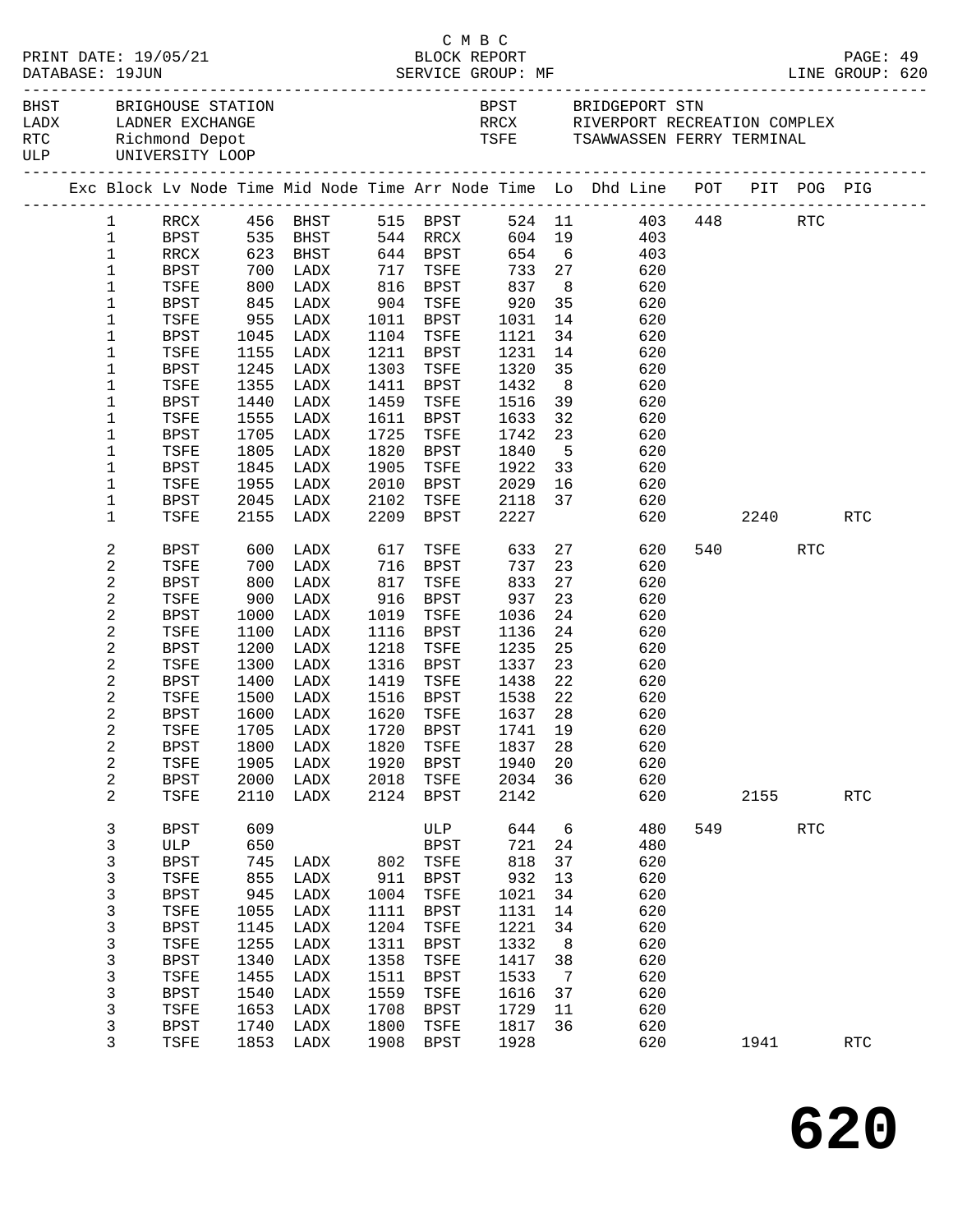C M B C
PRINT DATE: 19/05/21 BLOCK REPORT PAGE: 49
DATABASE: 19JUN SERVICE GROUP: MF LINE GROUP: 620

| | | | |
|---|---|---|---|
| BHST | BRIGHOUSE STATION | BPST | BRIDGEPORT STN |
| LADX | LADNER EXCHANGE | RRCX | RIVERPORT RECREATION COMPLEX |
| RTC | Richmond Depot | TSFE | TSAWWASSEN FERRY TERMINAL |
| ULP | UNIVERSITY LOOP | | |

| Exc | Block | Lv Node | Time | Mid Node | Time | Arr Node | Time | Lo | Dhd Line | POT | PIT | POG | PIG |
|---|---|---|---|---|---|---|---|---|---|---|---|---|---|
| | 1 | RRCX | 456 | BHST | 515 | BPST | 524 | 11 | 403 | 448 | | RTC | |
| | 1 | BPST | 535 | BHST | 544 | RRCX | 604 | 19 | 403 | | | | |
| | 1 | RRCX | 623 | BHST | 644 | BPST | 654 | 6 | 403 | | | | |
| | 1 | BPST | 700 | LADX | 717 | TSFE | 733 | 27 | 620 | | | | |
| | 1 | TSFE | 800 | LADX | 816 | BPST | 837 | 8 | 620 | | | | |
| | 1 | BPST | 845 | LADX | 904 | TSFE | 920 | 35 | 620 | | | | |
| | 1 | TSFE | 955 | LADX | 1011 | BPST | 1031 | 14 | 620 | | | | |
| | 1 | BPST | 1045 | LADX | 1104 | TSFE | 1121 | 34 | 620 | | | | |
| | 1 | TSFE | 1155 | LADX | 1211 | BPST | 1231 | 14 | 620 | | | | |
| | 1 | BPST | 1245 | LADX | 1303 | TSFE | 1320 | 35 | 620 | | | | |
| | 1 | TSFE | 1355 | LADX | 1411 | BPST | 1432 | 8 | 620 | | | | |
| | 1 | BPST | 1440 | LADX | 1459 | TSFE | 1516 | 39 | 620 | | | | |
| | 1 | TSFE | 1555 | LADX | 1611 | BPST | 1633 | 32 | 620 | | | | |
| | 1 | BPST | 1705 | LADX | 1725 | TSFE | 1742 | 23 | 620 | | | | |
| | 1 | TSFE | 1805 | LADX | 1820 | BPST | 1840 | 5 | 620 | | | | |
| | 1 | BPST | 1845 | LADX | 1905 | TSFE | 1922 | 33 | 620 | | | | |
| | 1 | TSFE | 1955 | LADX | 2010 | BPST | 2029 | 16 | 620 | | | | |
| | 1 | BPST | 2045 | LADX | 2102 | TSFE | 2118 | 37 | 620 | | | | |
| | 1 | TSFE | 2155 | LADX | 2209 | BPST | 2227 | | 620 | | 2240 | | RTC |
| | 2 | BPST | 600 | LADX | 617 | TSFE | 633 | 27 | 620 | 540 | | RTC | |
| | 2 | TSFE | 700 | LADX | 716 | BPST | 737 | 23 | 620 | | | | |
| | 2 | BPST | 800 | LADX | 817 | TSFE | 833 | 27 | 620 | | | | |
| | 2 | TSFE | 900 | LADX | 916 | BPST | 937 | 23 | 620 | | | | |
| | 2 | BPST | 1000 | LADX | 1019 | TSFE | 1036 | 24 | 620 | | | | |
| | 2 | TSFE | 1100 | LADX | 1116 | BPST | 1136 | 24 | 620 | | | | |
| | 2 | BPST | 1200 | LADX | 1218 | TSFE | 1235 | 25 | 620 | | | | |
| | 2 | TSFE | 1300 | LADX | 1316 | BPST | 1337 | 23 | 620 | | | | |
| | 2 | BPST | 1400 | LADX | 1419 | TSFE | 1438 | 22 | 620 | | | | |
| | 2 | TSFE | 1500 | LADX | 1516 | BPST | 1538 | 22 | 620 | | | | |
| | 2 | BPST | 1600 | LADX | 1620 | TSFE | 1637 | 28 | 620 | | | | |
| | 2 | TSFE | 1705 | LADX | 1720 | BPST | 1741 | 19 | 620 | | | | |
| | 2 | BPST | 1800 | LADX | 1820 | TSFE | 1837 | 28 | 620 | | | | |
| | 2 | TSFE | 1905 | LADX | 1920 | BPST | 1940 | 20 | 620 | | | | |
| | 2 | BPST | 2000 | LADX | 2018 | TSFE | 2034 | 36 | 620 | | | | |
| | 2 | TSFE | 2110 | LADX | 2124 | BPST | 2142 | | 620 | | 2155 | | RTC |
| | 3 | BPST | 609 | | | ULP | 644 | 6 | 480 | 549 | | RTC | |
| | 3 | ULP | 650 | | | BPST | 721 | 24 | 480 | | | | |
| | 3 | BPST | 745 | LADX | 802 | TSFE | 818 | 37 | 620 | | | | |
| | 3 | TSFE | 855 | LADX | 911 | BPST | 932 | 13 | 620 | | | | |
| | 3 | BPST | 945 | LADX | 1004 | TSFE | 1021 | 34 | 620 | | | | |
| | 3 | TSFE | 1055 | LADX | 1111 | BPST | 1131 | 14 | 620 | | | | |
| | 3 | BPST | 1145 | LADX | 1204 | TSFE | 1221 | 34 | 620 | | | | |
| | 3 | TSFE | 1255 | LADX | 1311 | BPST | 1332 | 8 | 620 | | | | |
| | 3 | BPST | 1340 | LADX | 1358 | TSFE | 1417 | 38 | 620 | | | | |
| | 3 | TSFE | 1455 | LADX | 1511 | BPST | 1533 | 7 | 620 | | | | |
| | 3 | BPST | 1540 | LADX | 1559 | TSFE | 1616 | 37 | 620 | | | | |
| | 3 | TSFE | 1653 | LADX | 1708 | BPST | 1729 | 11 | 620 | | | | |
| | 3 | BPST | 1740 | LADX | 1800 | TSFE | 1817 | 36 | 620 | | | | |
| | 3 | TSFE | 1853 | LADX | 1908 | BPST | 1928 | | 620 | | 1941 | | RTC |

# 620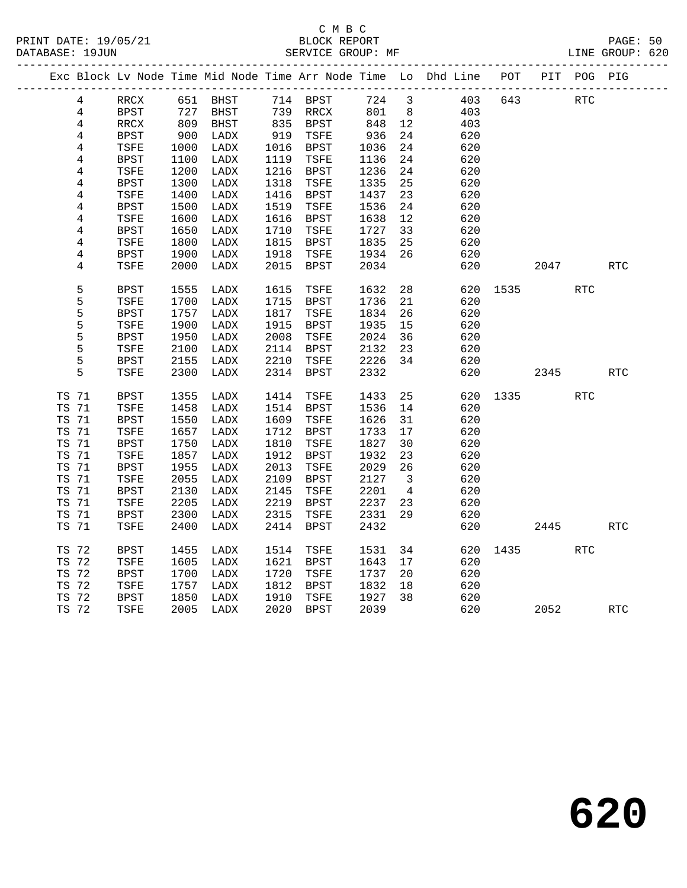C M B C

PRINT DATE: 19/05/21 BLOCK REPORT PAGE: 50
DATABASE: 19JUN SERVICE GROUP: MF LINE GROUP: 620

| Exc | Block | Lv Node | Time | Mid Node | Time | Arr Node | Time | Lo | Dhd Line | POT | PIT | POG | PIG |
|---|---|---|---|---|---|---|---|---|---|---|---|---|---|
| | 4 | RRCX | 651 | BHST | 714 | BPST | 724 | 3 | 403 | 643 | | RTC | |
| | 4 | BPST | 727 | BHST | 739 | RRCX | 801 | 8 | 403 | | | | |
| | 4 | RRCX | 809 | BHST | 835 | BPST | 848 | 12 | 403 | | | | |
| | 4 | BPST | 900 | LADX | 919 | TSFE | 936 | 24 | 620 | | | | |
| | 4 | TSFE | 1000 | LADX | 1016 | BPST | 1036 | 24 | 620 | | | | |
| | 4 | BPST | 1100 | LADX | 1119 | TSFE | 1136 | 24 | 620 | | | | |
| | 4 | TSFE | 1200 | LADX | 1216 | BPST | 1236 | 24 | 620 | | | | |
| | 4 | BPST | 1300 | LADX | 1318 | TSFE | 1335 | 25 | 620 | | | | |
| | 4 | TSFE | 1400 | LADX | 1416 | BPST | 1437 | 23 | 620 | | | | |
| | 4 | BPST | 1500 | LADX | 1519 | TSFE | 1536 | 24 | 620 | | | | |
| | 4 | TSFE | 1600 | LADX | 1616 | BPST | 1638 | 12 | 620 | | | | |
| | 4 | BPST | 1650 | LADX | 1710 | TSFE | 1727 | 33 | 620 | | | | |
| | 4 | TSFE | 1800 | LADX | 1815 | BPST | 1835 | 25 | 620 | | | | |
| | 4 | BPST | 1900 | LADX | 1918 | TSFE | 1934 | 26 | 620 | | | | |
| | 4 | TSFE | 2000 | LADX | 2015 | BPST | 2034 | | 620 | | 2047 | | RTC |
| | 5 | BPST | 1555 | LADX | 1615 | TSFE | 1632 | 28 | 620 | 1535 | | RTC | |
| | 5 | TSFE | 1700 | LADX | 1715 | BPST | 1736 | 21 | 620 | | | | |
| | 5 | BPST | 1757 | LADX | 1817 | TSFE | 1834 | 26 | 620 | | | | |
| | 5 | TSFE | 1900 | LADX | 1915 | BPST | 1935 | 15 | 620 | | | | |
| | 5 | BPST | 1950 | LADX | 2008 | TSFE | 2024 | 36 | 620 | | | | |
| | 5 | TSFE | 2100 | LADX | 2114 | BPST | 2132 | 23 | 620 | | | | |
| | 5 | BPST | 2155 | LADX | 2210 | TSFE | 2226 | 34 | 620 | | | | |
| | 5 | TSFE | 2300 | LADX | 2314 | BPST | 2332 | | 620 | | 2345 | | RTC |
| TS | 71 | BPST | 1355 | LADX | 1414 | TSFE | 1433 | 25 | 620 | 1335 | | RTC | |
| TS | 71 | TSFE | 1458 | LADX | 1514 | BPST | 1536 | 14 | 620 | | | | |
| TS | 71 | BPST | 1550 | LADX | 1609 | TSFE | 1626 | 31 | 620 | | | | |
| TS | 71 | TSFE | 1657 | LADX | 1712 | BPST | 1733 | 17 | 620 | | | | |
| TS | 71 | BPST | 1750 | LADX | 1810 | TSFE | 1827 | 30 | 620 | | | | |
| TS | 71 | TSFE | 1857 | LADX | 1912 | BPST | 1932 | 23 | 620 | | | | |
| TS | 71 | BPST | 1955 | LADX | 2013 | TSFE | 2029 | 26 | 620 | | | | |
| TS | 71 | TSFE | 2055 | LADX | 2109 | BPST | 2127 | 3 | 620 | | | | |
| TS | 71 | BPST | 2130 | LADX | 2145 | TSFE | 2201 | 4 | 620 | | | | |
| TS | 71 | TSFE | 2205 | LADX | 2219 | BPST | 2237 | 23 | 620 | | | | |
| TS | 71 | BPST | 2300 | LADX | 2315 | TSFE | 2331 | 29 | 620 | | | | |
| TS | 71 | TSFE | 2400 | LADX | 2414 | BPST | 2432 | | 620 | | 2445 | | RTC |
| TS | 72 | BPST | 1455 | LADX | 1514 | TSFE | 1531 | 34 | 620 | 1435 | | RTC | |
| TS | 72 | TSFE | 1605 | LADX | 1621 | BPST | 1643 | 17 | 620 | | | | |
| TS | 72 | BPST | 1700 | LADX | 1720 | TSFE | 1737 | 20 | 620 | | | | |
| TS | 72 | TSFE | 1757 | LADX | 1812 | BPST | 1832 | 18 | 620 | | | | |
| TS | 72 | BPST | 1850 | LADX | 1910 | TSFE | 1927 | 38 | 620 | | | | |
| TS | 72 | TSFE | 2005 | LADX | 2020 | BPST | 2039 | | 620 | | 2052 | | RTC |

**620**